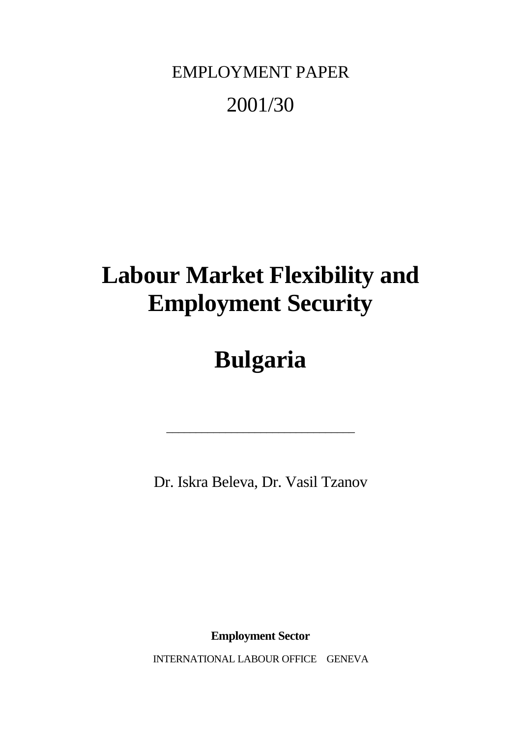EMPLOYMENT PAPER

2001/30

# Labour Market Flexibility and Employment Security

# Bulgaria

---

Dr. Iskra Beleva, Dr. Vasil Tzanov

**Employment Sector**

INTERNATIONAL LABOUR OFFICE GENEVA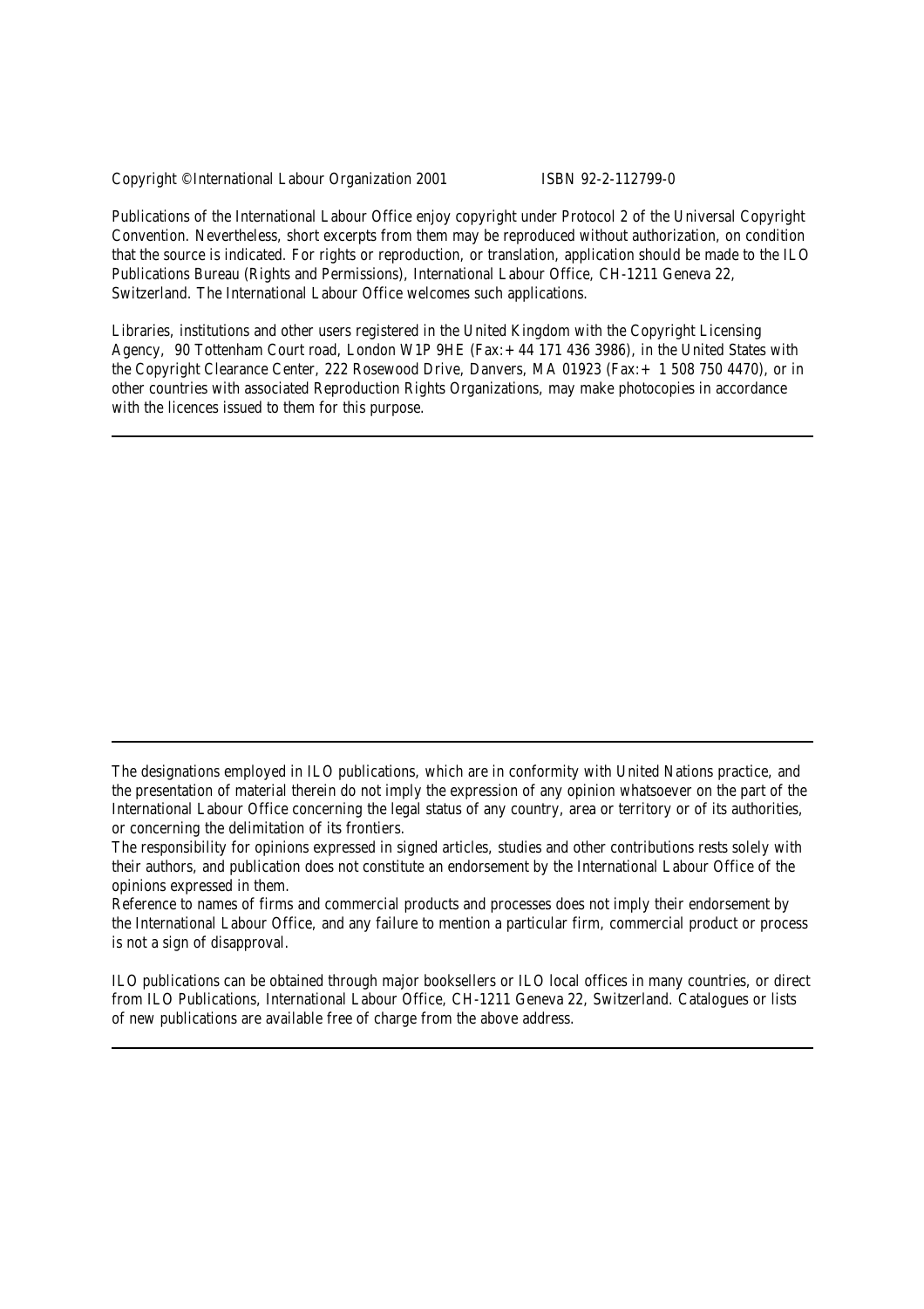Copyright © International Labour Organization 2001 ISBN 92-2-112799-0

Publications of the International Labour Office enjoy copyright under Protocol 2 of the Universal Copyright Convention. Nevertheless, short excerpts from them may be reproduced without authorization, on condition that the source is indicated. For rights or reproduction, or translation, application should be made to the ILO Publications Bureau (Rights and Permissions), International Labour Office, CH-1211 Geneva 22, Switzerland. The International Labour Office welcomes such applications.

Libraries, institutions and other users registered in the United Kingdom with the Copyright Licensing Agency, 90 Tottenham Court road, London W1P 9HE (Fax:+44 171 436 3986), in the United States with the Copyright Clearance Center, 222 Rosewood Drive, Danvers, MA 01923 (Fax:+ 1 508 750 4470), or in other countries with associated Reproduction Rights Organizations, may make photocopies in accordance with the licences issued to them for this purpose.

---

---

The designations employed in ILO publications, which are in conformity with United Nations practice, and the presentation of material therein do not imply the expression of any opinion whatsoever on the part of the International Labour Office concerning the legal status of any country, area or territory or of its authorities, or concerning the delimitation of its frontiers.

The responsibility for opinions expressed in signed articles, studies and other contributions rests solely with their authors, and publication does not constitute an endorsement by the International Labour Office of the opinions expressed in them.

Reference to names of firms and commercial products and processes does not imply their endorsement by the International Labour Office, and any failure to mention a particular firm, commercial product or process is not a sign of disapproval.

ILO publications can be obtained through major booksellers or ILO local offices in many countries, or direct from ILO Publications, International Labour Office, CH-1211 Geneva 22, Switzerland. Catalogues or lists of new publications are available free of charge from the above address.

---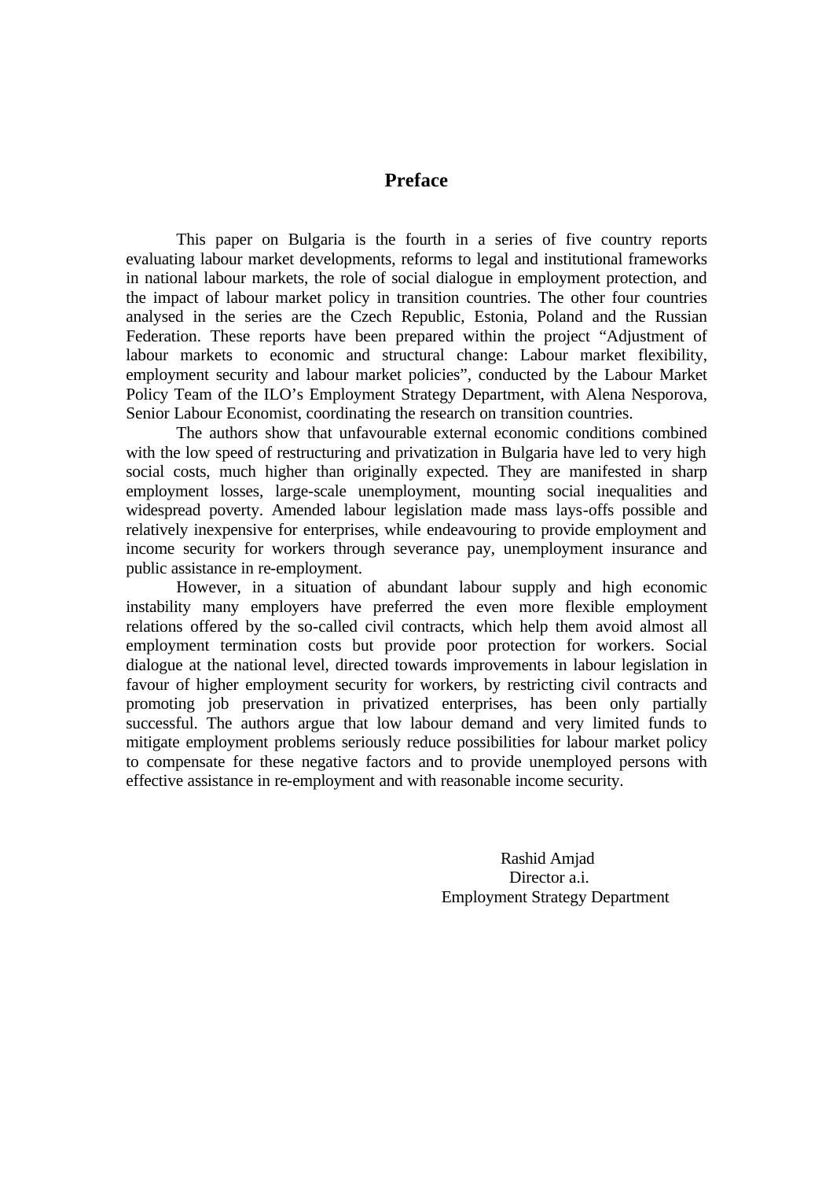# Preface

This paper on Bulgaria is the fourth in a series of five country reports evaluating labour market developments, reforms to legal and institutional frameworks in national labour markets, the role of social dialogue in employment protection, and the impact of labour market policy in transition countries. The other four countries analysed in the series are the Czech Republic, Estonia, Poland and the Russian Federation. These reports have been prepared within the project "Adjustment of labour markets to economic and structural change: Labour market flexibility, employment security and labour market policies", conducted by the Labour Market Policy Team of the ILO's Employment Strategy Department, with Alena Nesporova, Senior Labour Economist, coordinating the research on transition countries.

The authors show that unfavourable external economic conditions combined with the low speed of restructuring and privatization in Bulgaria have led to very high social costs, much higher than originally expected. They are manifested in sharp employment losses, large-scale unemployment, mounting social inequalities and widespread poverty. Amended labour legislation made mass lays-offs possible and relatively inexpensive for enterprises, while endeavouring to provide employment and income security for workers through severance pay, unemployment insurance and public assistance in re-employment.

However, in a situation of abundant labour supply and high economic instability many employers have preferred the even more flexible employment relations offered by the so-called civil contracts, which help them avoid almost all employment termination costs but provide poor protection for workers. Social dialogue at the national level, directed towards improvements in labour legislation in favour of higher employment security for workers, by restricting civil contracts and promoting job preservation in privatized enterprises, has been only partially successful. The authors argue that low labour demand and very limited funds to mitigate employment problems seriously reduce possibilities for labour market policy to compensate for these negative factors and to provide unemployed persons with effective assistance in re-employment and with reasonable income security.

Rashid Amjad
Director a.i.
Employment Strategy Department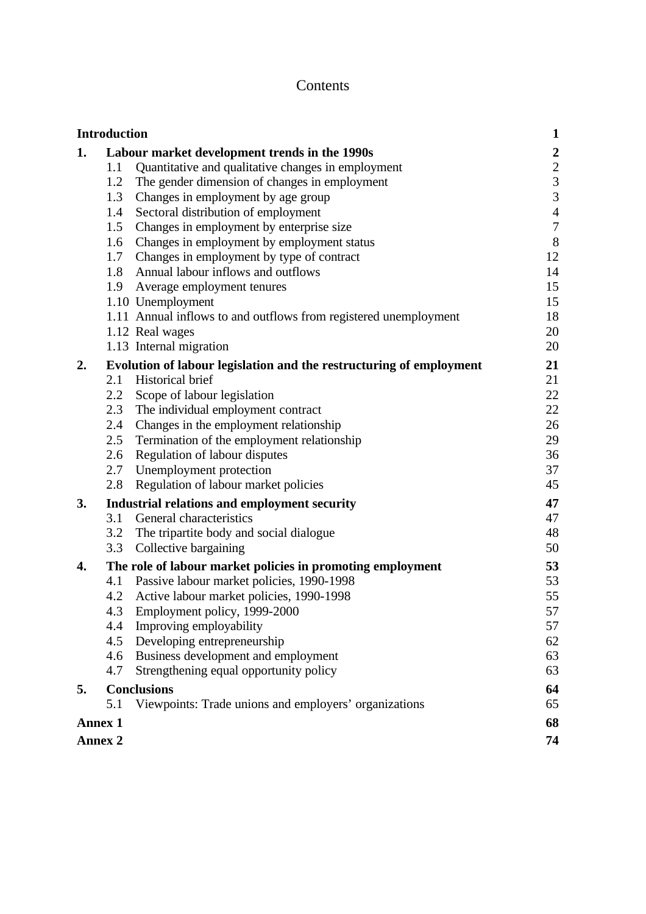# Contents

| | | |
|---|---|---|
| **Introduction** | | **1** |
| **1.** | **Labour market development trends in the 1990s** | **2** |
| | 1.1 Quantitative and qualitative changes in employment | 2 |
| | 1.2 The gender dimension of changes in employment | 3 |
| | 1.3 Changes in employment by age group | 3 |
| | 1.4 Sectoral distribution of employment | 4 |
| | 1.5 Changes in employment by enterprise size | 7 |
| | 1.6 Changes in employment by employment status | 8 |
| | 1.7 Changes in employment by type of contract | 12 |
| | 1.8 Annual labour inflows and outflows | 14 |
| | 1.9 Average employment tenures | 15 |
| | 1.10 Unemployment | 15 |
| | 1.11 Annual inflows to and outflows from registered unemployment | 18 |
| | 1.12 Real wages | 20 |
| | 1.13 Internal migration | 20 |
| **2.** | **Evolution of labour legislation and the restructuring of employment** | **21** |
| | 2.1 Historical brief | 21 |
| | 2.2 Scope of labour legislation | 22 |
| | 2.3 The individual employment contract | 22 |
| | 2.4 Changes in the employment relationship | 26 |
| | 2.5 Termination of the employment relationship | 29 |
| | 2.6 Regulation of labour disputes | 36 |
| | 2.7 Unemployment protection | 37 |
| | 2.8 Regulation of labour market policies | 45 |
| **3.** | **Industrial relations and employment security** | **47** |
| | 3.1 General characteristics | 47 |
| | 3.2 The tripartite body and social dialogue | 48 |
| | 3.3 Collective bargaining | 50 |
| **4.** | **The role of labour market policies in promoting employment** | **53** |
| | 4.1 Passive labour market policies, 1990-1998 | 53 |
| | 4.2 Active labour market policies, 1990-1998 | 55 |
| | 4.3 Employment policy, 1999-2000 | 57 |
| | 4.4 Improving employability | 57 |
| | 4.5 Developing entrepreneurship | 62 |
| | 4.6 Business development and employment | 63 |
| | 4.7 Strengthening equal opportunity policy | 63 |
| **5.** | **Conclusions** | **64** |
| | 5.1 Viewpoints: Trade unions and employers' organizations | 65 |
| **Annex 1** | | **68** |
| **Annex 2** | | **74** |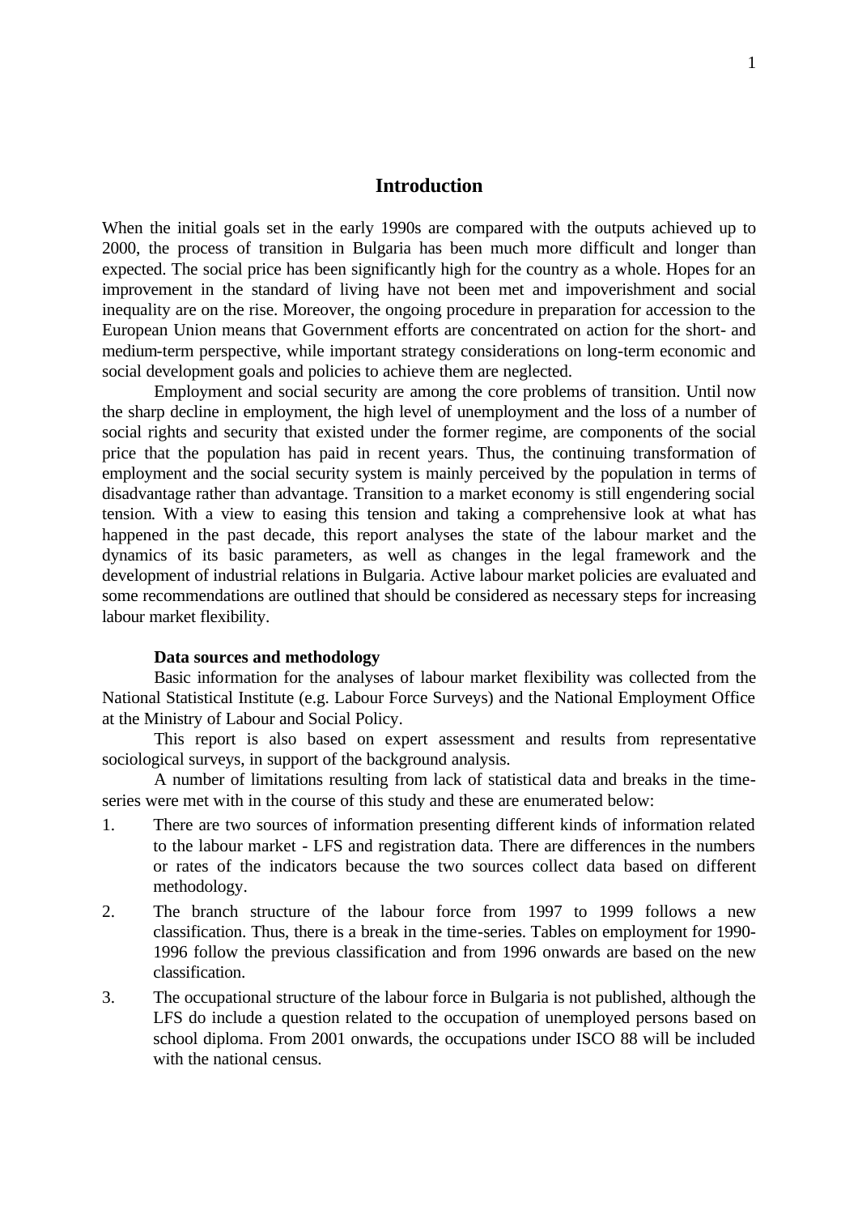# Introduction

When the initial goals set in the early 1990s are compared with the outputs achieved up to 2000, the process of transition in Bulgaria has been much more difficult and longer than expected. The social price has been significantly high for the country as a whole. Hopes for an improvement in the standard of living have not been met and impoverishment and social inequality are on the rise. Moreover, the ongoing procedure in preparation for accession to the European Union means that Government efforts are concentrated on action for the short- and medium-term perspective, while important strategy considerations on long-term economic and social development goals and policies to achieve them are neglected.

Employment and social security are among the core problems of transition. Until now the sharp decline in employment, the high level of unemployment and the loss of a number of social rights and security that existed under the former regime, are components of the social price that the population has paid in recent years. Thus, the continuing transformation of employment and the social security system is mainly perceived by the population in terms of disadvantage rather than advantage. Transition to a market economy is still engendering social tension. With a view to easing this tension and taking a comprehensive look at what has happened in the past decade, this report analyses the state of the labour market and the dynamics of its basic parameters, as well as changes in the legal framework and the development of industrial relations in Bulgaria. Active labour market policies are evaluated and some recommendations are outlined that should be considered as necessary steps for increasing labour market flexibility.

**Data sources and methodology**

Basic information for the analyses of labour market flexibility was collected from the National Statistical Institute (e.g. Labour Force Surveys) and the National Employment Office at the Ministry of Labour and Social Policy.

This report is also based on expert assessment and results from representative sociological surveys, in support of the background analysis.

A number of limitations resulting from lack of statistical data and breaks in the time-series were met with in the course of this study and these are enumerated below:

1. There are two sources of information presenting different kinds of information related to the labour market - LFS and registration data. There are differences in the numbers or rates of the indicators because the two sources collect data based on different methodology.
2. The branch structure of the labour force from 1997 to 1999 follows a new classification. Thus, there is a break in the time-series. Tables on employment for 1990-1996 follow the previous classification and from 1996 onwards are based on the new classification.
3. The occupational structure of the labour force in Bulgaria is not published, although the LFS do include a question related to the occupation of unemployed persons based on school diploma. From 2001 onwards, the occupations under ISCO 88 will be included with the national census.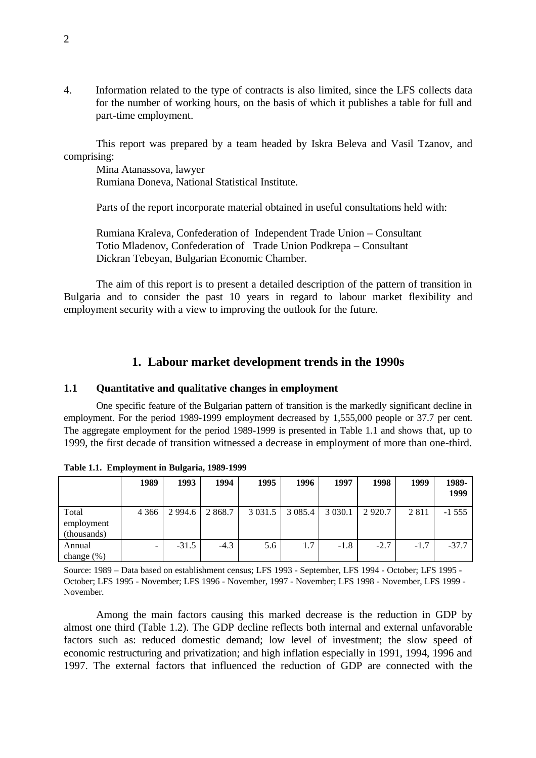4. Information related to the type of contracts is also limited, since the LFS collects data for the number of working hours, on the basis of which it publishes a table for full and part-time employment.

This report was prepared by a team headed by Iskra Beleva and Vasil Tzanov, and comprising:

Mina Atanassova, lawyer
Rumiana Doneva, National Statistical Institute.

Parts of the report incorporate material obtained in useful consultations held with:

Rumiana Kraleva, Confederation of Independent Trade Union – Consultant
Totio Mladenov, Confederation of Trade Union Podkrepa – Consultant
Dickran Tebeyan, Bulgarian Economic Chamber.

The aim of this report is to present a detailed description of the pattern of transition in Bulgaria and to consider the past 10 years in regard to labour market flexibility and employment security with a view to improving the outlook for the future.

# 1. Labour market development trends in the 1990s

## 1.1 Quantitative and qualitative changes in employment

One specific feature of the Bulgarian pattern of transition is the markedly significant decline in employment. For the period 1989-1999 employment decreased by 1,555,000 people or 37.7 per cent. The aggregate employment for the period 1989-1999 is presented in Table 1.1 and shows that, up to 1999, the first decade of transition witnessed a decrease in employment of more than one-third.

**Table 1.1. Employment in Bulgaria, 1989-1999**

| | 1989 | 1993 | 1994 | 1995 | 1996 | 1997 | 1998 | 1999 | 1989-1999 |
|---|---|---|---|---|---|---|---|---|---|
| Total employment (thousands) | 4 366 | 2 994.6 | 2 868.7 | 3 031.5 | 3 085.4 | 3 030.1 | 2 920.7 | 2 811 | -1 555 |
| Annual change (%) | - | -31.5 | -4.3 | 5.6 | 1.7 | -1.8 | -2.7 | -1.7 | -37.7 |

Source: 1989 – Data based on establishment census; LFS 1993 - September, LFS 1994 - October; LFS 1995 - October; LFS 1995 - November; LFS 1996 - November, 1997 - November; LFS 1998 - November, LFS 1999 - November.

Among the main factors causing this marked decrease is the reduction in GDP by almost one third (Table 1.2). The GDP decline reflects both internal and external unfavorable factors such as: reduced domestic demand; low level of investment; the slow speed of economic restructuring and privatization; and high inflation especially in 1991, 1994, 1996 and 1997. The external factors that influenced the reduction of GDP are connected with the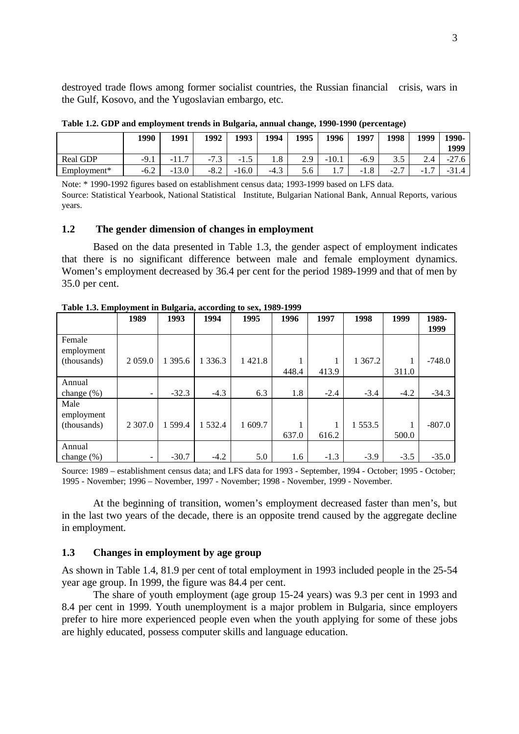destroyed trade flows among former socialist countries, the Russian financial crisis, wars in the Gulf, Kosovo, and the Yugoslavian embargo, etc.

**Table 1.2. GDP and employment trends in Bulgaria, annual change, 1990-1990 (percentage)**

| | 1990 | 1991 | 1992 | 1993 | 1994 | 1995 | 1996 | 1997 | 1998 | 1999 | 1990-1999 |
|---|---|---|---|---|---|---|---|---|---|---|---|
| Real GDP | -9.1 | -11.7 | -7.3 | -1.5 | 1.8 | 2.9 | -10.1 | -6.9 | 3.5 | 2.4 | -27.6 |
| Employment* | -6.2 | -13.0 | -8.2 | -16.0 | -4.3 | 5.6 | 1.7 | -1.8 | -2.7 | -1.7 | -31.4 |

Note: * 1990-1992 figures based on establishment census data; 1993-1999 based on LFS data.
Source: Statistical Yearbook, National Statistical Institute, Bulgarian National Bank, Annual Reports, various years.

## 1.2 The gender dimension of changes in employment

Based on the data presented in Table 1.3, the gender aspect of employment indicates that there is no significant difference between male and female employment dynamics. Women's employment decreased by 36.4 per cent for the period 1989-1999 and that of men by 35.0 per cent.

**Table 1.3. Employment in Bulgaria, according to sex, 1989-1999**

| | 1989 | 1993 | 1994 | 1995 | 1996 | 1997 | 1998 | 1999 | 1989-1999 |
|---|---|---|---|---|---|---|---|---|---|
| Female employment (thousands) | 2 059.0 | 1 395.6 | 1 336.3 | 1 421.8 | 1 448.4 | 1 413.9 | 1 367.2 | 1 311.0 | -748.0 |
| Annual change (%) | - | -32.3 | -4.3 | 6.3 | 1.8 | -2.4 | -3.4 | -4.2 | -34.3 |
| Male employment (thousands) | 2 307.0 | 1 599.4 | 1 532.4 | 1 609.7 | 1 637.0 | 1 616.2 | 1 553.5 | 1 500.0 | -807.0 |
| Annual change (%) | - | -30.7 | -4.2 | 5.0 | 1.6 | -1.3 | -3.9 | -3.5 | -35.0 |

Source: 1989 – establishment census data; and LFS data for 1993 - September, 1994 - October; 1995 - October; 1995 - November; 1996 – November, 1997 - November; 1998 - November, 1999 - November.

At the beginning of transition, women's employment decreased faster than men's, but in the last two years of the decade, there is an opposite trend caused by the aggregate decline in employment.

## 1.3 Changes in employment by age group

As shown in Table 1.4, 81.9 per cent of total employment in 1993 included people in the 25-54 year age group. In 1999, the figure was 84.4 per cent.

The share of youth employment (age group 15-24 years) was 9.3 per cent in 1993 and 8.4 per cent in 1999. Youth unemployment is a major problem in Bulgaria, since employers prefer to hire more experienced people even when the youth applying for some of these jobs are highly educated, possess computer skills and language education.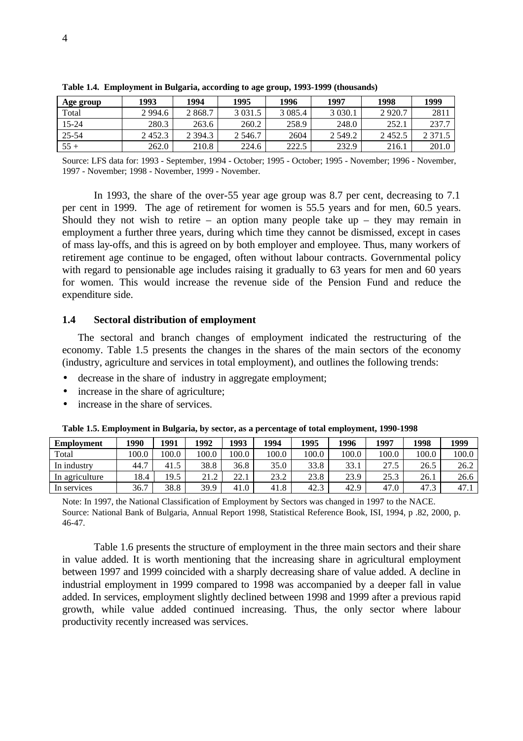**Table 1.4. Employment in Bulgaria, according to age group, 1993-1999 (thousands)**

| Age group | 1993 | 1994 | 1995 | 1996 | 1997 | 1998 | 1999 |
|---|---|---|---|---|---|---|---|
| Total | 2 994.6 | 2 868.7 | 3 031.5 | 3 085.4 | 3 030.1 | 2 920.7 | 2811 |
| 15-24 | 280.3 | 263.6 | 260.2 | 258.9 | 248.0 | 252.1 | 237.7 |
| 25-54 | 2 452.3 | 2 394.3 | 2 546.7 | 2604 | 2 549.2 | 2 452.5 | 2 371.5 |
| 55 + | 262.0 | 210.8 | 224.6 | 222.5 | 232.9 | 216.1 | 201.0 |

Source: LFS data for: 1993 - September, 1994 - October; 1995 - October; 1995 - November; 1996 - November, 1997 - November; 1998 - November, 1999 - November.

In 1993, the share of the over-55 year age group was 8.7 per cent, decreasing to 7.1 per cent in 1999. The age of retirement for women is 55.5 years and for men, 60.5 years. Should they not wish to retire – an option many people take up – they may remain in employment a further three years, during which time they cannot be dismissed, except in cases of mass lay-offs, and this is agreed on by both employer and employee. Thus, many workers of retirement age continue to be engaged, often without labour contracts. Governmental policy with regard to pensionable age includes raising it gradually to 63 years for men and 60 years for women. This would increase the revenue side of the Pension Fund and reduce the expenditure side.

## 1.4 Sectoral distribution of employment

The sectoral and branch changes of employment indicated the restructuring of the economy. Table 1.5 presents the changes in the shares of the main sectors of the economy (industry, agriculture and services in total employment), and outlines the following trends:

- decrease in the share of industry in aggregate employment;
- increase in the share of agriculture;
- increase in the share of services.

**Table 1.5. Employment in Bulgaria, by sector, as a percentage of total employment, 1990-1998**

| Employment | 1990 | 1991 | 1992 | 1993 | 1994 | 1995 | 1996 | 1997 | 1998 | 1999 |
|---|---|---|---|---|---|---|---|---|---|---|
| Total | 100.0 | 100.0 | 100.0 | 100.0 | 100.0 | 100.0 | 100.0 | 100.0 | 100.0 | 100.0 |
| In industry | 44.7 | 41.5 | 38.8 | 36.8 | 35.0 | 33.8 | 33.1 | 27.5 | 26.5 | 26.2 |
| In agriculture | 18.4 | 19.5 | 21.2 | 22.1 | 23.2 | 23.8 | 23.9 | 25.3 | 26.1 | 26.6 |
| In services | 36.7 | 38.8 | 39.9 | 41.0 | 41.8 | 42.3 | 42.9 | 47.0 | 47.3 | 47.1 |

Note: In 1997, the National Classification of Employment by Sectors was changed in 1997 to the NACE.
Source: National Bank of Bulgaria, Annual Report 1998, Statistical Reference Book, ISI, 1994, p .82, 2000, p. 46-47.

Table 1.6 presents the structure of employment in the three main sectors and their share in value added. It is worth mentioning that the increasing share in agricultural employment between 1997 and 1999 coincided with a sharply decreasing share of value added. A decline in industrial employment in 1999 compared to 1998 was accompanied by a deeper fall in value added. In services, employment slightly declined between 1998 and 1999 after a previous rapid growth, while value added continued increasing. Thus, the only sector where labour productivity recently increased was services.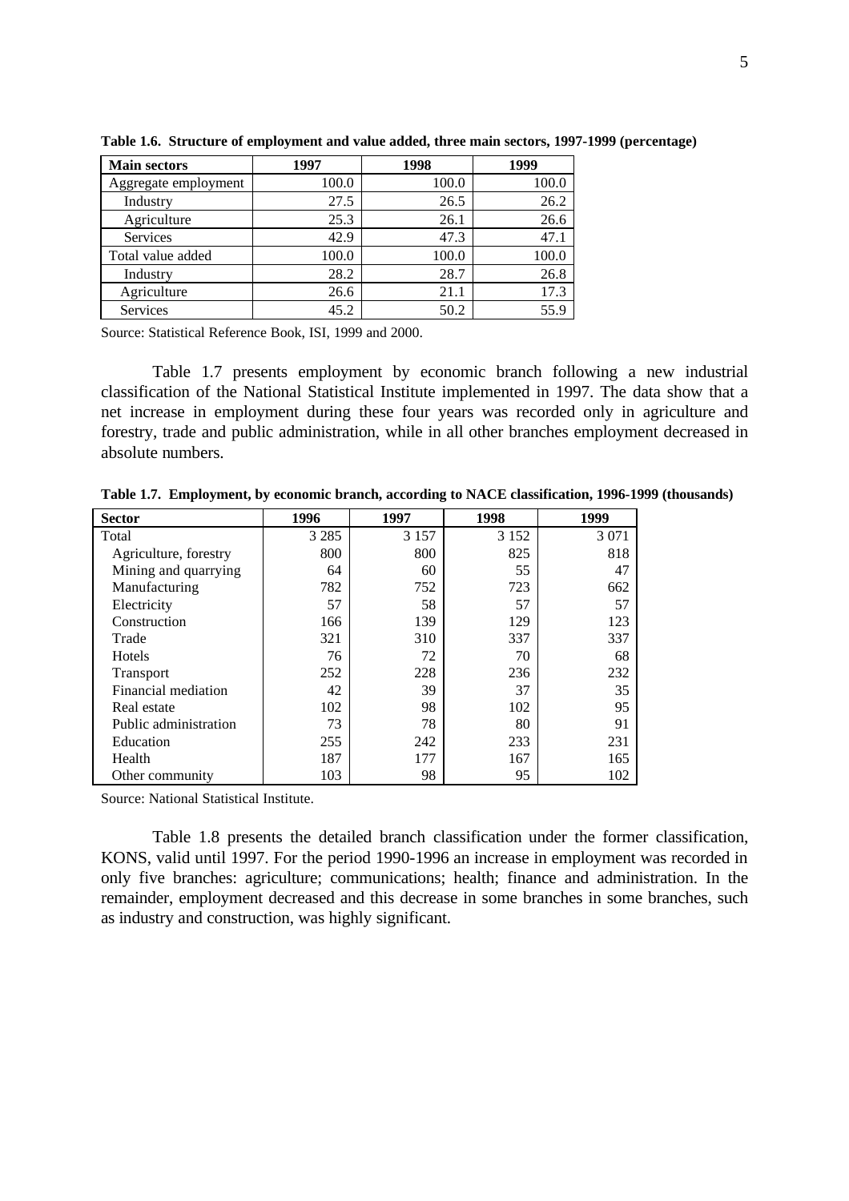**Table 1.6. Structure of employment and value added, three main sectors, 1997-1999 (percentage)**

| Main sectors | 1997 | 1998 | 1999 |
|---|---|---|---|
| Aggregate employment | 100.0 | 100.0 | 100.0 |
| Industry | 27.5 | 26.5 | 26.2 |
| Agriculture | 25.3 | 26.1 | 26.6 |
| Services | 42.9 | 47.3 | 47.1 |
| Total value added | 100.0 | 100.0 | 100.0 |
| Industry | 28.2 | 28.7 | 26.8 |
| Agriculture | 26.6 | 21.1 | 17.3 |
| Services | 45.2 | 50.2 | 55.9 |

Source: Statistical Reference Book, ISI, 1999 and 2000.

Table 1.7 presents employment by economic branch following a new industrial classification of the National Statistical Institute implemented in 1997. The data show that a net increase in employment during these four years was recorded only in agriculture and forestry, trade and public administration, while in all other branches employment decreased in absolute numbers.

**Table 1.7. Employment, by economic branch, according to NACE classification, 1996-1999 (thousands)**

| Sector | 1996 | 1997 | 1998 | 1999 |
|---|---|---|---|---|
| Total | 3 285 | 3 157 | 3 152 | 3 071 |
| Agriculture, forestry | 800 | 800 | 825 | 818 |
| Mining and quarrying | 64 | 60 | 55 | 47 |
| Manufacturing | 782 | 752 | 723 | 662 |
| Electricity | 57 | 58 | 57 | 57 |
| Construction | 166 | 139 | 129 | 123 |
| Trade | 321 | 310 | 337 | 337 |
| Hotels | 76 | 72 | 70 | 68 |
| Transport | 252 | 228 | 236 | 232 |
| Financial mediation | 42 | 39 | 37 | 35 |
| Real estate | 102 | 98 | 102 | 95 |
| Public administration | 73 | 78 | 80 | 91 |
| Education | 255 | 242 | 233 | 231 |
| Health | 187 | 177 | 167 | 165 |
| Other community | 103 | 98 | 95 | 102 |

Source: National Statistical Institute.

Table 1.8 presents the detailed branch classification under the former classification, KONS, valid until 1997. For the period 1990-1996 an increase in employment was recorded in only five branches: agriculture; communications; health; finance and administration. In the remainder, employment decreased and this decrease in some branches in some branches, such as industry and construction, was highly significant.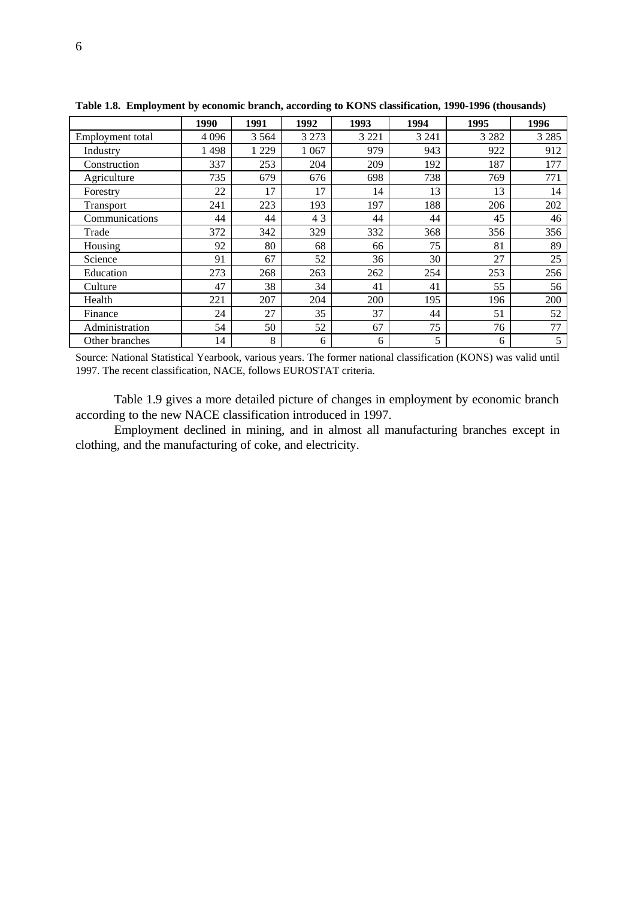**Table 1.8. Employment by economic branch, according to KONS classification, 1990-1996 (thousands)**

| | 1990 | 1991 | 1992 | 1993 | 1994 | 1995 | 1996 |
|---|---|---|---|---|---|---|---|
| Employment total | 4 096 | 3 564 | 3 273 | 3 221 | 3 241 | 3 282 | 3 285 |
| Industry | 1 498 | 1 229 | 1 067 | 979 | 943 | 922 | 912 |
| Construction | 337 | 253 | 204 | 209 | 192 | 187 | 177 |
| Agriculture | 735 | 679 | 676 | 698 | 738 | 769 | 771 |
| Forestry | 22 | 17 | 17 | 14 | 13 | 13 | 14 |
| Transport | 241 | 223 | 193 | 197 | 188 | 206 | 202 |
| Communications | 44 | 44 | 4 3 | 44 | 44 | 45 | 46 |
| Trade | 372 | 342 | 329 | 332 | 368 | 356 | 356 |
| Housing | 92 | 80 | 68 | 66 | 75 | 81 | 89 |
| Science | 91 | 67 | 52 | 36 | 30 | 27 | 25 |
| Education | 273 | 268 | 263 | 262 | 254 | 253 | 256 |
| Culture | 47 | 38 | 34 | 41 | 41 | 55 | 56 |
| Health | 221 | 207 | 204 | 200 | 195 | 196 | 200 |
| Finance | 24 | 27 | 35 | 37 | 44 | 51 | 52 |
| Administration | 54 | 50 | 52 | 67 | 75 | 76 | 77 |
| Other branches | 14 | 8 | 6 | 6 | 5 | 6 | 5 |

Source: National Statistical Yearbook, various years. The former national classification (KONS) was valid until 1997. The recent classification, NACE, follows EUROSTAT criteria.

Table 1.9 gives a more detailed picture of changes in employment by economic branch according to the new NACE classification introduced in 1997.

Employment declined in mining, and in almost all manufacturing branches except in clothing, and the manufacturing of coke, and electricity.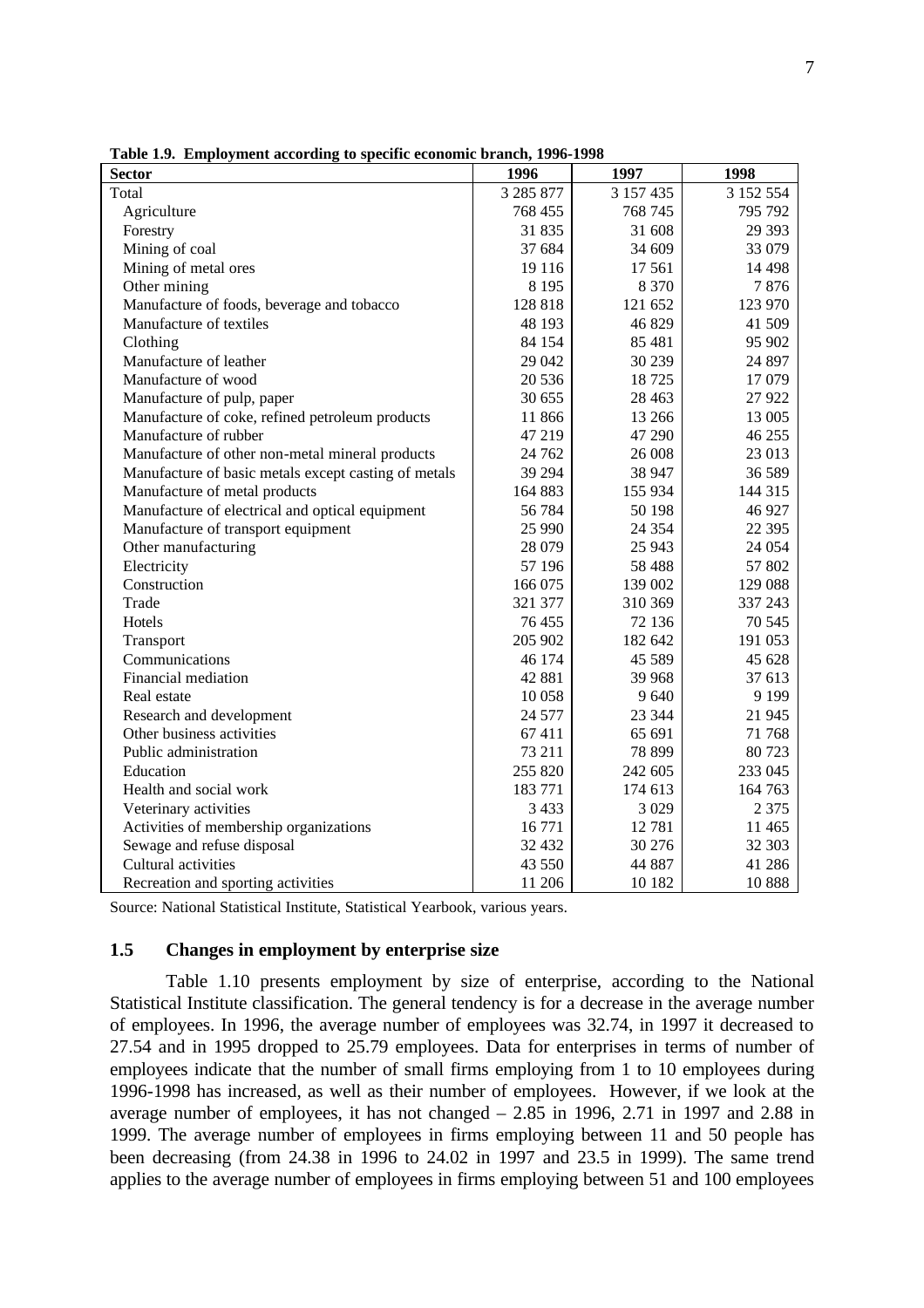**Table 1.9. Employment according to specific economic branch, 1996-1998**

| Sector | 1996 | 1997 | 1998 |
|---|---|---|---|
| Total | 3 285 877 | 3 157 435 | 3 152 554 |
| Agriculture | 768 455 | 768 745 | 795 792 |
| Forestry | 31 835 | 31 608 | 29 393 |
| Mining of coal | 37 684 | 34 609 | 33 079 |
| Mining of metal ores | 19 116 | 17 561 | 14 498 |
| Other mining | 8 195 | 8 370 | 7 876 |
| Manufacture of foods, beverage and tobacco | 128 818 | 121 652 | 123 970 |
| Manufacture of textiles | 48 193 | 46 829 | 41 509 |
| Clothing | 84 154 | 85 481 | 95 902 |
| Manufacture of leather | 29 042 | 30 239 | 24 897 |
| Manufacture of wood | 20 536 | 18 725 | 17 079 |
| Manufacture of pulp, paper | 30 655 | 28 463 | 27 922 |
| Manufacture of coke, refined petroleum products | 11 866 | 13 266 | 13 005 |
| Manufacture of rubber | 47 219 | 47 290 | 46 255 |
| Manufacture of other non-metal mineral products | 24 762 | 26 008 | 23 013 |
| Manufacture of basic metals except casting of metals | 39 294 | 38 947 | 36 589 |
| Manufacture of metal products | 164 883 | 155 934 | 144 315 |
| Manufacture of electrical and optical equipment | 56 784 | 50 198 | 46 927 |
| Manufacture of transport equipment | 25 990 | 24 354 | 22 395 |
| Other manufacturing | 28 079 | 25 943 | 24 054 |
| Electricity | 57 196 | 58 488 | 57 802 |
| Construction | 166 075 | 139 002 | 129 088 |
| Trade | 321 377 | 310 369 | 337 243 |
| Hotels | 76 455 | 72 136 | 70 545 |
| Transport | 205 902 | 182 642 | 191 053 |
| Communications | 46 174 | 45 589 | 45 628 |
| Financial mediation | 42 881 | 39 968 | 37 613 |
| Real estate | 10 058 | 9 640 | 9 199 |
| Research and development | 24 577 | 23 344 | 21 945 |
| Other business activities | 67 411 | 65 691 | 71 768 |
| Public administration | 73 211 | 78 899 | 80 723 |
| Education | 255 820 | 242 605 | 233 045 |
| Health and social work | 183 771 | 174 613 | 164 763 |
| Veterinary activities | 3 433 | 3 029 | 2 375 |
| Activities of membership organizations | 16 771 | 12 781 | 11 465 |
| Sewage and refuse disposal | 32 432 | 30 276 | 32 303 |
| Cultural activities | 43 550 | 44 887 | 41 286 |
| Recreation and sporting activities | 11 206 | 10 182 | 10 888 |

Source: National Statistical Institute, Statistical Yearbook, various years.

## 1.5 Changes in employment by enterprise size

Table 1.10 presents employment by size of enterprise, according to the National Statistical Institute classification. The general tendency is for a decrease in the average number of employees. In 1996, the average number of employees was 32.74, in 1997 it decreased to 27.54 and in 1995 dropped to 25.79 employees. Data for enterprises in terms of number of employees indicate that the number of small firms employing from 1 to 10 employees during 1996-1998 has increased, as well as their number of employees. However, if we look at the average number of employees, it has not changed – 2.85 in 1996, 2.71 in 1997 and 2.88 in 1999. The average number of employees in firms employing between 11 and 50 people has been decreasing (from 24.38 in 1996 to 24.02 in 1997 and 23.5 in 1999). The same trend applies to the average number of employees in firms employing between 51 and 100 employees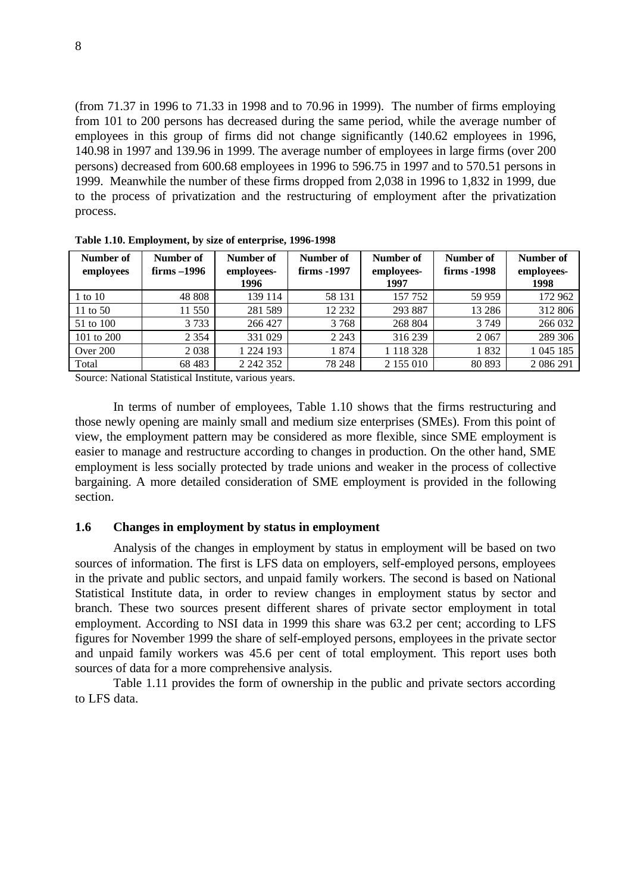(from 71.37 in 1996 to 71.33 in 1998 and to 70.96 in 1999). The number of firms employing from 101 to 200 persons has decreased during the same period, while the average number of employees in this group of firms did not change significantly (140.62 employees in 1996, 140.98 in 1997 and 139.96 in 1999. The average number of employees in large firms (over 200 persons) decreased from 600.68 employees in 1996 to 596.75 in 1997 and to 570.51 persons in 1999. Meanwhile the number of these firms dropped from 2,038 in 1996 to 1,832 in 1999, due to the process of privatization and the restructuring of employment after the privatization process.

**Table 1.10. Employment, by size of enterprise, 1996-1998**

| Number of employees | Number of firms –1996 | Number of employees-1996 | Number of firms -1997 | Number of employees-1997 | Number of firms -1998 | Number of employees-1998 |
|---|---|---|---|---|---|---|
| 1 to 10 | 48 808 | 139 114 | 58 131 | 157 752 | 59 959 | 172 962 |
| 11 to 50 | 11 550 | 281 589 | 12 232 | 293 887 | 13 286 | 312 806 |
| 51 to 100 | 3 733 | 266 427 | 3 768 | 268 804 | 3 749 | 266 032 |
| 101 to 200 | 2 354 | 331 029 | 2 243 | 316 239 | 2 067 | 289 306 |
| Over 200 | 2 038 | 1 224 193 | 1 874 | 1 118 328 | 1 832 | 1 045 185 |
| Total | 68 483 | 2 242 352 | 78 248 | 2 155 010 | 80 893 | 2 086 291 |

Source: National Statistical Institute, various years.

In terms of number of employees, Table 1.10 shows that the firms restructuring and those newly opening are mainly small and medium size enterprises (SMEs). From this point of view, the employment pattern may be considered as more flexible, since SME employment is easier to manage and restructure according to changes in production. On the other hand, SME employment is less socially protected by trade unions and weaker in the process of collective bargaining. A more detailed consideration of SME employment is provided in the following section.

### 1.6 Changes in employment by status in employment

Analysis of the changes in employment by status in employment will be based on two sources of information. The first is LFS data on employers, self-employed persons, employees in the private and public sectors, and unpaid family workers. The second is based on National Statistical Institute data, in order to review changes in employment status by sector and branch. These two sources present different shares of private sector employment in total employment. According to NSI data in 1999 this share was 63.2 per cent; according to LFS figures for November 1999 the share of self-employed persons, employees in the private sector and unpaid family workers was 45.6 per cent of total employment. This report uses both sources of data for a more comprehensive analysis.

Table 1.11 provides the form of ownership in the public and private sectors according to LFS data.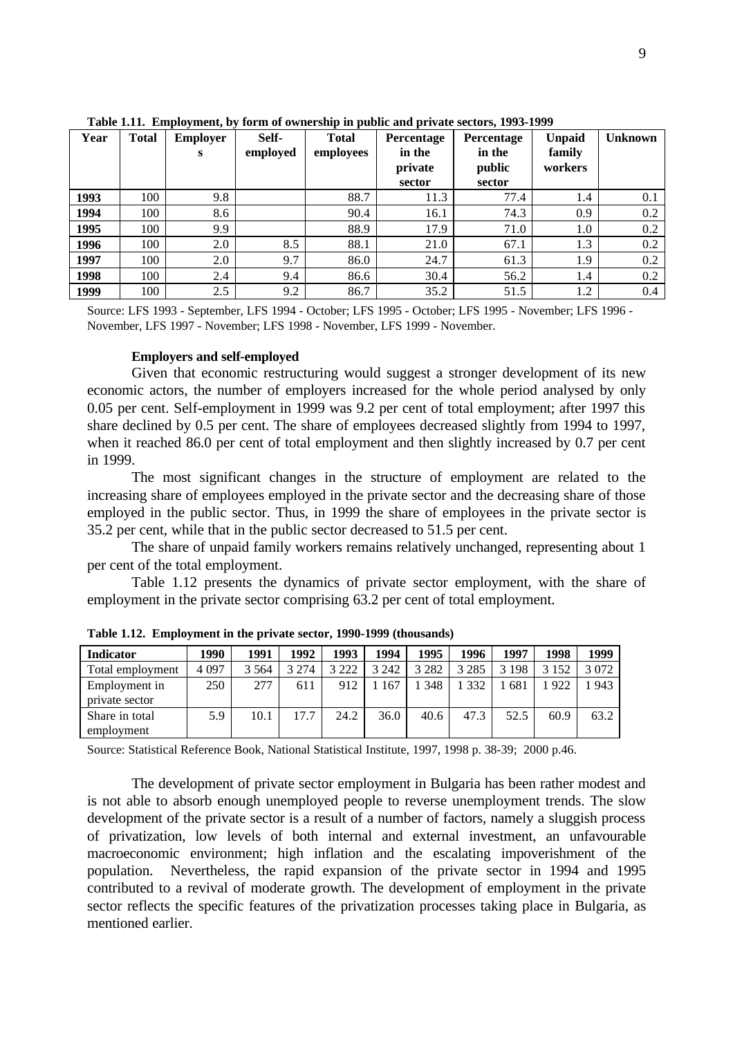**Table 1.11. Employment, by form of ownership in public and private sectors, 1993-1999**

| Year | Total | Employers | Self-employed | Total employees | Percentage in the private sector | Percentage in the public sector | Unpaid family workers | Unknown |
|---|---|---|---|---|---|---|---|---|
| **1993** | 100 | 9.8 | | 88.7 | 11.3 | 77.4 | 1.4 | 0.1 |
| **1994** | 100 | 8.6 | | 90.4 | 16.1 | 74.3 | 0.9 | 0.2 |
| **1995** | 100 | 9.9 | | 88.9 | 17.9 | 71.0 | 1.0 | 0.2 |
| **1996** | 100 | 2.0 | 8.5 | 88.1 | 21.0 | 67.1 | 1.3 | 0.2 |
| **1997** | 100 | 2.0 | 9.7 | 86.0 | 24.7 | 61.3 | 1.9 | 0.2 |
| **1998** | 100 | 2.4 | 9.4 | 86.6 | 30.4 | 56.2 | 1.4 | 0.2 |
| **1999** | 100 | 2.5 | 9.2 | 86.7 | 35.2 | 51.5 | 1.2 | 0.4 |

Source: LFS 1993 - September, LFS 1994 - October; LFS 1995 - October; LFS 1995 - November; LFS 1996 - November, LFS 1997 - November; LFS 1998 - November, LFS 1999 - November.

**Employers and self-employed**

Given that economic restructuring would suggest a stronger development of its new economic actors, the number of employers increased for the whole period analysed by only 0.05 per cent. Self-employment in 1999 was 9.2 per cent of total employment; after 1997 this share declined by 0.5 per cent. The share of employees decreased slightly from 1994 to 1997, when it reached 86.0 per cent of total employment and then slightly increased by 0.7 per cent in 1999.

The most significant changes in the structure of employment are related to the increasing share of employees employed in the private sector and the decreasing share of those employed in the public sector. Thus, in 1999 the share of employees in the private sector is 35.2 per cent, while that in the public sector decreased to 51.5 per cent.

The share of unpaid family workers remains relatively unchanged, representing about 1 per cent of the total employment.

Table 1.12 presents the dynamics of private sector employment, with the share of employment in the private sector comprising 63.2 per cent of total employment.

**Table 1.12. Employment in the private sector, 1990-1999 (thousands)**

| Indicator | 1990 | 1991 | 1992 | 1993 | 1994 | 1995 | 1996 | 1997 | 1998 | 1999 |
|---|---|---|---|---|---|---|---|---|---|---|
| Total employment | 4 097 | 3 564 | 3 274 | 3 222 | 3 242 | 3 282 | 3 285 | 3 198 | 3 152 | 3 072 |
| Employment in private sector | 250 | 277 | 611 | 912 | 1 167 | 1 348 | 1 332 | 1 681 | 1 922 | 1 943 |
| Share in total employment | 5.9 | 10.1 | 17.7 | 24.2 | 36.0 | 40.6 | 47.3 | 52.5 | 60.9 | 63.2 |

Source: Statistical Reference Book, National Statistical Institute, 1997, 1998 p. 38-39; 2000 p.46.

The development of private sector employment in Bulgaria has been rather modest and is not able to absorb enough unemployed people to reverse unemployment trends. The slow development of the private sector is a result of a number of factors, namely a sluggish process of privatization, low levels of both internal and external investment, an unfavourable macroeconomic environment; high inflation and the escalating impoverishment of the population. Nevertheless, the rapid expansion of the private sector in 1994 and 1995 contributed to a revival of moderate growth. The development of employment in the private sector reflects the specific features of the privatization processes taking place in Bulgaria, as mentioned earlier.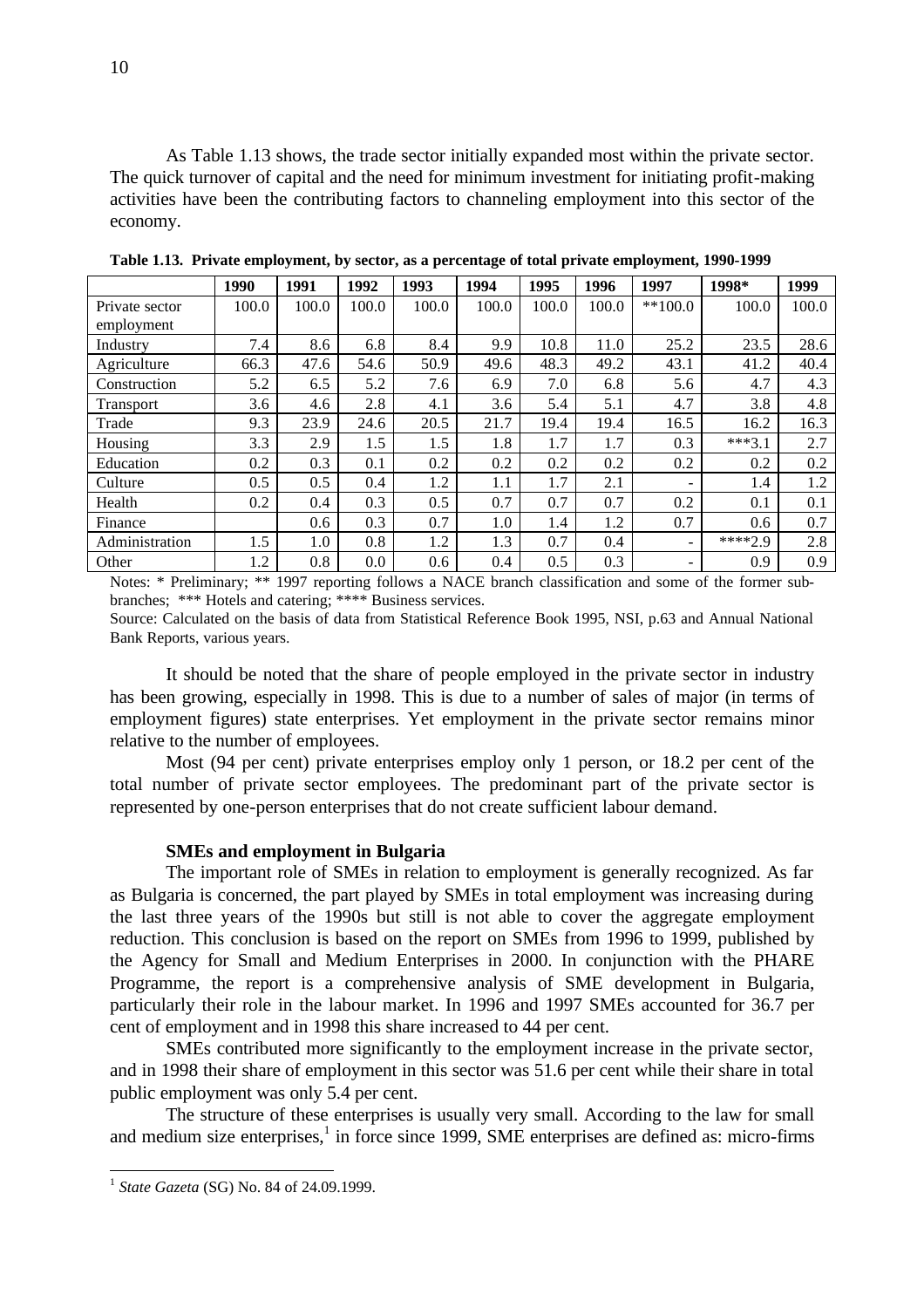As Table 1.13 shows, the trade sector initially expanded most within the private sector. The quick turnover of capital and the need for minimum investment for initiating profit-making activities have been the contributing factors to channeling employment into this sector of the economy.

**Table 1.13. Private employment, by sector, as a percentage of total private employment, 1990-1999**

| | 1990 | 1991 | 1992 | 1993 | 1994 | 1995 | 1996 | 1997 | 1998* | 1999 |
|---|---|---|---|---|---|---|---|---|---|---|
| Private sector employment | 100.0 | 100.0 | 100.0 | 100.0 | 100.0 | 100.0 | 100.0 | **100.0 | 100.0 | 100.0 |
| Industry | 7.4 | 8.6 | 6.8 | 8.4 | 9.9 | 10.8 | 11.0 | 25.2 | 23.5 | 28.6 |
| Agriculture | 66.3 | 47.6 | 54.6 | 50.9 | 49.6 | 48.3 | 49.2 | 43.1 | 41.2 | 40.4 |
| Construction | 5.2 | 6.5 | 5.2 | 7.6 | 6.9 | 7.0 | 6.8 | 5.6 | 4.7 | 4.3 |
| Transport | 3.6 | 4.6 | 2.8 | 4.1 | 3.6 | 5.4 | 5.1 | 4.7 | 3.8 | 4.8 |
| Trade | 9.3 | 23.9 | 24.6 | 20.5 | 21.7 | 19.4 | 19.4 | 16.5 | 16.2 | 16.3 |
| Housing | 3.3 | 2.9 | 1.5 | 1.5 | 1.8 | 1.7 | 1.7 | 0.3 | ***3.1 | 2.7 |
| Education | 0.2 | 0.3 | 0.1 | 0.2 | 0.2 | 0.2 | 0.2 | 0.2 | 0.2 | 0.2 |
| Culture | 0.5 | 0.5 | 0.4 | 1.2 | 1.1 | 1.7 | 2.1 | - | 1.4 | 1.2 |
| Health | 0.2 | 0.4 | 0.3 | 0.5 | 0.7 | 0.7 | 0.7 | 0.2 | 0.1 | 0.1 |
| Finance | | 0.6 | 0.3 | 0.7 | 1.0 | 1.4 | 1.2 | 0.7 | 0.6 | 0.7 |
| Administration | 1.5 | 1.0 | 0.8 | 1.2 | 1.3 | 0.7 | 0.4 | - | ****2.9 | 2.8 |
| Other | 1.2 | 0.8 | 0.0 | 0.6 | 0.4 | 0.5 | 0.3 | - | 0.9 | 0.9 |

Notes: * Preliminary; ** 1997 reporting follows a NACE branch classification and some of the former sub-branches; *** Hotels and catering; **** Business services.

Source: Calculated on the basis of data from Statistical Reference Book 1995, NSI, p.63 and Annual National Bank Reports, various years.

It should be noted that the share of people employed in the private sector in industry has been growing, especially in 1998. This is due to a number of sales of major (in terms of employment figures) state enterprises. Yet employment in the private sector remains minor relative to the number of employees.

Most (94 per cent) private enterprises employ only 1 person, or 18.2 per cent of the total number of private sector employees. The predominant part of the private sector is represented by one-person enterprises that do not create sufficient labour demand.

#### SMEs and employment in Bulgaria

The important role of SMEs in relation to employment is generally recognized. As far as Bulgaria is concerned, the part played by SMEs in total employment was increasing during the last three years of the 1990s but still is not able to cover the aggregate employment reduction. This conclusion is based on the report on SMEs from 1996 to 1999, published by the Agency for Small and Medium Enterprises in 2000. In conjunction with the PHARE Programme, the report is a comprehensive analysis of SME development in Bulgaria, particularly their role in the labour market. In 1996 and 1997 SMEs accounted for 36.7 per cent of employment and in 1998 this share increased to 44 per cent.

SMEs contributed more significantly to the employment increase in the private sector, and in 1998 their share of employment in this sector was 51.6 per cent while their share in total public employment was only 5.4 per cent.

The structure of these enterprises is usually very small. According to the law for small and medium size enterprises,[1] in force since 1999, SME enterprises are defined as: micro-firms

[1] *State Gazeta* (SG) No. 84 of 24.09.1999.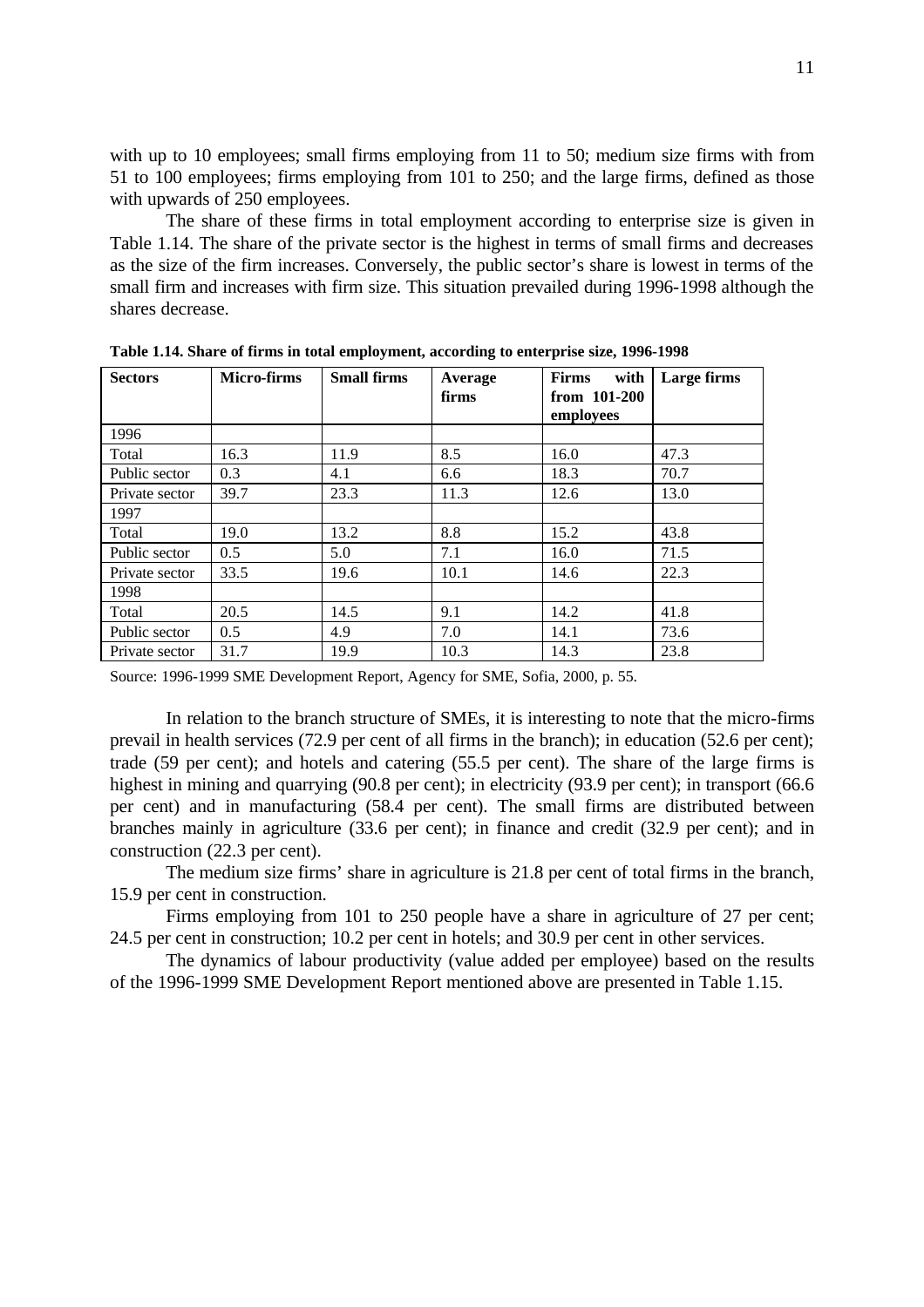with up to 10 employees; small firms employing from 11 to 50; medium size firms with from 51 to 100 employees; firms employing from 101 to 250; and the large firms, defined as those with upwards of 250 employees.

The share of these firms in total employment according to enterprise size is given in Table 1.14. The share of the private sector is the highest in terms of small firms and decreases as the size of the firm increases. Conversely, the public sector's share is lowest in terms of the small firm and increases with firm size. This situation prevailed during 1996-1998 although the shares decrease.

**Table 1.14. Share of firms in total employment, according to enterprise size, 1996-1998**

| Sectors | Micro-firms | Small firms | Average firms | Firms with from 101-200 employees | Large firms |
|---|---|---|---|---|---|
| 1996 | | | | | |
| Total | 16.3 | 11.9 | 8.5 | 16.0 | 47.3 |
| Public sector | 0.3 | 4.1 | 6.6 | 18.3 | 70.7 |
| Private sector | 39.7 | 23.3 | 11.3 | 12.6 | 13.0 |
| 1997 | | | | | |
| Total | 19.0 | 13.2 | 8.8 | 15.2 | 43.8 |
| Public sector | 0.5 | 5.0 | 7.1 | 16.0 | 71.5 |
| Private sector | 33.5 | 19.6 | 10.1 | 14.6 | 22.3 |
| 1998 | | | | | |
| Total | 20.5 | 14.5 | 9.1 | 14.2 | 41.8 |
| Public sector | 0.5 | 4.9 | 7.0 | 14.1 | 73.6 |
| Private sector | 31.7 | 19.9 | 10.3 | 14.3 | 23.8 |

Source: 1996-1999 SME Development Report, Agency for SME, Sofia, 2000, p. 55.

In relation to the branch structure of SMEs, it is interesting to note that the micro-firms prevail in health services (72.9 per cent of all firms in the branch); in education (52.6 per cent); trade (59 per cent); and hotels and catering (55.5 per cent). The share of the large firms is highest in mining and quarrying (90.8 per cent); in electricity (93.9 per cent); in transport (66.6 per cent) and in manufacturing (58.4 per cent). The small firms are distributed between branches mainly in agriculture (33.6 per cent); in finance and credit (32.9 per cent); and in construction (22.3 per cent).

The medium size firms' share in agriculture is 21.8 per cent of total firms in the branch, 15.9 per cent in construction.

Firms employing from 101 to 250 people have a share in agriculture of 27 per cent; 24.5 per cent in construction; 10.2 per cent in hotels; and 30.9 per cent in other services.

The dynamics of labour productivity (value added per employee) based on the results of the 1996-1999 SME Development Report mentioned above are presented in Table 1.15.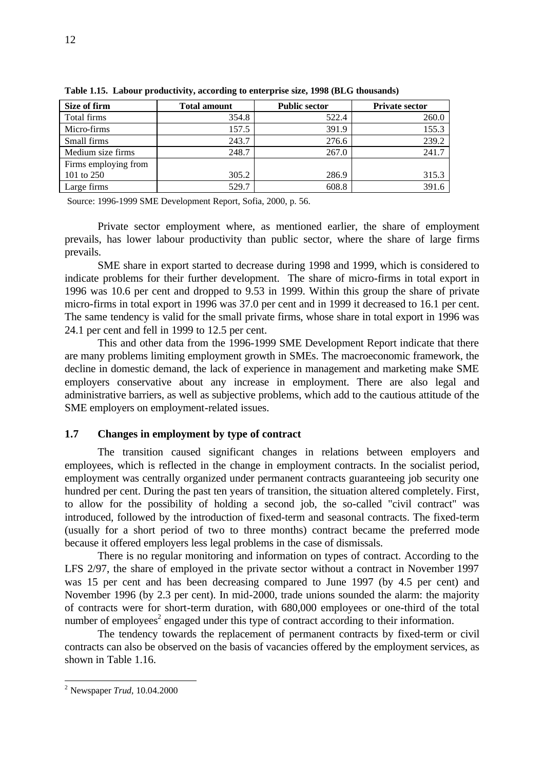**Table 1.15. Labour productivity, according to enterprise size, 1998 (BLG thousands)**

| Size of firm | Total amount | Public sector | Private sector |
|---|---|---|---|
| Total firms | 354.8 | 522.4 | 260.0 |
| Micro-firms | 157.5 | 391.9 | 155.3 |
| Small firms | 243.7 | 276.6 | 239.2 |
| Medium size firms | 248.7 | 267.0 | 241.7 |
| Firms employing from 101 to 250 | 305.2 | 286.9 | 315.3 |
| Large firms | 529.7 | 608.8 | 391.6 |

Source: 1996-1999 SME Development Report, Sofia, 2000, p. 56.

Private sector employment where, as mentioned earlier, the share of employment prevails, has lower labour productivity than public sector, where the share of large firms prevails.

SME share in export started to decrease during 1998 and 1999, which is considered to indicate problems for their further development. The share of micro-firms in total export in 1996 was 10.6 per cent and dropped to 9.53 in 1999. Within this group the share of private micro-firms in total export in 1996 was 37.0 per cent and in 1999 it decreased to 16.1 per cent. The same tendency is valid for the small private firms, whose share in total export in 1996 was 24.1 per cent and fell in 1999 to 12.5 per cent.

This and other data from the 1996-1999 SME Development Report indicate that there are many problems limiting employment growth in SMEs. The macroeconomic framework, the decline in domestic demand, the lack of experience in management and marketing make SME employers conservative about any increase in employment. There are also legal and administrative barriers, as well as subjective problems, which add to the cautious attitude of the SME employers on employment-related issues.

## 1.7 Changes in employment by type of contract

The transition caused significant changes in relations between employers and employees, which is reflected in the change in employment contracts. In the socialist period, employment was centrally organized under permanent contracts guaranteeing job security one hundred per cent. During the past ten years of transition, the situation altered completely. First, to allow for the possibility of holding a second job, the so-called "civil contract" was introduced, followed by the introduction of fixed-term and seasonal contracts. The fixed-term (usually for a short period of two to three months) contract became the preferred mode because it offered employers less legal problems in the case of dismissals.

There is no regular monitoring and information on types of contract. According to the LFS 2/97, the share of employed in the private sector without a contract in November 1997 was 15 per cent and has been decreasing compared to June 1997 (by 4.5 per cent) and November 1996 (by 2.3 per cent). In mid-2000, trade unions sounded the alarm: the majority of contracts were for short-term duration, with 680,000 employees or one-third of the total number of employees[2] engaged under this type of contract according to their information.

The tendency towards the replacement of permanent contracts by fixed-term or civil contracts can also be observed on the basis of vacancies offered by the employment services, as shown in Table 1.16.

[2] Newspaper *Trud*, 10.04.2000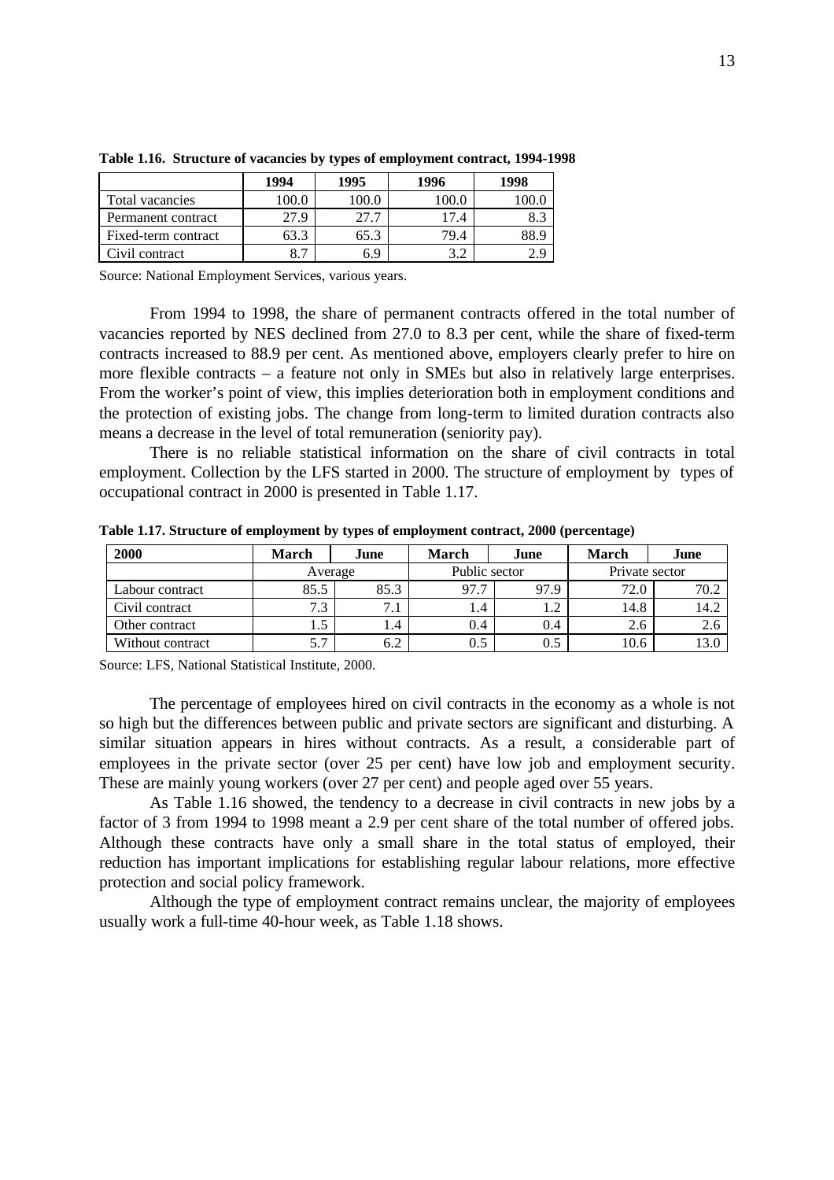**Table 1.16. Structure of vacancies by types of employment contract, 1994-1998**

| | 1994 | 1995 | 1996 | 1998 |
|---|---|---|---|---|
| Total vacancies | 100.0 | 100.0 | 100.0 | 100.0 |
| Permanent contract | 27.9 | 27.7 | 17.4 | 8.3 |
| Fixed-term contract | 63.3 | 65.3 | 79.4 | 88.9 |
| Civil contract | 8.7 | 6.9 | 3.2 | 2.9 |

Source: National Employment Services, various years.

From 1994 to 1998, the share of permanent contracts offered in the total number of vacancies reported by NES declined from 27.0 to 8.3 per cent, while the share of fixed-term contracts increased to 88.9 per cent. As mentioned above, employers clearly prefer to hire on more flexible contracts – a feature not only in SMEs but also in relatively large enterprises. From the worker's point of view, this implies deterioration both in employment conditions and the protection of existing jobs. The change from long-term to limited duration contracts also means a decrease in the level of total remuneration (seniority pay).

There is no reliable statistical information on the share of civil contracts in total employment. Collection by the LFS started in 2000. The structure of employment by types of occupational contract in 2000 is presented in Table 1.17.

**Table 1.17. Structure of employment by types of employment contract, 2000 (percentage)**

| 2000 | March | June | March | June | March | June |
|---|---|---|---|---|---|---|
| | Average | | Public sector | | Private sector | |
| Labour contract | 85.5 | 85.3 | 97.7 | 97.9 | 72.0 | 70.2 |
| Civil contract | 7.3 | 7.1 | 1.4 | 1.2 | 14.8 | 14.2 |
| Other contract | 1.5 | 1.4 | 0.4 | 0.4 | 2.6 | 2.6 |
| Without contract | 5.7 | 6.2 | 0.5 | 0.5 | 10.6 | 13.0 |

Source: LFS, National Statistical Institute, 2000.

The percentage of employees hired on civil contracts in the economy as a whole is not so high but the differences between public and private sectors are significant and disturbing. A similar situation appears in hires without contracts. As a result, a considerable part of employees in the private sector (over 25 per cent) have low job and employment security. These are mainly young workers (over 27 per cent) and people aged over 55 years.

As Table 1.16 showed, the tendency to a decrease in civil contracts in new jobs by a factor of 3 from 1994 to 1998 meant a 2.9 per cent share of the total number of offered jobs. Although these contracts have only a small share in the total status of employed, their reduction has important implications for establishing regular labour relations, more effective protection and social policy framework.

Although the type of employment contract remains unclear, the majority of employees usually work a full-time 40-hour week, as Table 1.18 shows.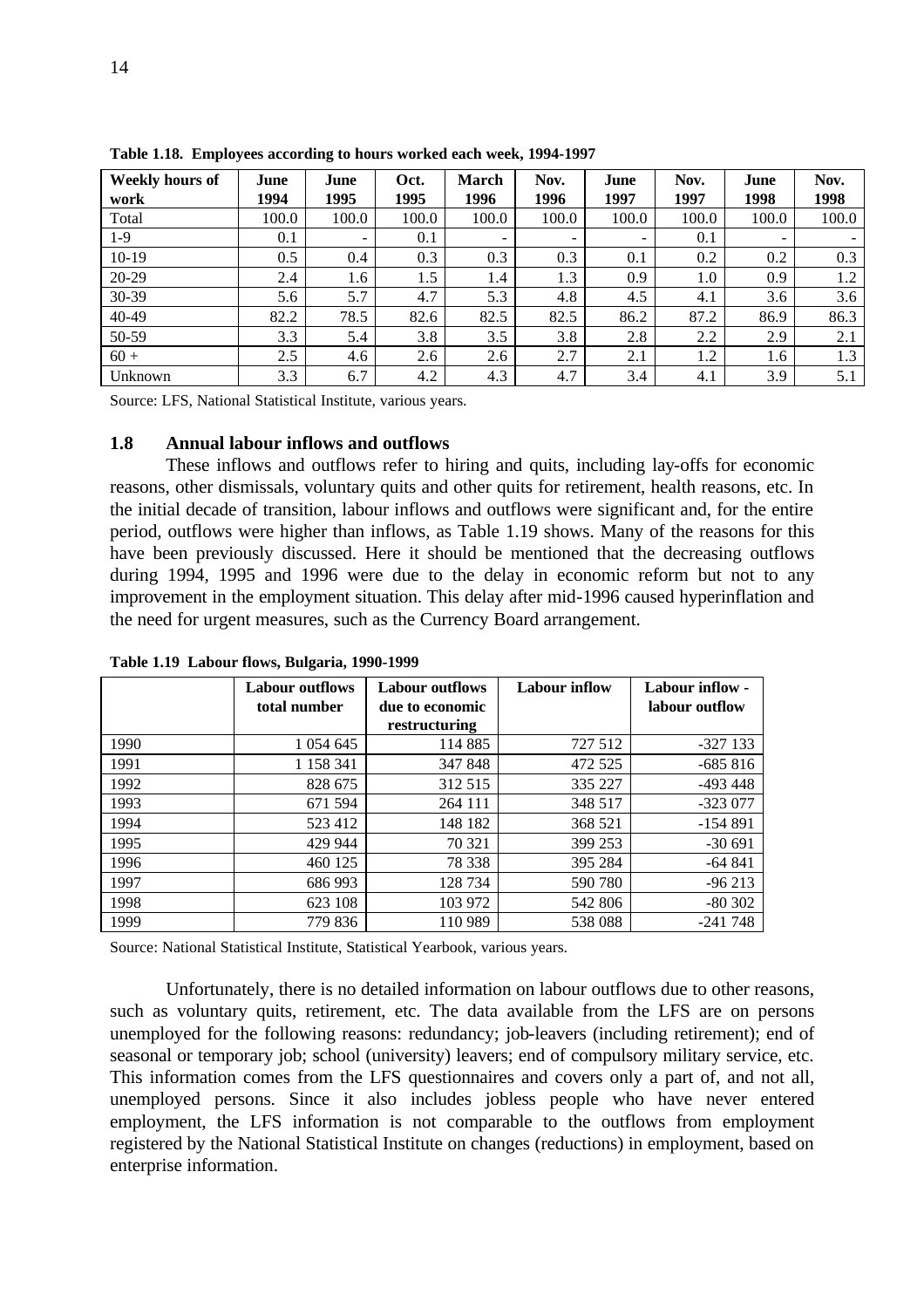**Table 1.18. Employees according to hours worked each week, 1994-1997**

| Weekly hours of work | June 1994 | June 1995 | Oct. 1995 | March 1996 | Nov. 1996 | June 1997 | Nov. 1997 | June 1998 | Nov. 1998 |
|---|---|---|---|---|---|---|---|---|---|
| Total | 100.0 | 100.0 | 100.0 | 100.0 | 100.0 | 100.0 | 100.0 | 100.0 | 100.0 |
| 1-9 | 0.1 | - | 0.1 | - | - | - | 0.1 | - | - |
| 10-19 | 0.5 | 0.4 | 0.3 | 0.3 | 0.3 | 0.1 | 0.2 | 0.2 | 0.3 |
| 20-29 | 2.4 | 1.6 | 1.5 | 1.4 | 1.3 | 0.9 | 1.0 | 0.9 | 1.2 |
| 30-39 | 5.6 | 5.7 | 4.7 | 5.3 | 4.8 | 4.5 | 4.1 | 3.6 | 3.6 |
| 40-49 | 82.2 | 78.5 | 82.6 | 82.5 | 82.5 | 86.2 | 87.2 | 86.9 | 86.3 |
| 50-59 | 3.3 | 5.4 | 3.8 | 3.5 | 3.8 | 2.8 | 2.2 | 2.9 | 2.1 |
| 60 + | 2.5 | 4.6 | 2.6 | 2.6 | 2.7 | 2.1 | 1.2 | 1.6 | 1.3 |
| Unknown | 3.3 | 6.7 | 4.2 | 4.3 | 4.7 | 3.4 | 4.1 | 3.9 | 5.1 |

Source: LFS, National Statistical Institute, various years.

## 1.8 Annual labour inflows and outflows

These inflows and outflows refer to hiring and quits, including lay-offs for economic reasons, other dismissals, voluntary quits and other quits for retirement, health reasons, etc. In the initial decade of transition, labour inflows and outflows were significant and, for the entire period, outflows were higher than inflows, as Table 1.19 shows. Many of the reasons for this have been previously discussed. Here it should be mentioned that the decreasing outflows during 1994, 1995 and 1996 were due to the delay in economic reform but not to any improvement in the employment situation. This delay after mid-1996 caused hyperinflation and the need for urgent measures, such as the Currency Board arrangement.

**Table 1.19 Labour flows, Bulgaria, 1990-1999**

| | Labour outflows total number | Labour outflows due to economic restructuring | Labour inflow | Labour inflow - labour outflow |
|---|---|---|---|---|
| 1990 | 1 054 645 | 114 885 | 727 512 | -327 133 |
| 1991 | 1 158 341 | 347 848 | 472 525 | -685 816 |
| 1992 | 828 675 | 312 515 | 335 227 | -493 448 |
| 1993 | 671 594 | 264 111 | 348 517 | -323 077 |
| 1994 | 523 412 | 148 182 | 368 521 | -154 891 |
| 1995 | 429 944 | 70 321 | 399 253 | -30 691 |
| 1996 | 460 125 | 78 338 | 395 284 | -64 841 |
| 1997 | 686 993 | 128 734 | 590 780 | -96 213 |
| 1998 | 623 108 | 103 972 | 542 806 | -80 302 |
| 1999 | 779 836 | 110 989 | 538 088 | -241 748 |

Source: National Statistical Institute, Statistical Yearbook, various years.

Unfortunately, there is no detailed information on labour outflows due to other reasons, such as voluntary quits, retirement, etc. The data available from the LFS are on persons unemployed for the following reasons: redundancy; job-leavers (including retirement); end of seasonal or temporary job; school (university) leavers; end of compulsory military service, etc. This information comes from the LFS questionnaires and covers only a part of, and not all, unemployed persons. Since it also includes jobless people who have never entered employment, the LFS information is not comparable to the outflows from employment registered by the National Statistical Institute on changes (reductions) in employment, based on enterprise information.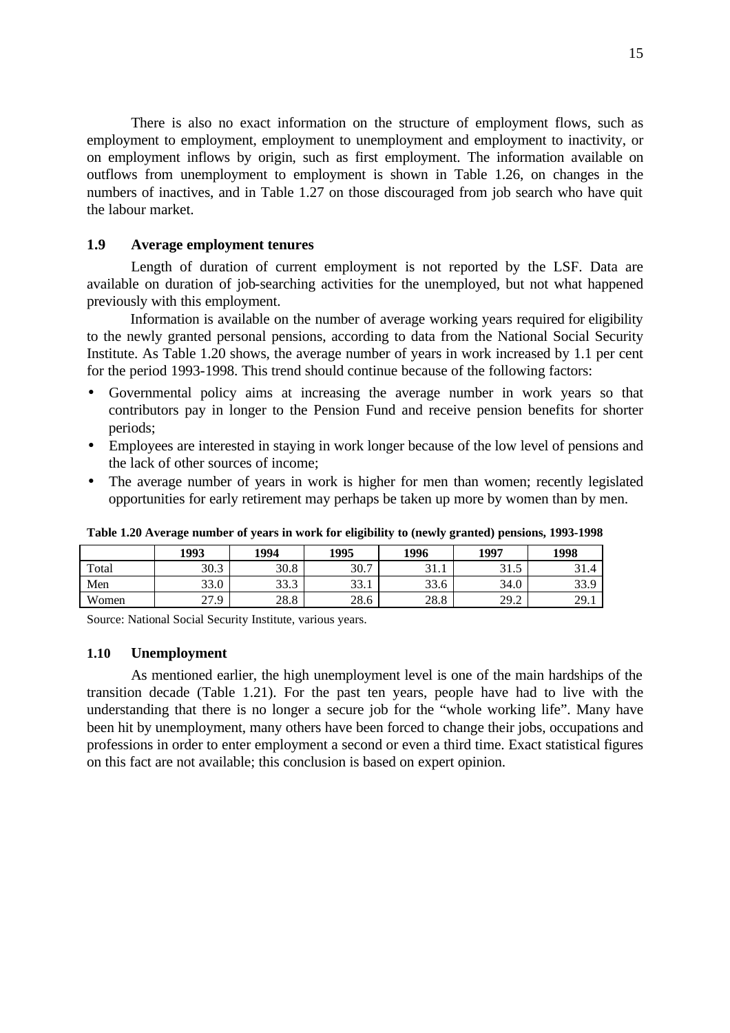There is also no exact information on the structure of employment flows, such as employment to employment, employment to unemployment and employment to inactivity, or on employment inflows by origin, such as first employment. The information available on outflows from unemployment to employment is shown in Table 1.26, on changes in the numbers of inactives, and in Table 1.27 on those discouraged from job search who have quit the labour market.

## 1.9 Average employment tenures

Length of duration of current employment is not reported by the LSF. Data are available on duration of job-searching activities for the unemployed, but not what happened previously with this employment.

Information is available on the number of average working years required for eligibility to the newly granted personal pensions, according to data from the National Social Security Institute. As Table 1.20 shows, the average number of years in work increased by 1.1 per cent for the period 1993-1998. This trend should continue because of the following factors:

- Governmental policy aims at increasing the average number in work years so that contributors pay in longer to the Pension Fund and receive pension benefits for shorter periods;
- Employees are interested in staying in work longer because of the low level of pensions and the lack of other sources of income;
- The average number of years in work is higher for men than women; recently legislated opportunities for early retirement may perhaps be taken up more by women than by men.

**Table 1.20 Average number of years in work for eligibility to (newly granted) pensions, 1993-1998**

| | 1993 | 1994 | 1995 | 1996 | 1997 | 1998 |
|---|---|---|---|---|---|---|
| Total | 30.3 | 30.8 | 30.7 | 31.1 | 31.5 | 31.4 |
| Men | 33.0 | 33.3 | 33.1 | 33.6 | 34.0 | 33.9 |
| Women | 27.9 | 28.8 | 28.6 | 28.8 | 29.2 | 29.1 |

Source: National Social Security Institute, various years.

## 1.10 Unemployment

As mentioned earlier, the high unemployment level is one of the main hardships of the transition decade (Table 1.21). For the past ten years, people have had to live with the understanding that there is no longer a secure job for the "whole working life". Many have been hit by unemployment, many others have been forced to change their jobs, occupations and professions in order to enter employment a second or even a third time. Exact statistical figures on this fact are not available; this conclusion is based on expert opinion.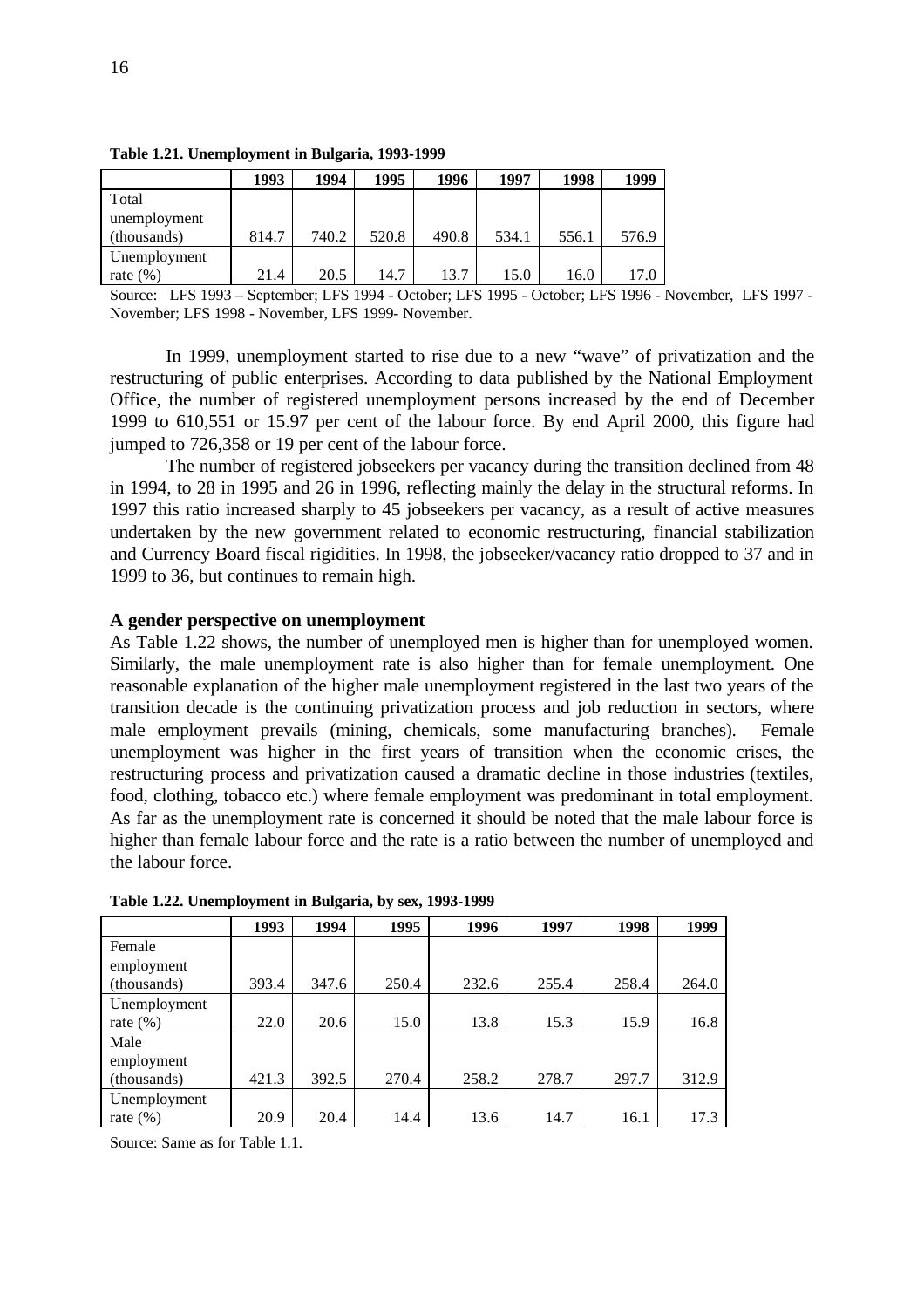**Table 1.21. Unemployment in Bulgaria, 1993-1999**

| | 1993 | 1994 | 1995 | 1996 | 1997 | 1998 | 1999 |
|---|---|---|---|---|---|---|---|
| Total unemployment (thousands) | 814.7 | 740.2 | 520.8 | 490.8 | 534.1 | 556.1 | 576.9 |
| Unemployment rate (%) | 21.4 | 20.5 | 14.7 | 13.7 | 15.0 | 16.0 | 17.0 |

Source: LFS 1993 – September; LFS 1994 - October; LFS 1995 - October; LFS 1996 - November, LFS 1997 - November; LFS 1998 - November, LFS 1999- November.

In 1999, unemployment started to rise due to a new "wave" of privatization and the restructuring of public enterprises. According to data published by the National Employment Office, the number of registered unemployment persons increased by the end of December 1999 to 610,551 or 15.97 per cent of the labour force. By end April 2000, this figure had jumped to 726,358 or 19 per cent of the labour force.

The number of registered jobseekers per vacancy during the transition declined from 48 in 1994, to 28 in 1995 and 26 in 1996, reflecting mainly the delay in the structural reforms. In 1997 this ratio increased sharply to 45 jobseekers per vacancy, as a result of active measures undertaken by the new government related to economic restructuring, financial stabilization and Currency Board fiscal rigidities. In 1998, the jobseeker/vacancy ratio dropped to 37 and in 1999 to 36, but continues to remain high.

**A gender perspective on unemployment**

As Table 1.22 shows, the number of unemployed men is higher than for unemployed women. Similarly, the male unemployment rate is also higher than for female unemployment. One reasonable explanation of the higher male unemployment registered in the last two years of the transition decade is the continuing privatization process and job reduction in sectors, where male employment prevails (mining, chemicals, some manufacturing branches). Female unemployment was higher in the first years of transition when the economic crises, the restructuring process and privatization caused a dramatic decline in those industries (textiles, food, clothing, tobacco etc.) where female employment was predominant in total employment. As far as the unemployment rate is concerned it should be noted that the male labour force is higher than female labour force and the rate is a ratio between the number of unemployed and the labour force.

**Table 1.22. Unemployment in Bulgaria, by sex, 1993-1999**

| | 1993 | 1994 | 1995 | 1996 | 1997 | 1998 | 1999 |
|---|---|---|---|---|---|---|---|
| Female employment (thousands) | 393.4 | 347.6 | 250.4 | 232.6 | 255.4 | 258.4 | 264.0 |
| Unemployment rate (%) | 22.0 | 20.6 | 15.0 | 13.8 | 15.3 | 15.9 | 16.8 |
| Male employment (thousands) | 421.3 | 392.5 | 270.4 | 258.2 | 278.7 | 297.7 | 312.9 |
| Unemployment rate (%) | 20.9 | 20.4 | 14.4 | 13.6 | 14.7 | 16.1 | 17.3 |

Source: Same as for Table 1.1.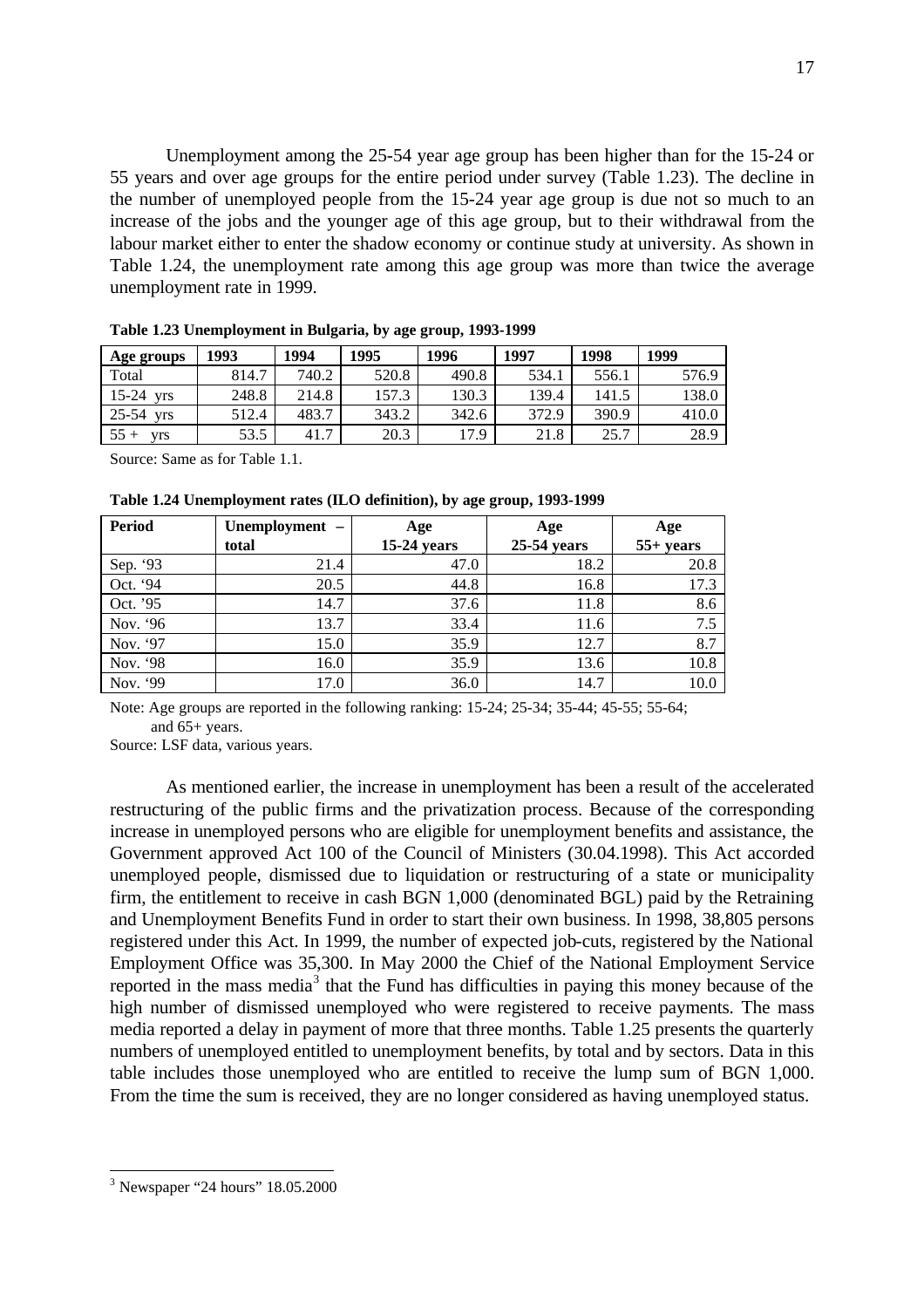Unemployment among the 25-54 year age group has been higher than for the 15-24 or 55 years and over age groups for the entire period under survey (Table 1.23). The decline in the number of unemployed people from the 15-24 year age group is due not so much to an increase of the jobs and the younger age of this age group, but to their withdrawal from the labour market either to enter the shadow economy or continue study at university. As shown in Table 1.24, the unemployment rate among this age group was more than twice the average unemployment rate in 1999.

**Table 1.23 Unemployment in Bulgaria, by age group, 1993-1999**

| Age groups | 1993 | 1994 | 1995 | 1996 | 1997 | 1998 | 1999 |
|---|---|---|---|---|---|---|---|
| Total | 814.7 | 740.2 | 520.8 | 490.8 | 534.1 | 556.1 | 576.9 |
| 15-24 yrs | 248.8 | 214.8 | 157.3 | 130.3 | 139.4 | 141.5 | 138.0 |
| 25-54 yrs | 512.4 | 483.7 | 343.2 | 342.6 | 372.9 | 390.9 | 410.0 |
| 55 + yrs | 53.5 | 41.7 | 20.3 | 17.9 | 21.8 | 25.7 | 28.9 |

Source: Same as for Table 1.1.

**Table 1.24 Unemployment rates (ILO definition), by age group, 1993-1999**

| Period | Unemployment – total | Age 15-24 years | Age 25-54 years | Age 55+ years |
|---|---|---|---|---|
| Sep. '93 | 21.4 | 47.0 | 18.2 | 20.8 |
| Oct. '94 | 20.5 | 44.8 | 16.8 | 17.3 |
| Oct. '95 | 14.7 | 37.6 | 11.8 | 8.6 |
| Nov. '96 | 13.7 | 33.4 | 11.6 | 7.5 |
| Nov. '97 | 15.0 | 35.9 | 12.7 | 8.7 |
| Nov. '98 | 16.0 | 35.9 | 13.6 | 10.8 |
| Nov. '99 | 17.0 | 36.0 | 14.7 | 10.0 |

Note: Age groups are reported in the following ranking: 15-24; 25-34; 35-44; 45-55; 55-64; and 65+ years.

Source: LSF data, various years.

As mentioned earlier, the increase in unemployment has been a result of the accelerated restructuring of the public firms and the privatization process. Because of the corresponding increase in unemployed persons who are eligible for unemployment benefits and assistance, the Government approved Act 100 of the Council of Ministers (30.04.1998). This Act accorded unemployed people, dismissed due to liquidation or restructuring of a state or municipality firm, the entitlement to receive in cash BGN 1,000 (denominated BGL) paid by the Retraining and Unemployment Benefits Fund in order to start their own business. In 1998, 38,805 persons registered under this Act. In 1999, the number of expected job-cuts, registered by the National Employment Office was 35,300. In May 2000 the Chief of the National Employment Service reported in the mass media[3] that the Fund has difficulties in paying this money because of the high number of dismissed unemployed who were registered to receive payments. The mass media reported a delay in payment of more that three months. Table 1.25 presents the quarterly numbers of unemployed entitled to unemployment benefits, by total and by sectors. Data in this table includes those unemployed who are entitled to receive the lump sum of BGN 1,000. From the time the sum is received, they are no longer considered as having unemployed status.

[3] Newspaper "24 hours" 18.05.2000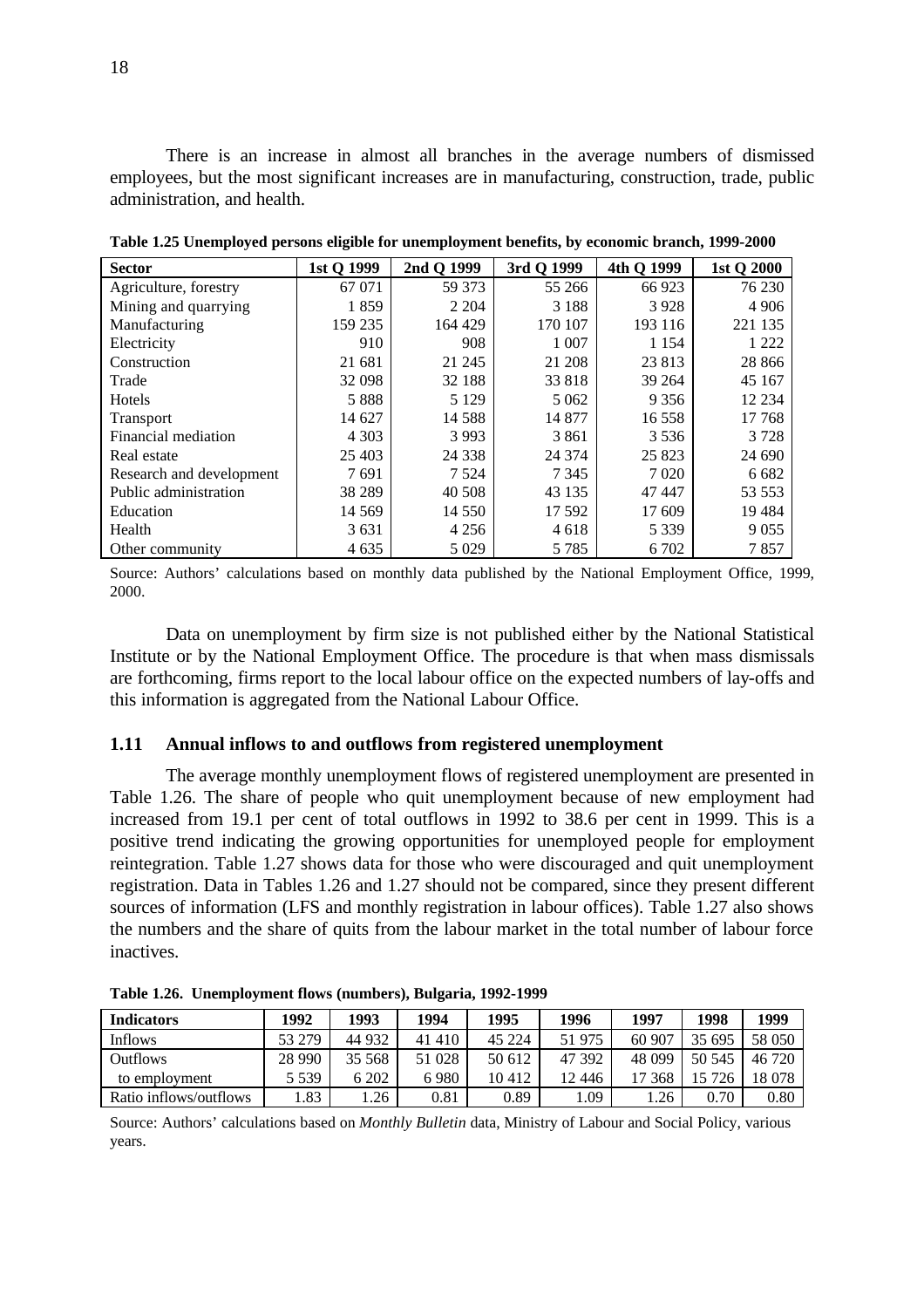There is an increase in almost all branches in the average numbers of dismissed employees, but the most significant increases are in manufacturing, construction, trade, public administration, and health.

**Table 1.25 Unemployed persons eligible for unemployment benefits, by economic branch, 1999-2000**

| Sector | 1st Q 1999 | 2nd Q 1999 | 3rd Q 1999 | 4th Q 1999 | 1st Q 2000 |
|---|---|---|---|---|---|
| Agriculture, forestry | 67 071 | 59 373 | 55 266 | 66 923 | 76 230 |
| Mining and quarrying | 1 859 | 2 204 | 3 188 | 3 928 | 4 906 |
| Manufacturing | 159 235 | 164 429 | 170 107 | 193 116 | 221 135 |
| Electricity | 910 | 908 | 1 007 | 1 154 | 1 222 |
| Construction | 21 681 | 21 245 | 21 208 | 23 813 | 28 866 |
| Trade | 32 098 | 32 188 | 33 818 | 39 264 | 45 167 |
| Hotels | 5 888 | 5 129 | 5 062 | 9 356 | 12 234 |
| Transport | 14 627 | 14 588 | 14 877 | 16 558 | 17 768 |
| Financial mediation | 4 303 | 3 993 | 3 861 | 3 536 | 3 728 |
| Real estate | 25 403 | 24 338 | 24 374 | 25 823 | 24 690 |
| Research and development | 7 691 | 7 524 | 7 345 | 7 020 | 6 682 |
| Public administration | 38 289 | 40 508 | 43 135 | 47 447 | 53 553 |
| Education | 14 569 | 14 550 | 17 592 | 17 609 | 19 484 |
| Health | 3 631 | 4 256 | 4 618 | 5 339 | 9 055 |
| Other community | 4 635 | 5 029 | 5 785 | 6 702 | 7 857 |

Source: Authors' calculations based on monthly data published by the National Employment Office, 1999, 2000.

Data on unemployment by firm size is not published either by the National Statistical Institute or by the National Employment Office. The procedure is that when mass dismissals are forthcoming, firms report to the local labour office on the expected numbers of lay-offs and this information is aggregated from the National Labour Office.

### 1.11 Annual inflows to and outflows from registered unemployment

The average monthly unemployment flows of registered unemployment are presented in Table 1.26. The share of people who quit unemployment because of new employment had increased from 19.1 per cent of total outflows in 1992 to 38.6 per cent in 1999. This is a positive trend indicating the growing opportunities for unemployed people for employment reintegration. Table 1.27 shows data for those who were discouraged and quit unemployment registration. Data in Tables 1.26 and 1.27 should not be compared, since they present different sources of information (LFS and monthly registration in labour offices). Table 1.27 also shows the numbers and the share of quits from the labour market in the total number of labour force inactives.

**Table 1.26. Unemployment flows (numbers), Bulgaria, 1992-1999**

| Indicators | 1992 | 1993 | 1994 | 1995 | 1996 | 1997 | 1998 | 1999 |
|---|---|---|---|---|---|---|---|---|
| Inflows | 53 279 | 44 932 | 41 410 | 45 224 | 51 975 | 60 907 | 35 695 | 58 050 |
| Outflows | 28 990 | 35 568 | 51 028 | 50 612 | 47 392 | 48 099 | 50 545 | 46 720 |
| to employment | 5 539 | 6 202 | 6 980 | 10 412 | 12 446 | 17 368 | 15 726 | 18 078 |
| Ratio inflows/outflows | 1.83 | 1.26 | 0.81 | 0.89 | 1.09 | 1.26 | 0.70 | 0.80 |

Source: Authors' calculations based on *Monthly Bulletin* data, Ministry of Labour and Social Policy, various years.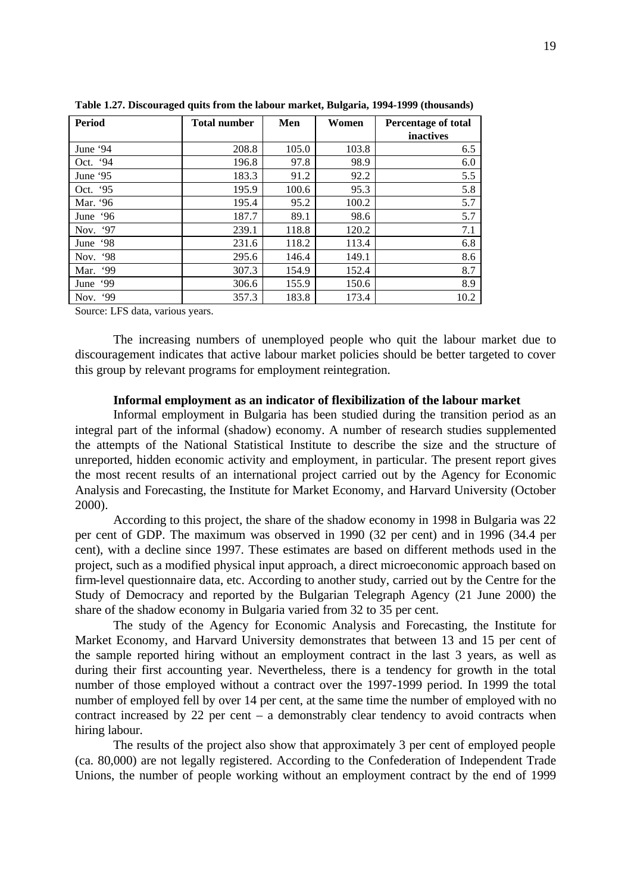**Table 1.27. Discouraged quits from the labour market, Bulgaria, 1994-1999 (thousands)**

| Period | Total number | Men | Women | Percentage of total inactives |
|---|---|---|---|---|
| June '94 | 208.8 | 105.0 | 103.8 | 6.5 |
| Oct. '94 | 196.8 | 97.8 | 98.9 | 6.0 |
| June '95 | 183.3 | 91.2 | 92.2 | 5.5 |
| Oct. '95 | 195.9 | 100.6 | 95.3 | 5.8 |
| Mar. '96 | 195.4 | 95.2 | 100.2 | 5.7 |
| June '96 | 187.7 | 89.1 | 98.6 | 5.7 |
| Nov. '97 | 239.1 | 118.8 | 120.2 | 7.1 |
| June '98 | 231.6 | 118.2 | 113.4 | 6.8 |
| Nov. '98 | 295.6 | 146.4 | 149.1 | 8.6 |
| Mar. '99 | 307.3 | 154.9 | 152.4 | 8.7 |
| June '99 | 306.6 | 155.9 | 150.6 | 8.9 |
| Nov. '99 | 357.3 | 183.8 | 173.4 | 10.2 |

Source: LFS data, various years.

The increasing numbers of unemployed people who quit the labour market due to discouragement indicates that active labour market policies should be better targeted to cover this group by relevant programs for employment reintegration.

**Informal employment as an indicator of flexibilization of the labour market**

Informal employment in Bulgaria has been studied during the transition period as an integral part of the informal (shadow) economy. A number of research studies supplemented the attempts of the National Statistical Institute to describe the size and the structure of unreported, hidden economic activity and employment, in particular. The present report gives the most recent results of an international project carried out by the Agency for Economic Analysis and Forecasting, the Institute for Market Economy, and Harvard University (October 2000).

According to this project, the share of the shadow economy in 1998 in Bulgaria was 22 per cent of GDP. The maximum was observed in 1990 (32 per cent) and in 1996 (34.4 per cent), with a decline since 1997. These estimates are based on different methods used in the project, such as a modified physical input approach, a direct microeconomic approach based on firm-level questionnaire data, etc. According to another study, carried out by the Centre for the Study of Democracy and reported by the Bulgarian Telegraph Agency (21 June 2000) the share of the shadow economy in Bulgaria varied from 32 to 35 per cent.

The study of the Agency for Economic Analysis and Forecasting, the Institute for Market Economy, and Harvard University demonstrates that between 13 and 15 per cent of the sample reported hiring without an employment contract in the last 3 years, as well as during their first accounting year. Nevertheless, there is a tendency for growth in the total number of those employed without a contract over the 1997-1999 period. In 1999 the total number of employed fell by over 14 per cent, at the same time the number of employed with no contract increased by 22 per cent – a demonstrably clear tendency to avoid contracts when hiring labour.

The results of the project also show that approximately 3 per cent of employed people (ca. 80,000) are not legally registered. According to the Confederation of Independent Trade Unions, the number of people working without an employment contract by the end of 1999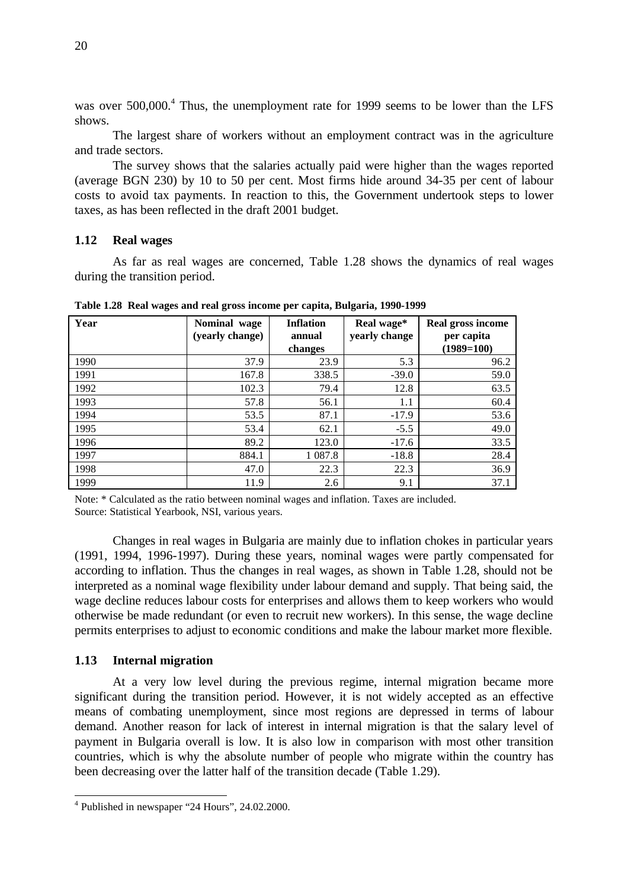was over 500,000.[4] Thus, the unemployment rate for 1999 seems to be lower than the LFS shows.

The largest share of workers without an employment contract was in the agriculture and trade sectors.

The survey shows that the salaries actually paid were higher than the wages reported (average BGN 230) by 10 to 50 per cent. Most firms hide around 34-35 per cent of labour costs to avoid tax payments. In reaction to this, the Government undertook steps to lower taxes, as has been reflected in the draft 2001 budget.

## 1.12 Real wages

As far as real wages are concerned, Table 1.28 shows the dynamics of real wages during the transition period.

**Table 1.28 Real wages and real gross income per capita, Bulgaria, 1990-1999**

| Year | Nominal wage (yearly change) | Inflation annual changes | Real wage* yearly change | Real gross income per capita (1989=100) |
|---|---|---|---|---|
| 1990 | 37.9 | 23.9 | 5.3 | 96.2 |
| 1991 | 167.8 | 338.5 | -39.0 | 59.0 |
| 1992 | 102.3 | 79.4 | 12.8 | 63.5 |
| 1993 | 57.8 | 56.1 | 1.1 | 60.4 |
| 1994 | 53.5 | 87.1 | -17.9 | 53.6 |
| 1995 | 53.4 | 62.1 | -5.5 | 49.0 |
| 1996 | 89.2 | 123.0 | -17.6 | 33.5 |
| 1997 | 884.1 | 1 087.8 | -18.8 | 28.4 |
| 1998 | 47.0 | 22.3 | 22.3 | 36.9 |
| 1999 | 11.9 | 2.6 | 9.1 | 37.1 |

Note: * Calculated as the ratio between nominal wages and inflation. Taxes are included.
Source: Statistical Yearbook, NSI, various years.

Changes in real wages in Bulgaria are mainly due to inflation chokes in particular years (1991, 1994, 1996-1997). During these years, nominal wages were partly compensated for according to inflation. Thus the changes in real wages, as shown in Table 1.28, should not be interpreted as a nominal wage flexibility under labour demand and supply. That being said, the wage decline reduces labour costs for enterprises and allows them to keep workers who would otherwise be made redundant (or even to recruit new workers). In this sense, the wage decline permits enterprises to adjust to economic conditions and make the labour market more flexible.

## 1.13 Internal migration

At a very low level during the previous regime, internal migration became more significant during the transition period. However, it is not widely accepted as an effective means of combating unemployment, since most regions are depressed in terms of labour demand. Another reason for lack of interest in internal migration is that the salary level of payment in Bulgaria overall is low. It is also low in comparison with most other transition countries, which is why the absolute number of people who migrate within the country has been decreasing over the latter half of the transition decade (Table 1.29).

[4] Published in newspaper "24 Hours", 24.02.2000.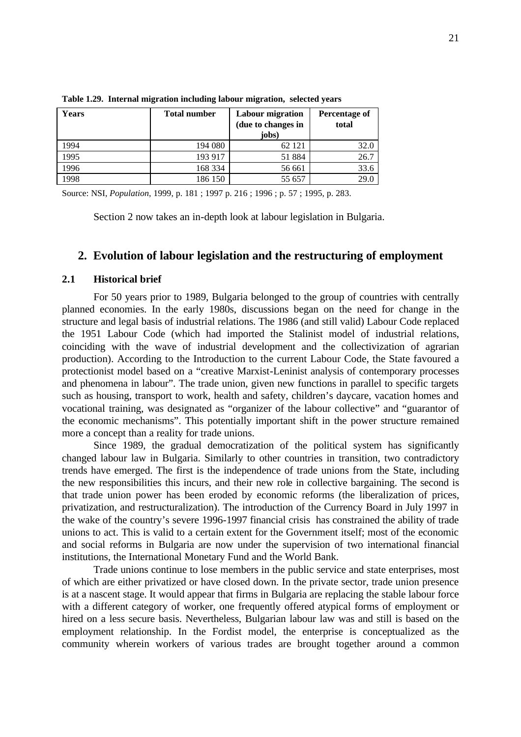**Table 1.29. Internal migration including labour migration, selected years**

| Years | Total number | Labour migration (due to changes in jobs) | Percentage of total |
|---|---|---|---|
| 1994 | 194 080 | 62 121 | 32.0 |
| 1995 | 193 917 | 51 884 | 26.7 |
| 1996 | 168 334 | 56 661 | 33.6 |
| 1998 | 186 150 | 55 657 | 29.0 |

Source: NSI, *Population*, 1999, p. 181 ; 1997 p. 216 ; 1996 ; p. 57 ; 1995, p. 283.

Section 2 now takes an in-depth look at labour legislation in Bulgaria.

## 2. Evolution of labour legislation and the restructuring of employment

### 2.1 Historical brief

For 50 years prior to 1989, Bulgaria belonged to the group of countries with centrally planned economies. In the early 1980s, discussions began on the need for change in the structure and legal basis of industrial relations. The 1986 (and still valid) Labour Code replaced the 1951 Labour Code (which had imported the Stalinist model of industrial relations, coinciding with the wave of industrial development and the collectivization of agrarian production). According to the Introduction to the current Labour Code, the State favoured a protectionist model based on a "creative Marxist-Leninist analysis of contemporary processes and phenomena in labour". The trade union, given new functions in parallel to specific targets such as housing, transport to work, health and safety, children's daycare, vacation homes and vocational training, was designated as "organizer of the labour collective" and "guarantor of the economic mechanisms". This potentially important shift in the power structure remained more a concept than a reality for trade unions.

Since 1989, the gradual democratization of the political system has significantly changed labour law in Bulgaria. Similarly to other countries in transition, two contradictory trends have emerged. The first is the independence of trade unions from the State, including the new responsibilities this incurs, and their new role in collective bargaining. The second is that trade union power has been eroded by economic reforms (the liberalization of prices, privatization, and restructuralization). The introduction of the Currency Board in July 1997 in the wake of the country's severe 1996-1997 financial crisis has constrained the ability of trade unions to act. This is valid to a certain extent for the Government itself; most of the economic and social reforms in Bulgaria are now under the supervision of two international financial institutions, the International Monetary Fund and the World Bank.

Trade unions continue to lose members in the public service and state enterprises, most of which are either privatized or have closed down. In the private sector, trade union presence is at a nascent stage. It would appear that firms in Bulgaria are replacing the stable labour force with a different category of worker, one frequently offered atypical forms of employment or hired on a less secure basis. Nevertheless, Bulgarian labour law was and still is based on the employment relationship. In the Fordist model, the enterprise is conceptualized as the community wherein workers of various trades are brought together around a common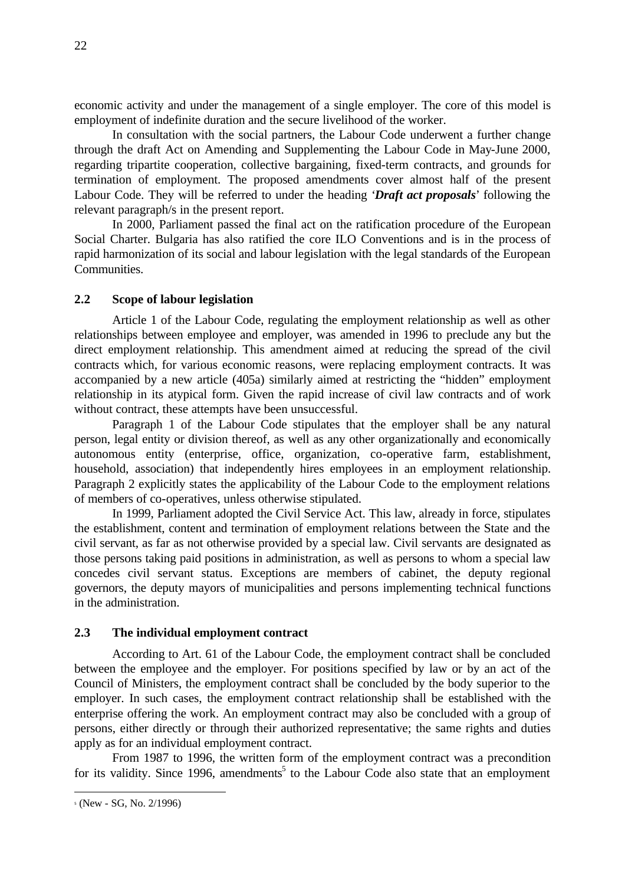economic activity and under the management of a single employer. The core of this model is employment of indefinite duration and the secure livelihood of the worker.

In consultation with the social partners, the Labour Code underwent a further change through the draft Act on Amending and Supplementing the Labour Code in May-June 2000, regarding tripartite cooperation, collective bargaining, fixed-term contracts, and grounds for termination of employment. The proposed amendments cover almost half of the present Labour Code. They will be referred to under the heading '***Draft act proposals***' following the relevant paragraph/s in the present report.

In 2000, Parliament passed the final act on the ratification procedure of the European Social Charter. Bulgaria has also ratified the core ILO Conventions and is in the process of rapid harmonization of its social and labour legislation with the legal standards of the European Communities.

## 2.2 Scope of labour legislation

Article 1 of the Labour Code, regulating the employment relationship as well as other relationships between employee and employer, was amended in 1996 to preclude any but the direct employment relationship. This amendment aimed at reducing the spread of the civil contracts which, for various economic reasons, were replacing employment contracts. It was accompanied by a new article (405a) similarly aimed at restricting the "hidden" employment relationship in its atypical form. Given the rapid increase of civil law contracts and of work without contract, these attempts have been unsuccessful.

Paragraph 1 of the Labour Code stipulates that the employer shall be any natural person, legal entity or division thereof, as well as any other organizationally and economically autonomous entity (enterprise, office, organization, co-operative farm, establishment, household, association) that independently hires employees in an employment relationship. Paragraph 2 explicitly states the applicability of the Labour Code to the employment relations of members of co-operatives, unless otherwise stipulated.

In 1999, Parliament adopted the Civil Service Act. This law, already in force, stipulates the establishment, content and termination of employment relations between the State and the civil servant, as far as not otherwise provided by a special law. Civil servants are designated as those persons taking paid positions in administration, as well as persons to whom a special law concedes civil servant status. Exceptions are members of cabinet, the deputy regional governors, the deputy mayors of municipalities and persons implementing technical functions in the administration.

## 2.3 The individual employment contract

According to Art. 61 of the Labour Code, the employment contract shall be concluded between the employee and the employer. For positions specified by law or by an act of the Council of Ministers, the employment contract shall be concluded by the body superior to the employer. In such cases, the employment contract relationship shall be established with the enterprise offering the work. An employment contract may also be concluded with a group of persons, either directly or through their authorized representative; the same rights and duties apply as for an individual employment contract.

From 1987 to 1996, the written form of the employment contract was a precondition for its validity. Since 1996, amendments[5] to the Labour Code also state that an employment

[5] (New - SG, No. 2/1996)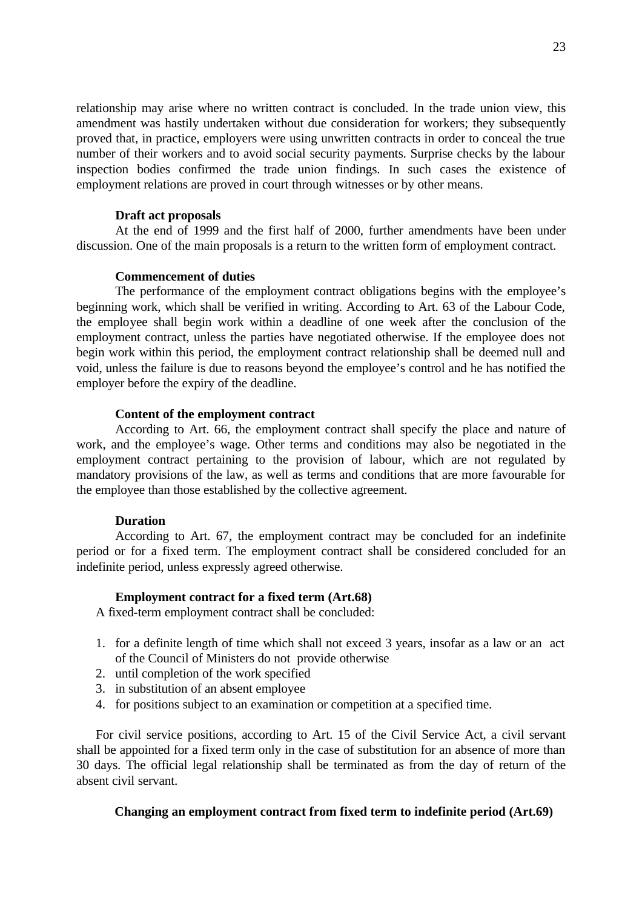relationship may arise where no written contract is concluded. In the trade union view, this amendment was hastily undertaken without due consideration for workers; they subsequently proved that, in practice, employers were using unwritten contracts in order to conceal the true number of their workers and to avoid social security payments. Surprise checks by the labour inspection bodies confirmed the trade union findings. In such cases the existence of employment relations are proved in court through witnesses or by other means.

**Draft act proposals**

At the end of 1999 and the first half of 2000, further amendments have been under discussion. One of the main proposals is a return to the written form of employment contract.

**Commencement of duties**

The performance of the employment contract obligations begins with the employee's beginning work, which shall be verified in writing. According to Art. 63 of the Labour Code, the employee shall begin work within a deadline of one week after the conclusion of the employment contract, unless the parties have negotiated otherwise. If the employee does not begin work within this period, the employment contract relationship shall be deemed null and void, unless the failure is due to reasons beyond the employee's control and he has notified the employer before the expiry of the deadline.

**Content of the employment contract**

According to Art. 66, the employment contract shall specify the place and nature of work, and the employee's wage. Other terms and conditions may also be negotiated in the employment contract pertaining to the provision of labour, which are not regulated by mandatory provisions of the law, as well as terms and conditions that are more favourable for the employee than those established by the collective agreement.

**Duration**

According to Art. 67, the employment contract may be concluded for an indefinite period or for a fixed term. The employment contract shall be considered concluded for an indefinite period, unless expressly agreed otherwise.

**Employment contract for a fixed term (Art.68)**

A fixed-term employment contract shall be concluded:

1. for a definite length of time which shall not exceed 3 years, insofar as a law or an act of the Council of Ministers do not provide otherwise
2. until completion of the work specified
3. in substitution of an absent employee
4. for positions subject to an examination or competition at a specified time.

For civil service positions, according to Art. 15 of the Civil Service Act, a civil servant shall be appointed for a fixed term only in the case of substitution for an absence of more than 30 days. The official legal relationship shall be terminated as from the day of return of the absent civil servant.

**Changing an employment contract from fixed term to indefinite period (Art.69)**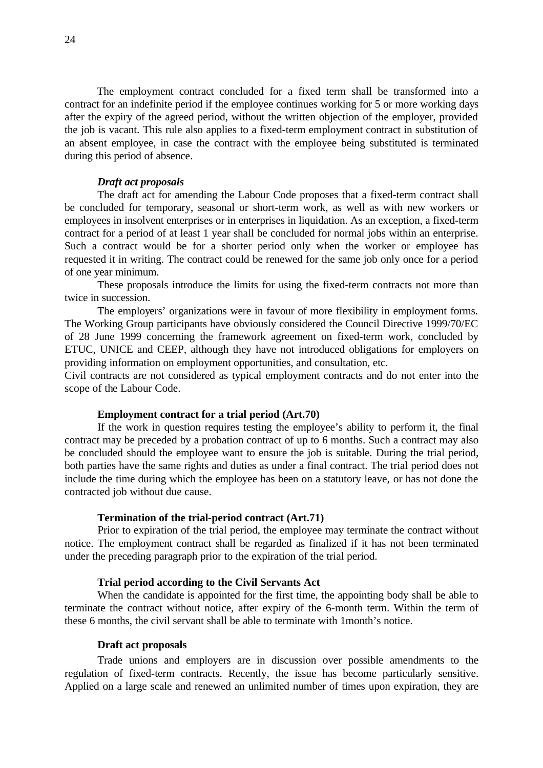The employment contract concluded for a fixed term shall be transformed into a contract for an indefinite period if the employee continues working for 5 or more working days after the expiry of the agreed period, without the written objection of the employer, provided the job is vacant. This rule also applies to a fixed-term employment contract in substitution of an absent employee, in case the contract with the employee being substituted is terminated during this period of absence.

***Draft act proposals***

The draft act for amending the Labour Code proposes that a fixed-term contract shall be concluded for temporary, seasonal or short-term work, as well as with new workers or employees in insolvent enterprises or in enterprises in liquidation. As an exception, a fixed-term contract for a period of at least 1 year shall be concluded for normal jobs within an enterprise. Such a contract would be for a shorter period only when the worker or employee has requested it in writing. The contract could be renewed for the same job only once for a period of one year minimum.

These proposals introduce the limits for using the fixed-term contracts not more than twice in succession.

The employers' organizations were in favour of more flexibility in employment forms. The Working Group participants have obviously considered the Council Directive 1999/70/EC of 28 June 1999 concerning the framework agreement on fixed-term work, concluded by ETUC, UNICE and CEEP, although they have not introduced obligations for employers on providing information on employment opportunities, and consultation, etc.

Civil contracts are not considered as typical employment contracts and do not enter into the scope of the Labour Code.

**Employment contract for a trial period (Art.70)**

If the work in question requires testing the employee's ability to perform it, the final contract may be preceded by a probation contract of up to 6 months. Such a contract may also be concluded should the employee want to ensure the job is suitable. During the trial period, both parties have the same rights and duties as under a final contract. The trial period does not include the time during which the employee has been on a statutory leave, or has not done the contracted job without due cause.

**Termination of the trial-period contract (Art.71)**

Prior to expiration of the trial period, the employee may terminate the contract without notice. The employment contract shall be regarded as finalized if it has not been terminated under the preceding paragraph prior to the expiration of the trial period.

**Trial period according to the Civil Servants Act**

When the candidate is appointed for the first time, the appointing body shall be able to terminate the contract without notice, after expiry of the 6-month term. Within the term of these 6 months, the civil servant shall be able to terminate with 1month's notice.

**Draft act proposals**

Trade unions and employers are in discussion over possible amendments to the regulation of fixed-term contracts. Recently, the issue has become particularly sensitive. Applied on a large scale and renewed an unlimited number of times upon expiration, they are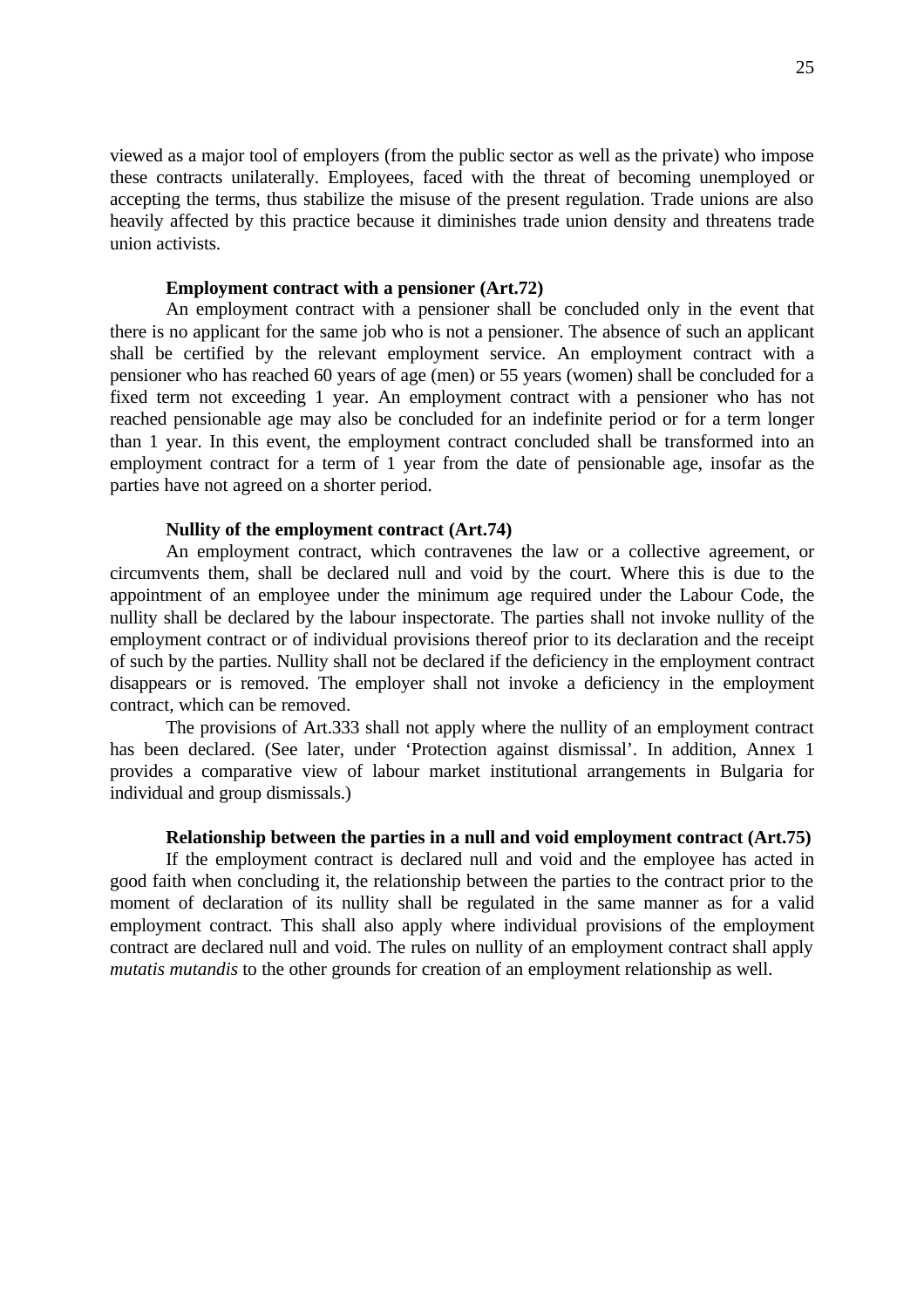viewed as a major tool of employers (from the public sector as well as the private) who impose these contracts unilaterally. Employees, faced with the threat of becoming unemployed or accepting the terms, thus stabilize the misuse of the present regulation. Trade unions are also heavily affected by this practice because it diminishes trade union density and threatens trade union activists.

**Employment contract with a pensioner (Art.72)**

An employment contract with a pensioner shall be concluded only in the event that there is no applicant for the same job who is not a pensioner. The absence of such an applicant shall be certified by the relevant employment service. An employment contract with a pensioner who has reached 60 years of age (men) or 55 years (women) shall be concluded for a fixed term not exceeding 1 year. An employment contract with a pensioner who has not reached pensionable age may also be concluded for an indefinite period or for a term longer than 1 year. In this event, the employment contract concluded shall be transformed into an employment contract for a term of 1 year from the date of pensionable age, insofar as the parties have not agreed on a shorter period.

**Nullity of the employment contract (Art.74)**

An employment contract, which contravenes the law or a collective agreement, or circumvents them, shall be declared null and void by the court. Where this is due to the appointment of an employee under the minimum age required under the Labour Code, the nullity shall be declared by the labour inspectorate. The parties shall not invoke nullity of the employment contract or of individual provisions thereof prior to its declaration and the receipt of such by the parties. Nullity shall not be declared if the deficiency in the employment contract disappears or is removed. The employer shall not invoke a deficiency in the employment contract, which can be removed.

The provisions of Art.333 shall not apply where the nullity of an employment contract has been declared. (See later, under 'Protection against dismissal'. In addition, Annex 1 provides a comparative view of labour market institutional arrangements in Bulgaria for individual and group dismissals.)

**Relationship between the parties in a null and void employment contract (Art.75)**

If the employment contract is declared null and void and the employee has acted in good faith when concluding it, the relationship between the parties to the contract prior to the moment of declaration of its nullity shall be regulated in the same manner as for a valid employment contract. This shall also apply where individual provisions of the employment contract are declared null and void. The rules on nullity of an employment contract shall apply *mutatis mutandis* to the other grounds for creation of an employment relationship as well.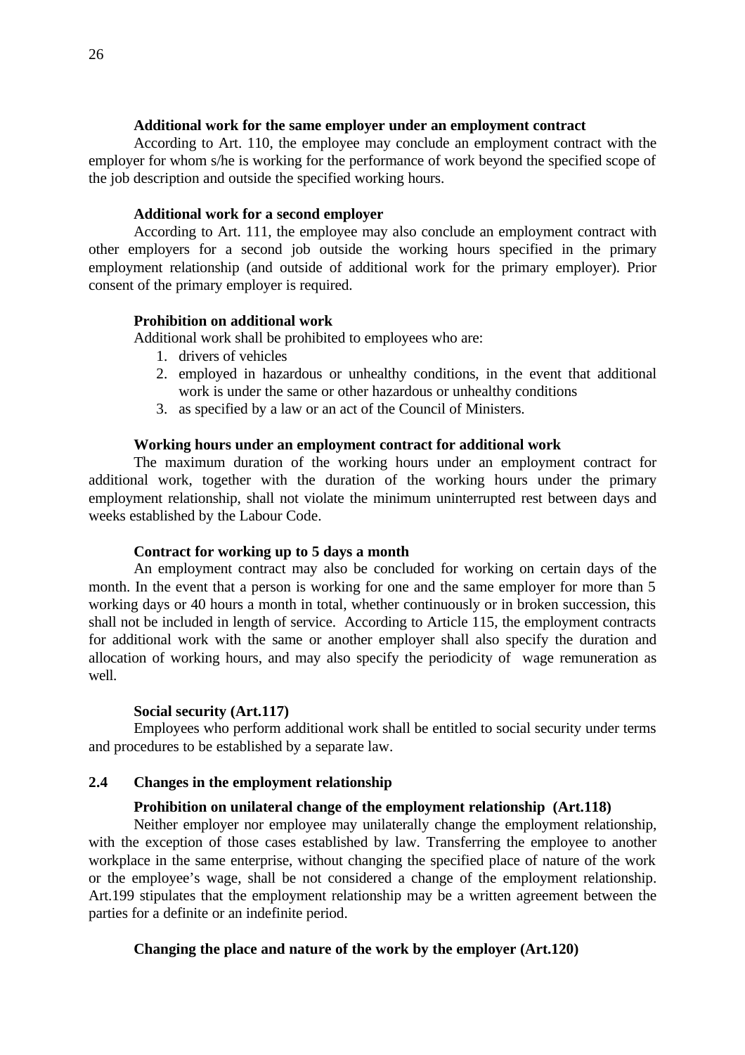**Additional work for the same employer under an employment contract**

According to Art. 110, the employee may conclude an employment contract with the employer for whom s/he is working for the performance of work beyond the specified scope of the job description and outside the specified working hours.

**Additional work for a second employer**

According to Art. 111, the employee may also conclude an employment contract with other employers for a second job outside the working hours specified in the primary employment relationship (and outside of additional work for the primary employer). Prior consent of the primary employer is required.

**Prohibition on additional work**

Additional work shall be prohibited to employees who are:

1. drivers of vehicles
2. employed in hazardous or unhealthy conditions, in the event that additional work is under the same or other hazardous or unhealthy conditions
3. as specified by a law or an act of the Council of Ministers.

**Working hours under an employment contract for additional work**

The maximum duration of the working hours under an employment contract for additional work, together with the duration of the working hours under the primary employment relationship, shall not violate the minimum uninterrupted rest between days and weeks established by the Labour Code.

**Contract for working up to 5 days a month**

An employment contract may also be concluded for working on certain days of the month. In the event that a person is working for one and the same employer for more than 5 working days or 40 hours a month in total, whether continuously or in broken succession, this shall not be included in length of service. According to Article 115, the employment contracts for additional work with the same or another employer shall also specify the duration and allocation of working hours, and may also specify the periodicity of wage remuneration as well.

**Social security (Art.117)**

Employees who perform additional work shall be entitled to social security under terms and procedures to be established by a separate law.

## 2.4 Changes in the employment relationship

**Prohibition on unilateral change of the employment relationship (Art.118)**

Neither employer nor employee may unilaterally change the employment relationship, with the exception of those cases established by law. Transferring the employee to another workplace in the same enterprise, without changing the specified place of nature of the work or the employee's wage, shall be not considered a change of the employment relationship. Art.199 stipulates that the employment relationship may be a written agreement between the parties for a definite or an indefinite period.

**Changing the place and nature of the work by the employer (Art.120)**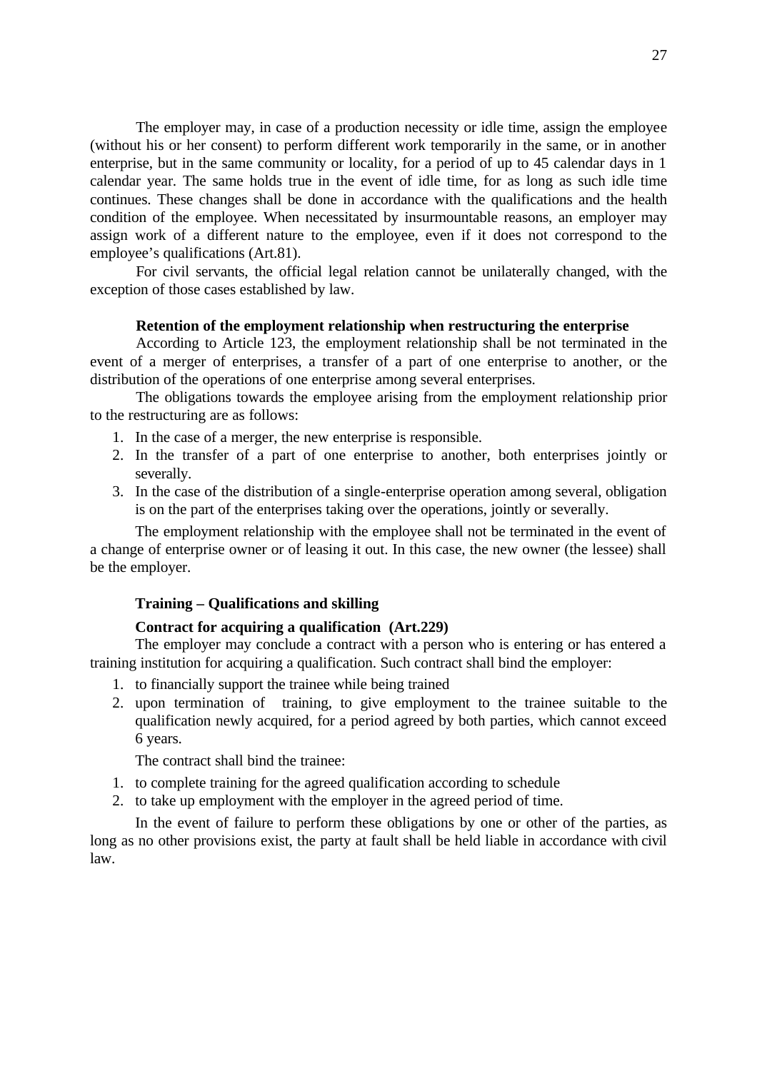The employer may, in case of a production necessity or idle time, assign the employee (without his or her consent) to perform different work temporarily in the same, or in another enterprise, but in the same community or locality, for a period of up to 45 calendar days in 1 calendar year. The same holds true in the event of idle time, for as long as such idle time continues. These changes shall be done in accordance with the qualifications and the health condition of the employee. When necessitated by insurmountable reasons, an employer may assign work of a different nature to the employee, even if it does not correspond to the employee's qualifications (Art.81).

For civil servants, the official legal relation cannot be unilaterally changed, with the exception of those cases established by law.

**Retention of the employment relationship when restructuring the enterprise**

According to Article 123, the employment relationship shall be not terminated in the event of a merger of enterprises, a transfer of a part of one enterprise to another, or the distribution of the operations of one enterprise among several enterprises.

The obligations towards the employee arising from the employment relationship prior to the restructuring are as follows:

1. In the case of a merger, the new enterprise is responsible.
2. In the transfer of a part of one enterprise to another, both enterprises jointly or severally.
3. In the case of the distribution of a single-enterprise operation among several, obligation is on the part of the enterprises taking over the operations, jointly or severally.

The employment relationship with the employee shall not be terminated in the event of a change of enterprise owner or of leasing it out. In this case, the new owner (the lessee) shall be the employer.

**Training – Qualifications and skilling**

**Contract for acquiring a qualification (Art.229)**

The employer may conclude a contract with a person who is entering or has entered a training institution for acquiring a qualification. Such contract shall bind the employer:

1. to financially support the trainee while being trained
2. upon termination of training, to give employment to the trainee suitable to the qualification newly acquired, for a period agreed by both parties, which cannot exceed 6 years.

The contract shall bind the trainee:

1. to complete training for the agreed qualification according to schedule
2. to take up employment with the employer in the agreed period of time.

In the event of failure to perform these obligations by one or other of the parties, as long as no other provisions exist, the party at fault shall be held liable in accordance with civil law.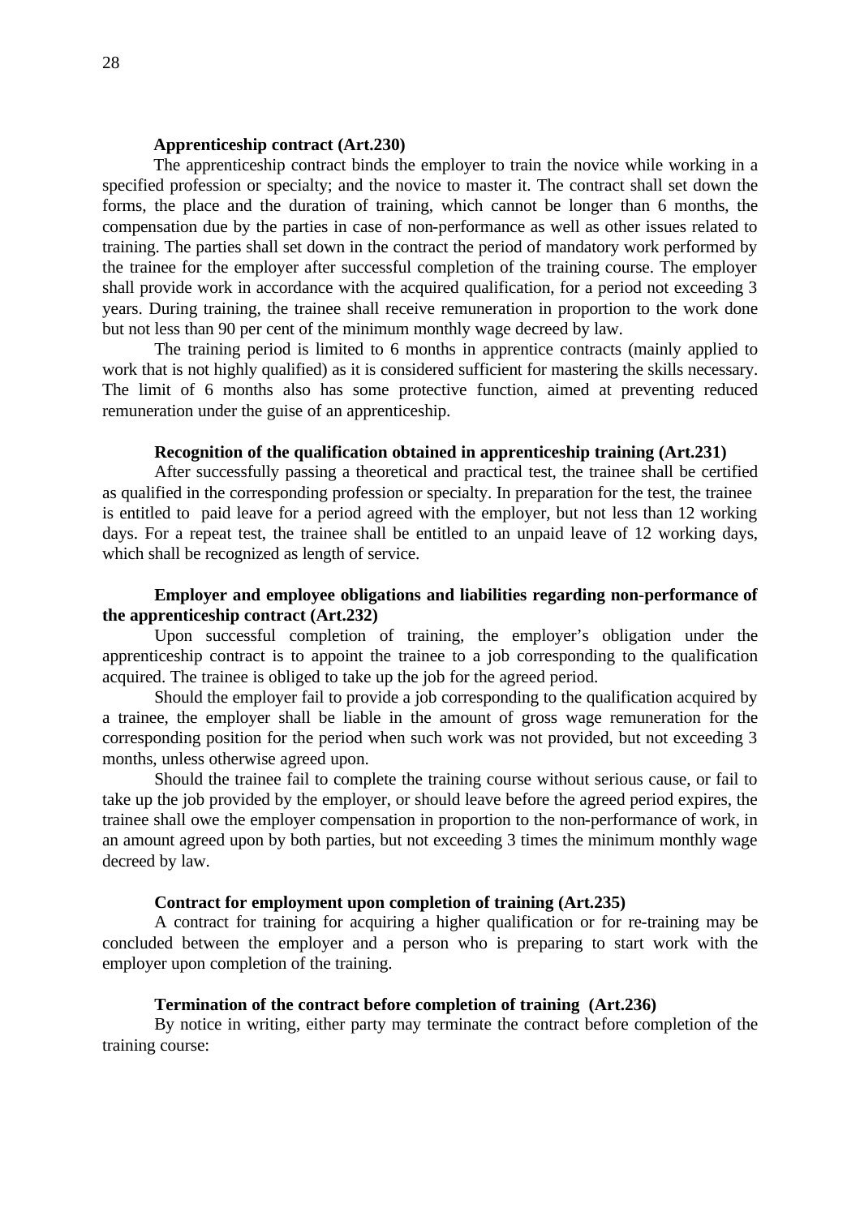**Apprenticeship contract (Art.230)**

The apprenticeship contract binds the employer to train the novice while working in a specified profession or specialty; and the novice to master it. The contract shall set down the forms, the place and the duration of training, which cannot be longer than 6 months, the compensation due by the parties in case of non-performance as well as other issues related to training. The parties shall set down in the contract the period of mandatory work performed by the trainee for the employer after successful completion of the training course. The employer shall provide work in accordance with the acquired qualification, for a period not exceeding 3 years. During training, the trainee shall receive remuneration in proportion to the work done but not less than 90 per cent of the minimum monthly wage decreed by law.

The training period is limited to 6 months in apprentice contracts (mainly applied to work that is not highly qualified) as it is considered sufficient for mastering the skills necessary. The limit of 6 months also has some protective function, aimed at preventing reduced remuneration under the guise of an apprenticeship.

**Recognition of the qualification obtained in apprenticeship training (Art.231)**

After successfully passing a theoretical and practical test, the trainee shall be certified as qualified in the corresponding profession or specialty. In preparation for the test, the trainee is entitled to paid leave for a period agreed with the employer, but not less than 12 working days. For a repeat test, the trainee shall be entitled to an unpaid leave of 12 working days, which shall be recognized as length of service.

**Employer and employee obligations and liabilities regarding non-performance of the apprenticeship contract (Art.232)**

Upon successful completion of training, the employer's obligation under the apprenticeship contract is to appoint the trainee to a job corresponding to the qualification acquired. The trainee is obliged to take up the job for the agreed period.

Should the employer fail to provide a job corresponding to the qualification acquired by a trainee, the employer shall be liable in the amount of gross wage remuneration for the corresponding position for the period when such work was not provided, but not exceeding 3 months, unless otherwise agreed upon.

Should the trainee fail to complete the training course without serious cause, or fail to take up the job provided by the employer, or should leave before the agreed period expires, the trainee shall owe the employer compensation in proportion to the non-performance of work, in an amount agreed upon by both parties, but not exceeding 3 times the minimum monthly wage decreed by law.

**Contract for employment upon completion of training (Art.235)**

A contract for training for acquiring a higher qualification or for re-training may be concluded between the employer and a person who is preparing to start work with the employer upon completion of the training.

**Termination of the contract before completion of training (Art.236)**

By notice in writing, either party may terminate the contract before completion of the training course: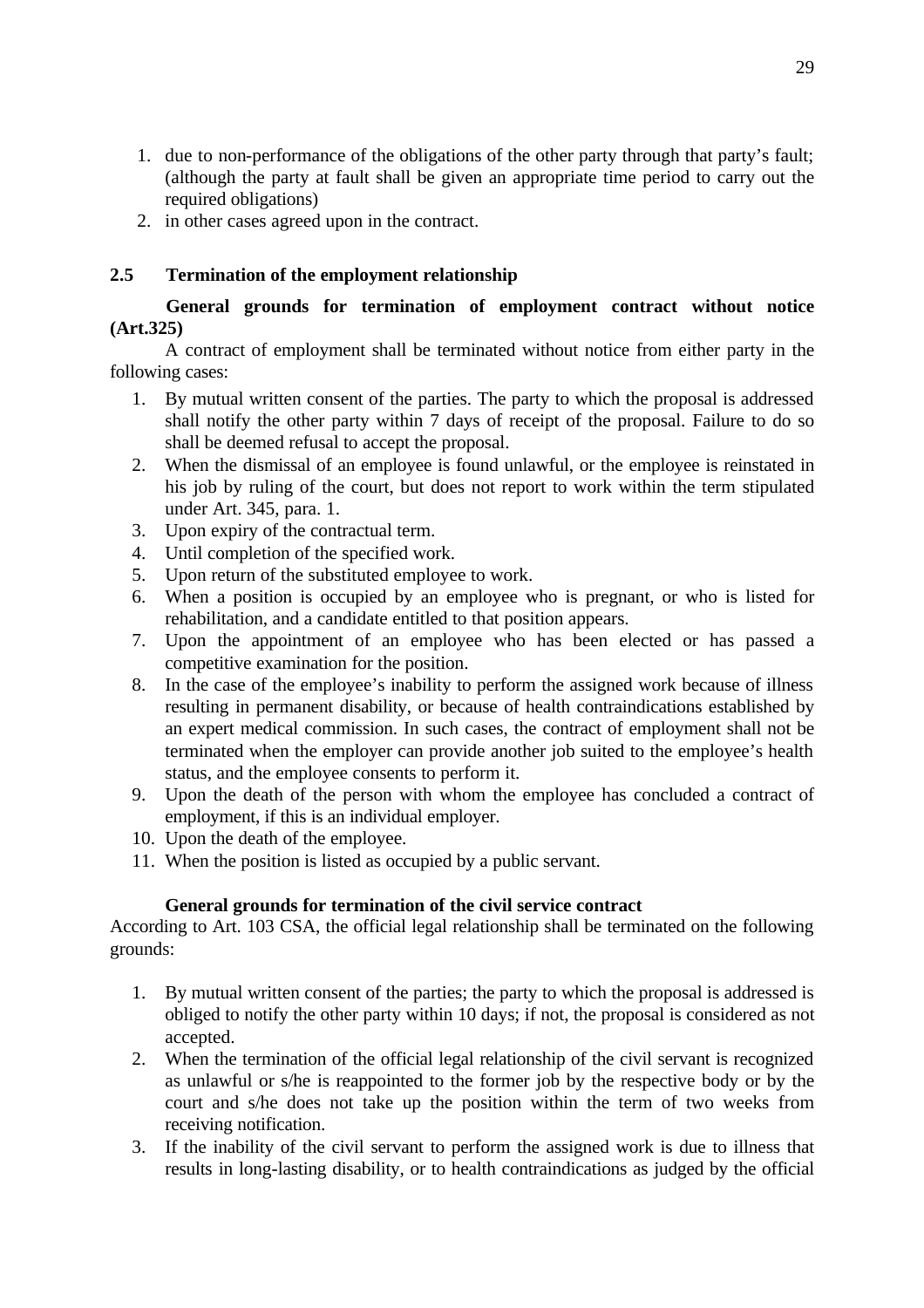1. due to non-performance of the obligations of the other party through that party's fault; (although the party at fault shall be given an appropriate time period to carry out the required obligations)
2. in other cases agreed upon in the contract.

## 2.5 Termination of the employment relationship

**General grounds for termination of employment contract without notice (Art.325)**

A contract of employment shall be terminated without notice from either party in the following cases:

1. By mutual written consent of the parties. The party to which the proposal is addressed shall notify the other party within 7 days of receipt of the proposal. Failure to do so shall be deemed refusal to accept the proposal.
2. When the dismissal of an employee is found unlawful, or the employee is reinstated in his job by ruling of the court, but does not report to work within the term stipulated under Art. 345, para. 1.
3. Upon expiry of the contractual term.
4. Until completion of the specified work.
5. Upon return of the substituted employee to work.
6. When a position is occupied by an employee who is pregnant, or who is listed for rehabilitation, and a candidate entitled to that position appears.
7. Upon the appointment of an employee who has been elected or has passed a competitive examination for the position.
8. In the case of the employee's inability to perform the assigned work because of illness resulting in permanent disability, or because of health contraindications established by an expert medical commission. In such cases, the contract of employment shall not be terminated when the employer can provide another job suited to the employee's health status, and the employee consents to perform it.
9. Upon the death of the person with whom the employee has concluded a contract of employment, if this is an individual employer.
10. Upon the death of the employee.
11. When the position is listed as occupied by a public servant.

**General grounds for termination of the civil service contract**

According to Art. 103 CSA, the official legal relationship shall be terminated on the following grounds:

1. By mutual written consent of the parties; the party to which the proposal is addressed is obliged to notify the other party within 10 days; if not, the proposal is considered as not accepted.
2. When the termination of the official legal relationship of the civil servant is recognized as unlawful or s/he is reappointed to the former job by the respective body or by the court and s/he does not take up the position within the term of two weeks from receiving notification.
3. If the inability of the civil servant to perform the assigned work is due to illness that results in long-lasting disability, or to health contraindications as judged by the official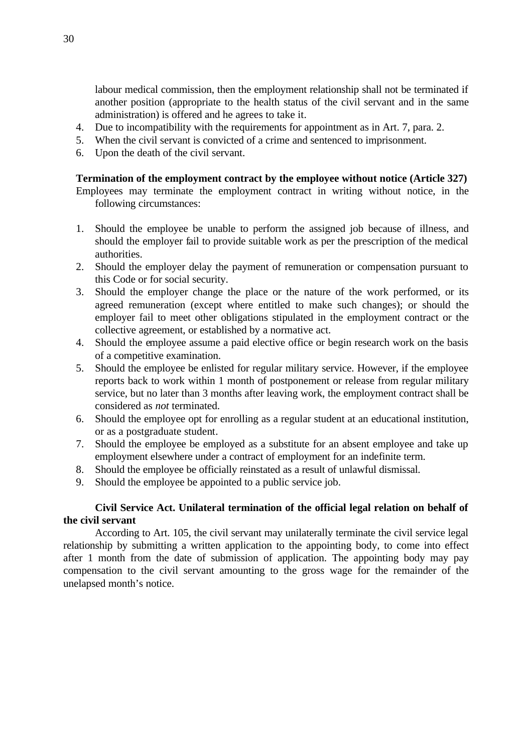labour medical commission, then the employment relationship shall not be terminated if another position (appropriate to the health status of the civil servant and in the same administration) is offered and he agrees to take it.

4. Due to incompatibility with the requirements for appointment as in Art. 7, para. 2.
5. When the civil servant is convicted of a crime and sentenced to imprisonment.
6. Upon the death of the civil servant.

**Termination of the employment contract by the employee without notice (Article 327)**

Employees may terminate the employment contract in writing without notice, in the following circumstances:

1. Should the employee be unable to perform the assigned job because of illness, and should the employer fail to provide suitable work as per the prescription of the medical authorities.
2. Should the employer delay the payment of remuneration or compensation pursuant to this Code or for social security.
3. Should the employer change the place or the nature of the work performed, or its agreed remuneration (except where entitled to make such changes); or should the employer fail to meet other obligations stipulated in the employment contract or the collective agreement, or established by a normative act.
4. Should the employee assume a paid elective office or begin research work on the basis of a competitive examination.
5. Should the employee be enlisted for regular military service. However, if the employee reports back to work within 1 month of postponement or release from regular military service, but no later than 3 months after leaving work, the employment contract shall be considered as *not* terminated.
6. Should the employee opt for enrolling as a regular student at an educational institution, or as a postgraduate student.
7. Should the employee be employed as a substitute for an absent employee and take up employment elsewhere under a contract of employment for an indefinite term.
8. Should the employee be officially reinstated as a result of unlawful dismissal.
9. Should the employee be appointed to a public service job.

**Civil Service Act. Unilateral termination of the official legal relation on behalf of the civil servant**

According to Art. 105, the civil servant may unilaterally terminate the civil service legal relationship by submitting a written application to the appointing body, to come into effect after 1 month from the date of submission of application. The appointing body may pay compensation to the civil servant amounting to the gross wage for the remainder of the unelapsed month's notice.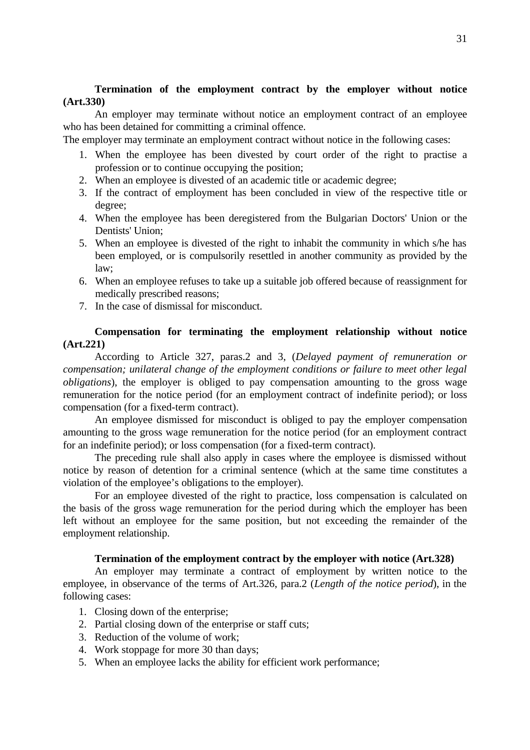**Termination of the employment contract by the employer without notice (Art.330)**

An employer may terminate without notice an employment contract of an employee who has been detained for committing a criminal offence.

The employer may terminate an employment contract without notice in the following cases:

1. When the employee has been divested by court order of the right to practise a profession or to continue occupying the position;
2. When an employee is divested of an academic title or academic degree;
3. If the contract of employment has been concluded in view of the respective title or degree;
4. When the employee has been deregistered from the Bulgarian Doctors' Union or the Dentists' Union;
5. When an employee is divested of the right to inhabit the community in which s/he has been employed, or is compulsorily resettled in another community as provided by the law;
6. When an employee refuses to take up a suitable job offered because of reassignment for medically prescribed reasons;
7. In the case of dismissal for misconduct.

**Compensation for terminating the employment relationship without notice (Art.221)**

According to Article 327, paras.2 and 3, (*Delayed payment of remuneration or compensation; unilateral change of the employment conditions or failure to meet other legal obligations*), the employer is obliged to pay compensation amounting to the gross wage remuneration for the notice period (for an employment contract of indefinite period); or loss compensation (for a fixed-term contract).

An employee dismissed for misconduct is obliged to pay the employer compensation amounting to the gross wage remuneration for the notice period (for an employment contract for an indefinite period); or loss compensation (for a fixed-term contract).

The preceding rule shall also apply in cases where the employee is dismissed without notice by reason of detention for a criminal sentence (which at the same time constitutes a violation of the employee's obligations to the employer).

For an employee divested of the right to practice, loss compensation is calculated on the basis of the gross wage remuneration for the period during which the employer has been left without an employee for the same position, but not exceeding the remainder of the employment relationship.

**Termination of the employment contract by the employer with notice (Art.328)**

An employer may terminate a contract of employment by written notice to the employee, in observance of the terms of Art.326, para.2 (*Length of the notice period*), in the following cases:

1. Closing down of the enterprise;
2. Partial closing down of the enterprise or staff cuts;
3. Reduction of the volume of work;
4. Work stoppage for more 30 than days;
5. When an employee lacks the ability for efficient work performance;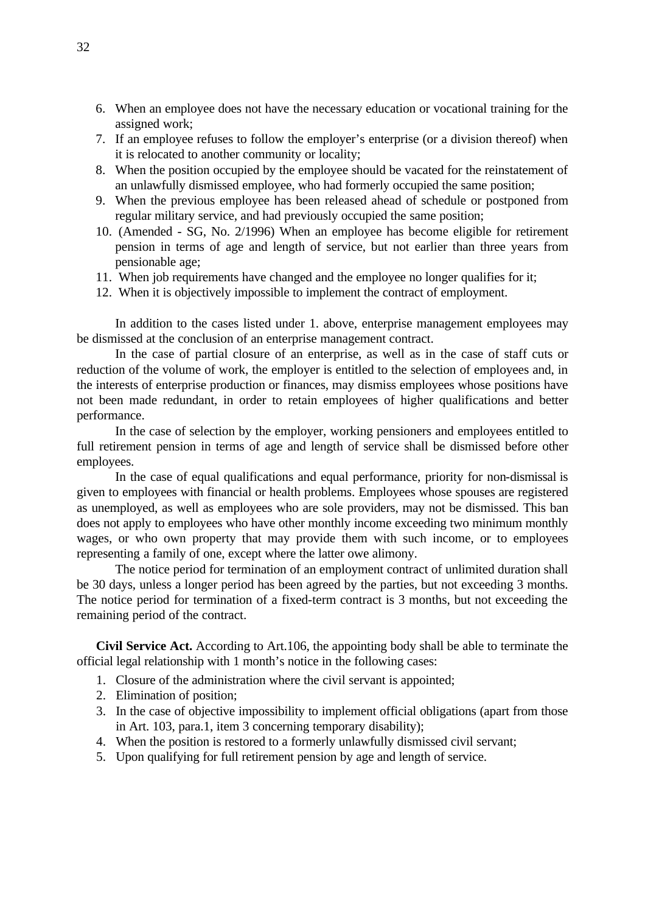6. When an employee does not have the necessary education or vocational training for the assigned work;
7. If an employee refuses to follow the employer's enterprise (or a division thereof) when it is relocated to another community or locality;
8. When the position occupied by the employee should be vacated for the reinstatement of an unlawfully dismissed employee, who had formerly occupied the same position;
9. When the previous employee has been released ahead of schedule or postponed from regular military service, and had previously occupied the same position;
10. (Amended - SG, No. 2/1996) When an employee has become eligible for retirement pension in terms of age and length of service, but not earlier than three years from pensionable age;
11. When job requirements have changed and the employee no longer qualifies for it;
12. When it is objectively impossible to implement the contract of employment.

In addition to the cases listed under 1. above, enterprise management employees may be dismissed at the conclusion of an enterprise management contract.

In the case of partial closure of an enterprise, as well as in the case of staff cuts or reduction of the volume of work, the employer is entitled to the selection of employees and, in the interests of enterprise production or finances, may dismiss employees whose positions have not been made redundant, in order to retain employees of higher qualifications and better performance.

In the case of selection by the employer, working pensioners and employees entitled to full retirement pension in terms of age and length of service shall be dismissed before other employees.

In the case of equal qualifications and equal performance, priority for non-dismissal is given to employees with financial or health problems. Employees whose spouses are registered as unemployed, as well as employees who are sole providers, may not be dismissed. This ban does not apply to employees who have other monthly income exceeding two minimum monthly wages, or who own property that may provide them with such income, or to employees representing a family of one, except where the latter owe alimony.

The notice period for termination of an employment contract of unlimited duration shall be 30 days, unless a longer period has been agreed by the parties, but not exceeding 3 months. The notice period for termination of a fixed-term contract is 3 months, but not exceeding the remaining period of the contract.

**Civil Service Act.** According to Art.106, the appointing body shall be able to terminate the official legal relationship with 1 month's notice in the following cases:

1. Closure of the administration where the civil servant is appointed;
2. Elimination of position;
3. In the case of objective impossibility to implement official obligations (apart from those in Art. 103, para.1, item 3 concerning temporary disability);
4. When the position is restored to a formerly unlawfully dismissed civil servant;
5. Upon qualifying for full retirement pension by age and length of service.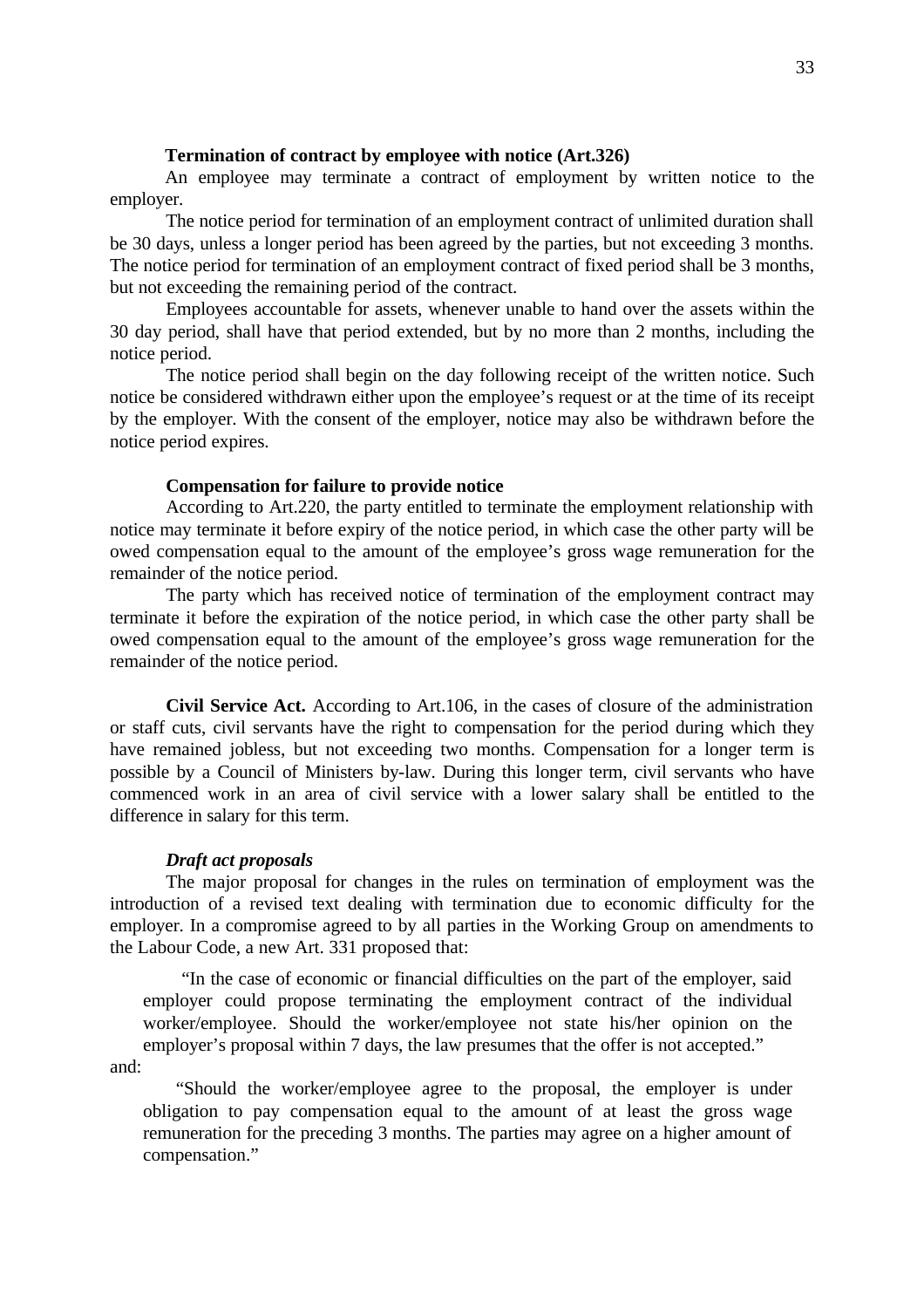**Termination of contract by employee with notice (Art.326)**

An employee may terminate a contract of employment by written notice to the employer.

The notice period for termination of an employment contract of unlimited duration shall be 30 days, unless a longer period has been agreed by the parties, but not exceeding 3 months. The notice period for termination of an employment contract of fixed period shall be 3 months, but not exceeding the remaining period of the contract.

Employees accountable for assets, whenever unable to hand over the assets within the 30 day period, shall have that period extended, but by no more than 2 months, including the notice period.

The notice period shall begin on the day following receipt of the written notice. Such notice be considered withdrawn either upon the employee's request or at the time of its receipt by the employer. With the consent of the employer, notice may also be withdrawn before the notice period expires.

**Compensation for failure to provide notice**

According to Art.220, the party entitled to terminate the employment relationship with notice may terminate it before expiry of the notice period, in which case the other party will be owed compensation equal to the amount of the employee's gross wage remuneration for the remainder of the notice period.

The party which has received notice of termination of the employment contract may terminate it before the expiration of the notice period, in which case the other party shall be owed compensation equal to the amount of the employee's gross wage remuneration for the remainder of the notice period.

**Civil Service Act.** According to Art.106, in the cases of closure of the administration or staff cuts, civil servants have the right to compensation for the period during which they have remained jobless, but not exceeding two months. Compensation for a longer term is possible by a Council of Ministers by-law. During this longer term, civil servants who have commenced work in an area of civil service with a lower salary shall be entitled to the difference in salary for this term.

***Draft act proposals***

The major proposal for changes in the rules on termination of employment was the introduction of a revised text dealing with termination due to economic difficulty for the employer. In a compromise agreed to by all parties in the Working Group on amendments to the Labour Code, a new Art. 331 proposed that:

> "In the case of economic or financial difficulties on the part of the employer, said employer could propose terminating the employment contract of the individual worker/employee. Should the worker/employee not state his/her opinion on the employer's proposal within 7 days, the law presumes that the offer is not accepted."

and:

> "Should the worker/employee agree to the proposal, the employer is under obligation to pay compensation equal to the amount of at least the gross wage remuneration for the preceding 3 months. The parties may agree on a higher amount of compensation."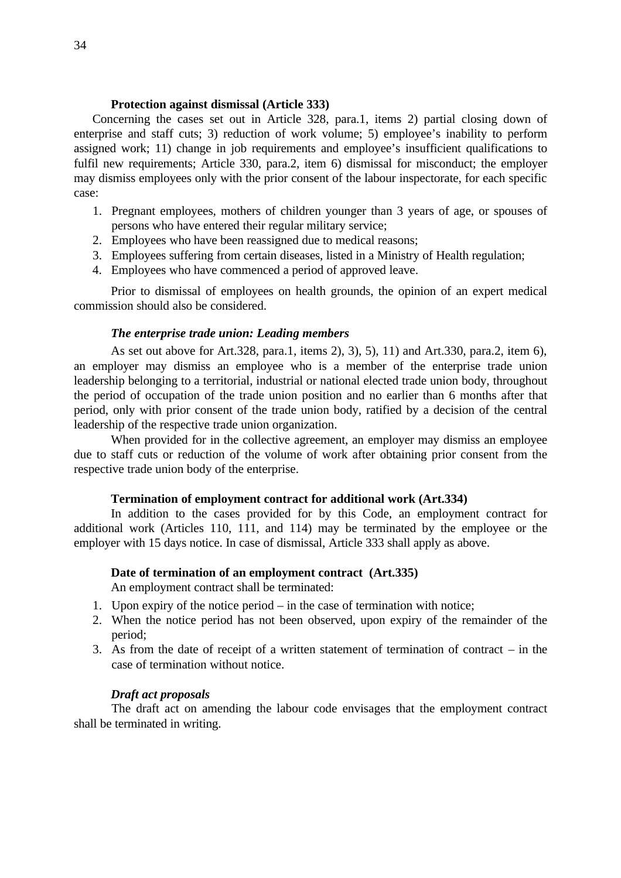**Protection against dismissal (Article 333)**

Concerning the cases set out in Article 328, para.1, items 2) partial closing down of enterprise and staff cuts; 3) reduction of work volume; 5) employee's inability to perform assigned work; 11) change in job requirements and employee's insufficient qualifications to fulfil new requirements; Article 330, para.2, item 6) dismissal for misconduct; the employer may dismiss employees only with the prior consent of the labour inspectorate, for each specific case:

1. Pregnant employees, mothers of children younger than 3 years of age, or spouses of persons who have entered their regular military service;
2. Employees who have been reassigned due to medical reasons;
3. Employees suffering from certain diseases, listed in a Ministry of Health regulation;
4. Employees who have commenced a period of approved leave.

Prior to dismissal of employees on health grounds, the opinion of an expert medical commission should also be considered.

***The enterprise trade union: Leading members***

As set out above for Art.328, para.1, items 2), 3), 5), 11) and Art.330, para.2, item 6), an employer may dismiss an employee who is a member of the enterprise trade union leadership belonging to a territorial, industrial or national elected trade union body, throughout the period of occupation of the trade union position and no earlier than 6 months after that period, only with prior consent of the trade union body, ratified by a decision of the central leadership of the respective trade union organization.

When provided for in the collective agreement, an employer may dismiss an employee due to staff cuts or reduction of the volume of work after obtaining prior consent from the respective trade union body of the enterprise.

**Termination of employment contract for additional work (Art.334)**

In addition to the cases provided for by this Code, an employment contract for additional work (Articles 110, 111, and 114) may be terminated by the employee or the employer with 15 days notice. In case of dismissal, Article 333 shall apply as above.

**Date of termination of an employment contract (Art.335)**

An employment contract shall be terminated:

1. Upon expiry of the notice period – in the case of termination with notice;
2. When the notice period has not been observed, upon expiry of the remainder of the period;
3. As from the date of receipt of a written statement of termination of contract – in the case of termination without notice.

***Draft act proposals***

The draft act on amending the labour code envisages that the employment contract shall be terminated in writing.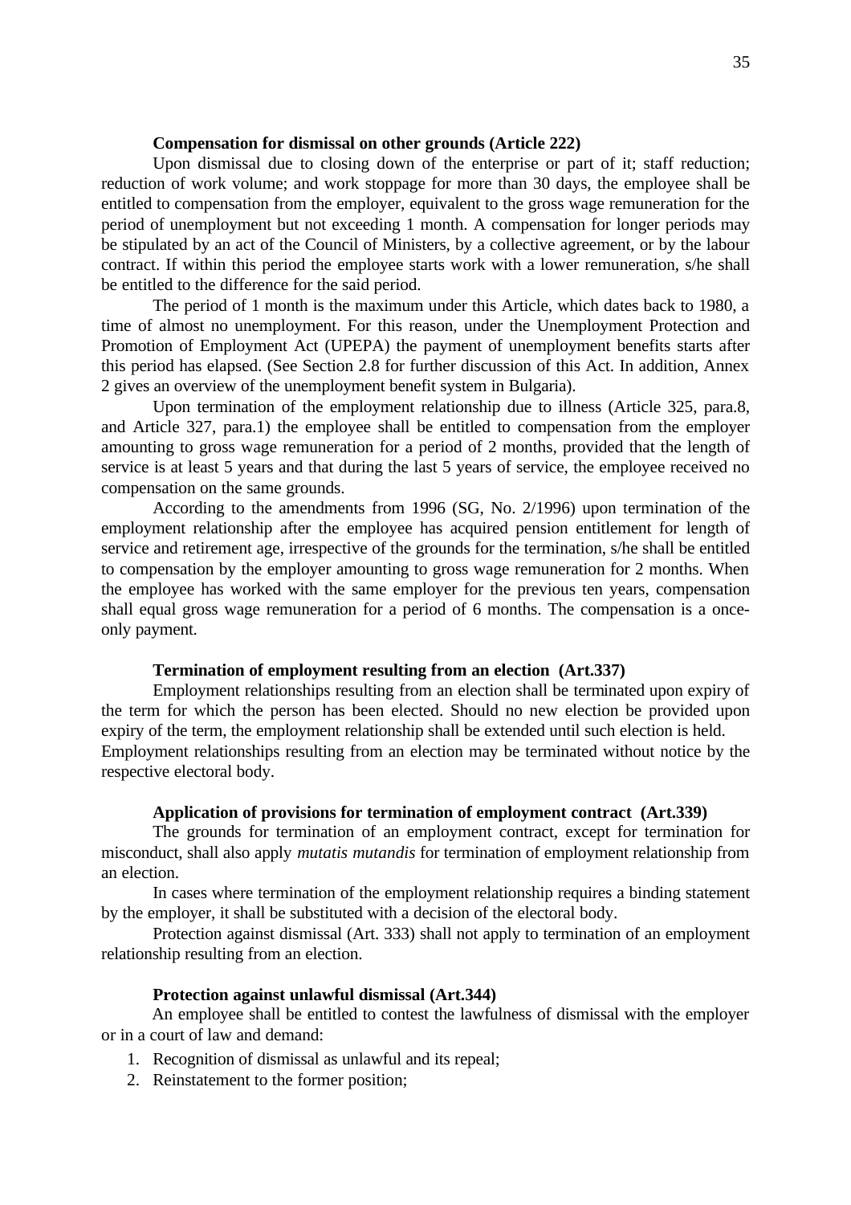**Compensation for dismissal on other grounds (Article 222)**

Upon dismissal due to closing down of the enterprise or part of it; staff reduction; reduction of work volume; and work stoppage for more than 30 days, the employee shall be entitled to compensation from the employer, equivalent to the gross wage remuneration for the period of unemployment but not exceeding 1 month. A compensation for longer periods may be stipulated by an act of the Council of Ministers, by a collective agreement, or by the labour contract. If within this period the employee starts work with a lower remuneration, s/he shall be entitled to the difference for the said period.

The period of 1 month is the maximum under this Article, which dates back to 1980, a time of almost no unemployment. For this reason, under the Unemployment Protection and Promotion of Employment Act (UPEPA) the payment of unemployment benefits starts after this period has elapsed. (See Section 2.8 for further discussion of this Act. In addition, Annex 2 gives an overview of the unemployment benefit system in Bulgaria).

Upon termination of the employment relationship due to illness (Article 325, para.8, and Article 327, para.1) the employee shall be entitled to compensation from the employer amounting to gross wage remuneration for a period of 2 months, provided that the length of service is at least 5 years and that during the last 5 years of service, the employee received no compensation on the same grounds.

According to the amendments from 1996 (SG, No. 2/1996) upon termination of the employment relationship after the employee has acquired pension entitlement for length of service and retirement age, irrespective of the grounds for the termination, s/he shall be entitled to compensation by the employer amounting to gross wage remuneration for 2 months. When the employee has worked with the same employer for the previous ten years, compensation shall equal gross wage remuneration for a period of 6 months. The compensation is a once-only payment.

**Termination of employment resulting from an election (Art.337)**

Employment relationships resulting from an election shall be terminated upon expiry of the term for which the person has been elected. Should no new election be provided upon expiry of the term, the employment relationship shall be extended until such election is held.
Employment relationships resulting from an election may be terminated without notice by the respective electoral body.

**Application of provisions for termination of employment contract (Art.339)**

The grounds for termination of an employment contract, except for termination for misconduct, shall also apply *mutatis mutandis* for termination of employment relationship from an election.

In cases where termination of the employment relationship requires a binding statement by the employer, it shall be substituted with a decision of the electoral body.

Protection against dismissal (Art. 333) shall not apply to termination of an employment relationship resulting from an election.

**Protection against unlawful dismissal (Art.344)**

An employee shall be entitled to contest the lawfulness of dismissal with the employer or in a court of law and demand:

1. Recognition of dismissal as unlawful and its repeal;
2. Reinstatement to the former position;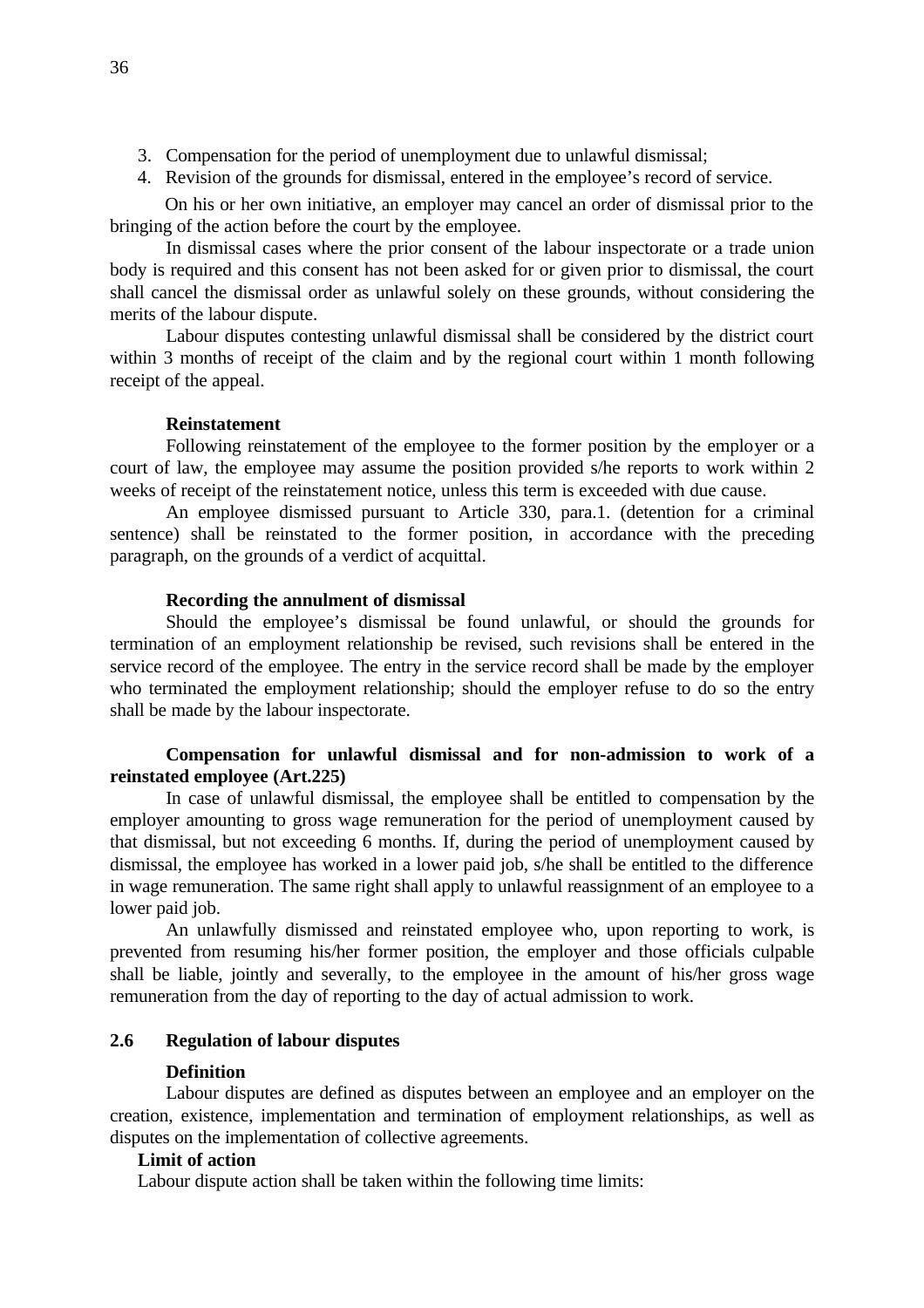3. Compensation for the period of unemployment due to unlawful dismissal;
4. Revision of the grounds for dismissal, entered in the employee's record of service.

On his or her own initiative, an employer may cancel an order of dismissal prior to the bringing of the action before the court by the employee.

In dismissal cases where the prior consent of the labour inspectorate or a trade union body is required and this consent has not been asked for or given prior to dismissal, the court shall cancel the dismissal order as unlawful solely on these grounds, without considering the merits of the labour dispute.

Labour disputes contesting unlawful dismissal shall be considered by the district court within 3 months of receipt of the claim and by the regional court within 1 month following receipt of the appeal.

**Reinstatement**

Following reinstatement of the employee to the former position by the employer or a court of law, the employee may assume the position provided s/he reports to work within 2 weeks of receipt of the reinstatement notice, unless this term is exceeded with due cause.

An employee dismissed pursuant to Article 330, para.1. (detention for a criminal sentence) shall be reinstated to the former position, in accordance with the preceding paragraph, on the grounds of a verdict of acquittal.

**Recording the annulment of dismissal**

Should the employee's dismissal be found unlawful, or should the grounds for termination of an employment relationship be revised, such revisions shall be entered in the service record of the employee. The entry in the service record shall be made by the employer who terminated the employment relationship; should the employer refuse to do so the entry shall be made by the labour inspectorate.

**Compensation for unlawful dismissal and for non-admission to work of a reinstated employee (Art.225)**

In case of unlawful dismissal, the employee shall be entitled to compensation by the employer amounting to gross wage remuneration for the period of unemployment caused by that dismissal, but not exceeding 6 months. If, during the period of unemployment caused by dismissal, the employee has worked in a lower paid job, s/he shall be entitled to the difference in wage remuneration. The same right shall apply to unlawful reassignment of an employee to a lower paid job.

An unlawfully dismissed and reinstated employee who, upon reporting to work, is prevented from resuming his/her former position, the employer and those officials culpable shall be liable, jointly and severally, to the employee in the amount of his/her gross wage remuneration from the day of reporting to the day of actual admission to work.

## 2.6 Regulation of labour disputes

**Definition**

Labour disputes are defined as disputes between an employee and an employer on the creation, existence, implementation and termination of employment relationships, as well as disputes on the implementation of collective agreements.

**Limit of action**

Labour dispute action shall be taken within the following time limits: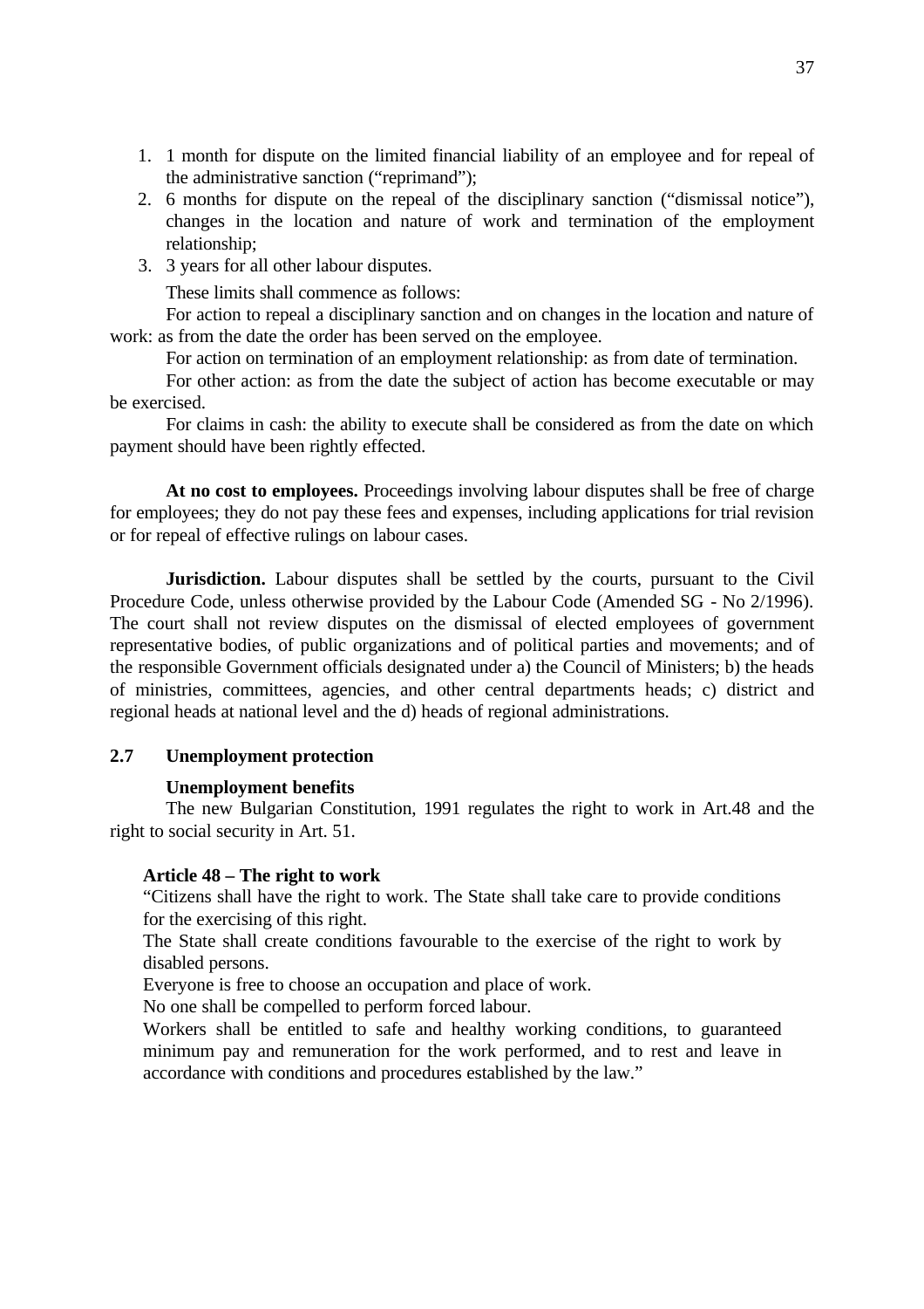1. 1 month for dispute on the limited financial liability of an employee and for repeal of the administrative sanction ("reprimand");
2. 6 months for dispute on the repeal of the disciplinary sanction ("dismissal notice"), changes in the location and nature of work and termination of the employment relationship;
3. 3 years for all other labour disputes.

These limits shall commence as follows:

For action to repeal a disciplinary sanction and on changes in the location and nature of work: as from the date the order has been served on the employee.

For action on termination of an employment relationship: as from date of termination.

For other action: as from the date the subject of action has become executable or may be exercised.

For claims in cash: the ability to execute shall be considered as from the date on which payment should have been rightly effected.

**At no cost to employees.** Proceedings involving labour disputes shall be free of charge for employees; they do not pay these fees and expenses, including applications for trial revision or for repeal of effective rulings on labour cases.

**Jurisdiction.** Labour disputes shall be settled by the courts, pursuant to the Civil Procedure Code, unless otherwise provided by the Labour Code (Amended SG - No 2/1996). The court shall not review disputes on the dismissal of elected employees of government representative bodies, of public organizations and of political parties and movements; and of the responsible Government officials designated under a) the Council of Ministers; b) the heads of ministries, committees, agencies, and other central departments heads; c) district and regional heads at national level and the d) heads of regional administrations.

## 2.7 Unemployment protection

### Unemployment benefits

The new Bulgarian Constitution, 1991 regulates the right to work in Art.48 and the right to social security in Art. 51.

> **Article 48 – The right to work**
>
> "Citizens shall have the right to work. The State shall take care to provide conditions for the exercising of this right.
>
> The State shall create conditions favourable to the exercise of the right to work by disabled persons.
>
> Everyone is free to choose an occupation and place of work.
>
> No one shall be compelled to perform forced labour.
>
> Workers shall be entitled to safe and healthy working conditions, to guaranteed minimum pay and remuneration for the work performed, and to rest and leave in accordance with conditions and procedures established by the law."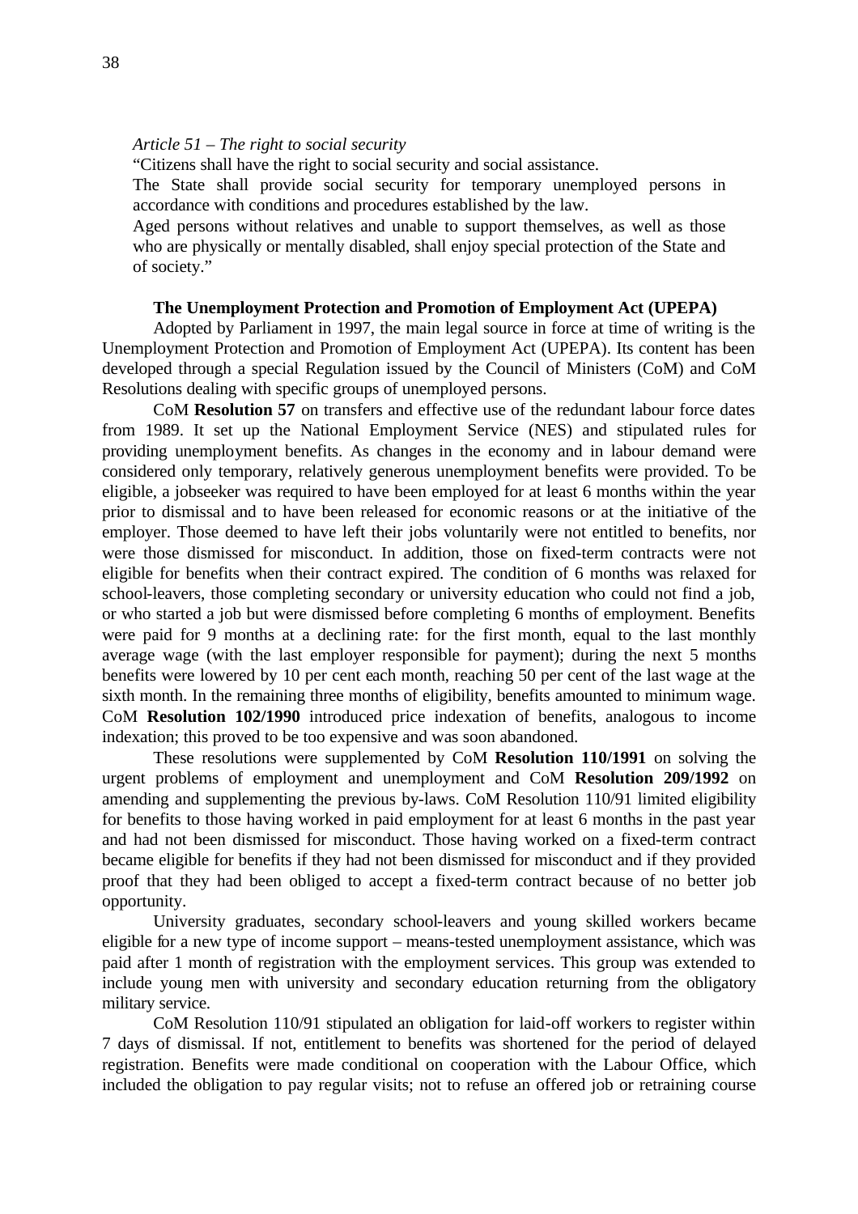*Article 51 – The right to social security*

"Citizens shall have the right to social security and social assistance.

The State shall provide social security for temporary unemployed persons in accordance with conditions and procedures established by the law.

Aged persons without relatives and unable to support themselves, as well as those who are physically or mentally disabled, shall enjoy special protection of the State and of society."

**The Unemployment Protection and Promotion of Employment Act (UPEPA)**

Adopted by Parliament in 1997, the main legal source in force at time of writing is the Unemployment Protection and Promotion of Employment Act (UPEPA). Its content has been developed through a special Regulation issued by the Council of Ministers (CoM) and CoM Resolutions dealing with specific groups of unemployed persons.

CoM **Resolution 57** on transfers and effective use of the redundant labour force dates from 1989. It set up the National Employment Service (NES) and stipulated rules for providing unemployment benefits. As changes in the economy and in labour demand were considered only temporary, relatively generous unemployment benefits were provided. To be eligible, a jobseeker was required to have been employed for at least 6 months within the year prior to dismissal and to have been released for economic reasons or at the initiative of the employer. Those deemed to have left their jobs voluntarily were not entitled to benefits, nor were those dismissed for misconduct. In addition, those on fixed-term contracts were not eligible for benefits when their contract expired. The condition of 6 months was relaxed for school-leavers, those completing secondary or university education who could not find a job, or who started a job but were dismissed before completing 6 months of employment. Benefits were paid for 9 months at a declining rate: for the first month, equal to the last monthly average wage (with the last employer responsible for payment); during the next 5 months benefits were lowered by 10 per cent each month, reaching 50 per cent of the last wage at the sixth month. In the remaining three months of eligibility, benefits amounted to minimum wage. CoM **Resolution 102/1990** introduced price indexation of benefits, analogous to income indexation; this proved to be too expensive and was soon abandoned.

These resolutions were supplemented by CoM **Resolution 110/1991** on solving the urgent problems of employment and unemployment and CoM **Resolution 209/1992** on amending and supplementing the previous by-laws. CoM Resolution 110/91 limited eligibility for benefits to those having worked in paid employment for at least 6 months in the past year and had not been dismissed for misconduct. Those having worked on a fixed-term contract became eligible for benefits if they had not been dismissed for misconduct and if they provided proof that they had been obliged to accept a fixed-term contract because of no better job opportunity.

University graduates, secondary school-leavers and young skilled workers became eligible for a new type of income support – means-tested unemployment assistance, which was paid after 1 month of registration with the employment services. This group was extended to include young men with university and secondary education returning from the obligatory military service.

CoM Resolution 110/91 stipulated an obligation for laid-off workers to register within 7 days of dismissal. If not, entitlement to benefits was shortened for the period of delayed registration. Benefits were made conditional on cooperation with the Labour Office, which included the obligation to pay regular visits; not to refuse an offered job or retraining course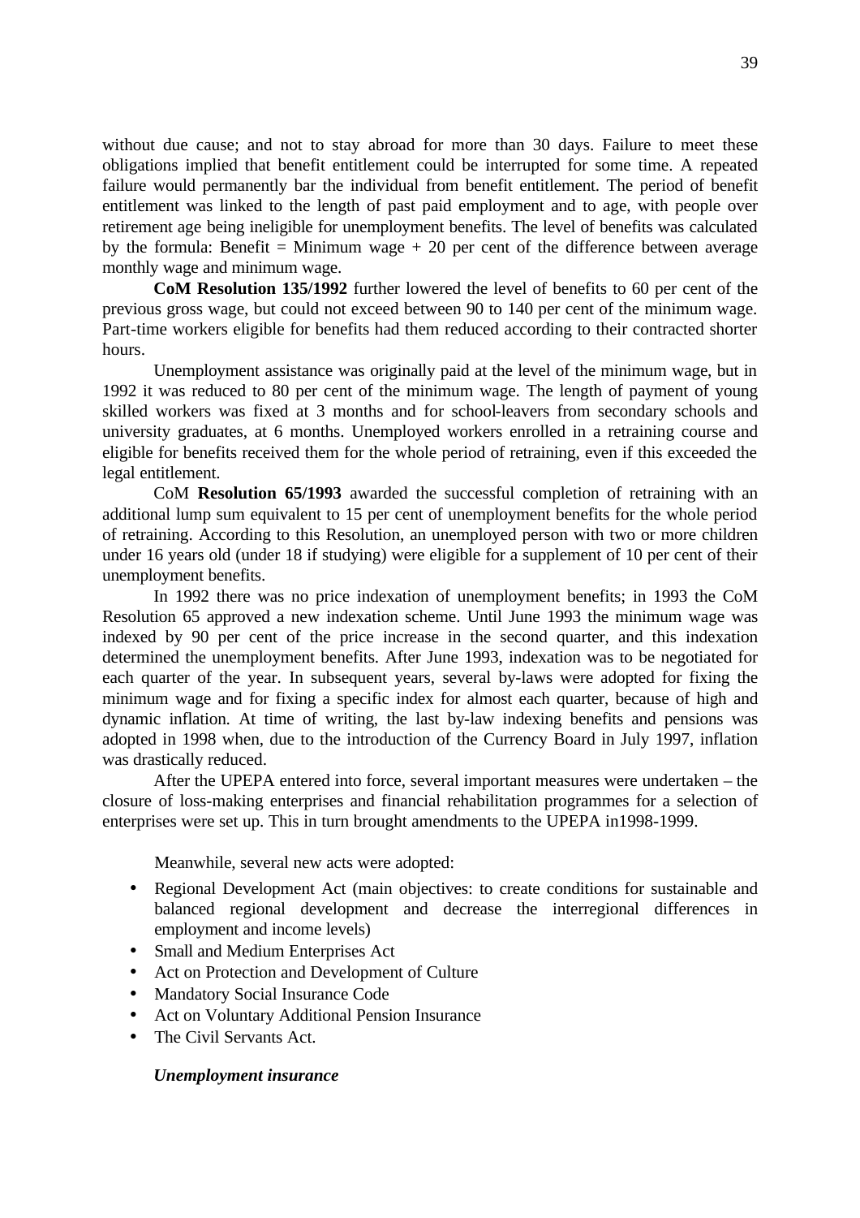without due cause; and not to stay abroad for more than 30 days. Failure to meet these obligations implied that benefit entitlement could be interrupted for some time. A repeated failure would permanently bar the individual from benefit entitlement. The period of benefit entitlement was linked to the length of past paid employment and to age, with people over retirement age being ineligible for unemployment benefits. The level of benefits was calculated by the formula: Benefit = Minimum wage + 20 per cent of the difference between average monthly wage and minimum wage.

**CoM Resolution 135/1992** further lowered the level of benefits to 60 per cent of the previous gross wage, but could not exceed between 90 to 140 per cent of the minimum wage. Part-time workers eligible for benefits had them reduced according to their contracted shorter hours.

Unemployment assistance was originally paid at the level of the minimum wage, but in 1992 it was reduced to 80 per cent of the minimum wage. The length of payment of young skilled workers was fixed at 3 months and for school-leavers from secondary schools and university graduates, at 6 months. Unemployed workers enrolled in a retraining course and eligible for benefits received them for the whole period of retraining, even if this exceeded the legal entitlement.

CoM **Resolution 65/1993** awarded the successful completion of retraining with an additional lump sum equivalent to 15 per cent of unemployment benefits for the whole period of retraining. According to this Resolution, an unemployed person with two or more children under 16 years old (under 18 if studying) were eligible for a supplement of 10 per cent of their unemployment benefits.

In 1992 there was no price indexation of unemployment benefits; in 1993 the CoM Resolution 65 approved a new indexation scheme. Until June 1993 the minimum wage was indexed by 90 per cent of the price increase in the second quarter, and this indexation determined the unemployment benefits. After June 1993, indexation was to be negotiated for each quarter of the year. In subsequent years, several by-laws were adopted for fixing the minimum wage and for fixing a specific index for almost each quarter, because of high and dynamic inflation. At time of writing, the last by-law indexing benefits and pensions was adopted in 1998 when, due to the introduction of the Currency Board in July 1997, inflation was drastically reduced.

After the UPEPA entered into force, several important measures were undertaken – the closure of loss-making enterprises and financial rehabilitation programmes for a selection of enterprises were set up. This in turn brought amendments to the UPEPA in1998-1999.

Meanwhile, several new acts were adopted:

- Regional Development Act (main objectives: to create conditions for sustainable and balanced regional development and decrease the interregional differences in employment and income levels)
- Small and Medium Enterprises Act
- Act on Protection and Development of Culture
- Mandatory Social Insurance Code
- Act on Voluntary Additional Pension Insurance
- The Civil Servants Act.

***Unemployment insurance***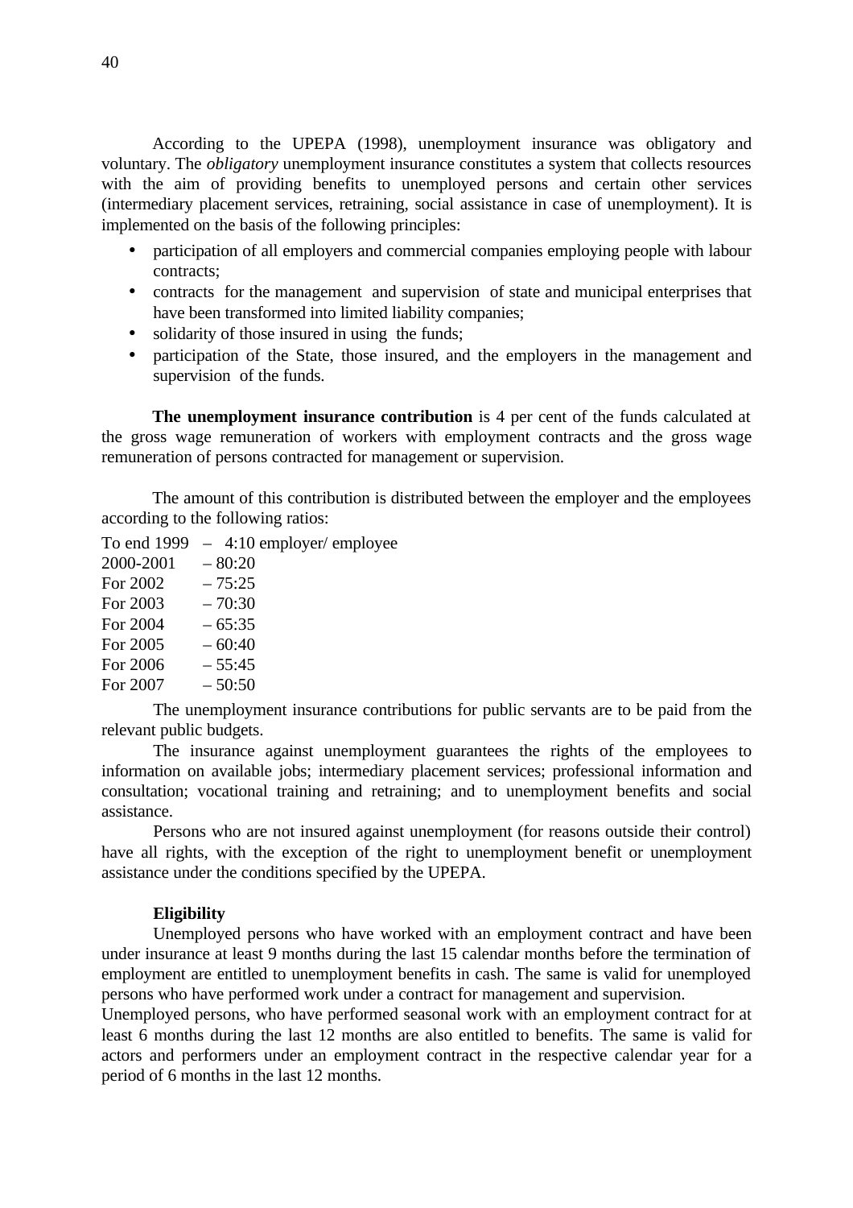According to the UPEPA (1998), unemployment insurance was obligatory and voluntary. The *obligatory* unemployment insurance constitutes a system that collects resources with the aim of providing benefits to unemployed persons and certain other services (intermediary placement services, retraining, social assistance in case of unemployment). It is implemented on the basis of the following principles:

- participation of all employers and commercial companies employing people with labour contracts;
- contracts for the management and supervision of state and municipal enterprises that have been transformed into limited liability companies;
- solidarity of those insured in using the funds;
- participation of the State, those insured, and the employers in the management and supervision of the funds.

**The unemployment insurance contribution** is 4 per cent of the funds calculated at the gross wage remuneration of workers with employment contracts and the gross wage remuneration of persons contracted for management or supervision.

The amount of this contribution is distributed between the employer and the employees according to the following ratios:

To end 1999 – 4:10 employer/ employee
2000-2001 – 80:20
For 2002 – 75:25
For 2003 – 70:30
For 2004 – 65:35
For 2005 – 60:40
For 2006 – 55:45
For 2007 – 50:50

The unemployment insurance contributions for public servants are to be paid from the relevant public budgets.

The insurance against unemployment guarantees the rights of the employees to information on available jobs; intermediary placement services; professional information and consultation; vocational training and retraining; and to unemployment benefits and social assistance.

Persons who are not insured against unemployment (for reasons outside their control) have all rights, with the exception of the right to unemployment benefit or unemployment assistance under the conditions specified by the UPEPA.

**Eligibility**

Unemployed persons who have worked with an employment contract and have been under insurance at least 9 months during the last 15 calendar months before the termination of employment are entitled to unemployment benefits in cash. The same is valid for unemployed persons who have performed work under a contract for management and supervision.

Unemployed persons, who have performed seasonal work with an employment contract for at least 6 months during the last 12 months are also entitled to benefits. The same is valid for actors and performers under an employment contract in the respective calendar year for a period of 6 months in the last 12 months.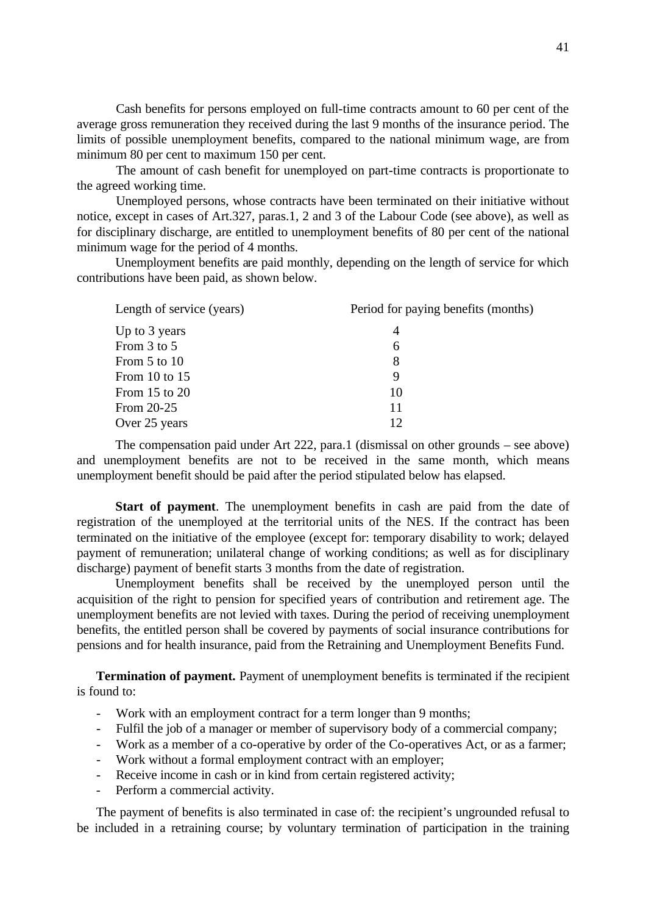Cash benefits for persons employed on full-time contracts amount to 60 per cent of the average gross remuneration they received during the last 9 months of the insurance period. The limits of possible unemployment benefits, compared to the national minimum wage, are from minimum 80 per cent to maximum 150 per cent.

The amount of cash benefit for unemployed on part-time contracts is proportionate to the agreed working time.

Unemployed persons, whose contracts have been terminated on their initiative without notice, except in cases of Art.327, paras.1, 2 and 3 of the Labour Code (see above), as well as for disciplinary discharge, are entitled to unemployment benefits of 80 per cent of the national minimum wage for the period of 4 months.

Unemployment benefits are paid monthly, depending on the length of service for which contributions have been paid, as shown below.

| Length of service (years) | Period for paying benefits (months) |
|---|---|
| Up to 3 years | 4 |
| From 3 to 5 | 6 |
| From 5 to 10 | 8 |
| From 10 to 15 | 9 |
| From 15 to 20 | 10 |
| From 20-25 | 11 |
| Over 25 years | 12 |

The compensation paid under Art 222, para.1 (dismissal on other grounds – see above) and unemployment benefits are not to be received in the same month, which means unemployment benefit should be paid after the period stipulated below has elapsed.

**Start of payment**. The unemployment benefits in cash are paid from the date of registration of the unemployed at the territorial units of the NES. If the contract has been terminated on the initiative of the employee (except for: temporary disability to work; delayed payment of remuneration; unilateral change of working conditions; as well as for disciplinary discharge) payment of benefit starts 3 months from the date of registration.

Unemployment benefits shall be received by the unemployed person until the acquisition of the right to pension for specified years of contribution and retirement age. The unemployment benefits are not levied with taxes. During the period of receiving unemployment benefits, the entitled person shall be covered by payments of social insurance contributions for pensions and for health insurance, paid from the Retraining and Unemployment Benefits Fund.

**Termination of payment.** Payment of unemployment benefits is terminated if the recipient is found to:

- Work with an employment contract for a term longer than 9 months;
- Fulfil the job of a manager or member of supervisory body of a commercial company;
- Work as a member of a co-operative by order of the Co-operatives Act, or as a farmer;
- Work without a formal employment contract with an employer;
- Receive income in cash or in kind from certain registered activity;
- Perform a commercial activity.

The payment of benefits is also terminated in case of: the recipient's ungrounded refusal to be included in a retraining course; by voluntary termination of participation in the training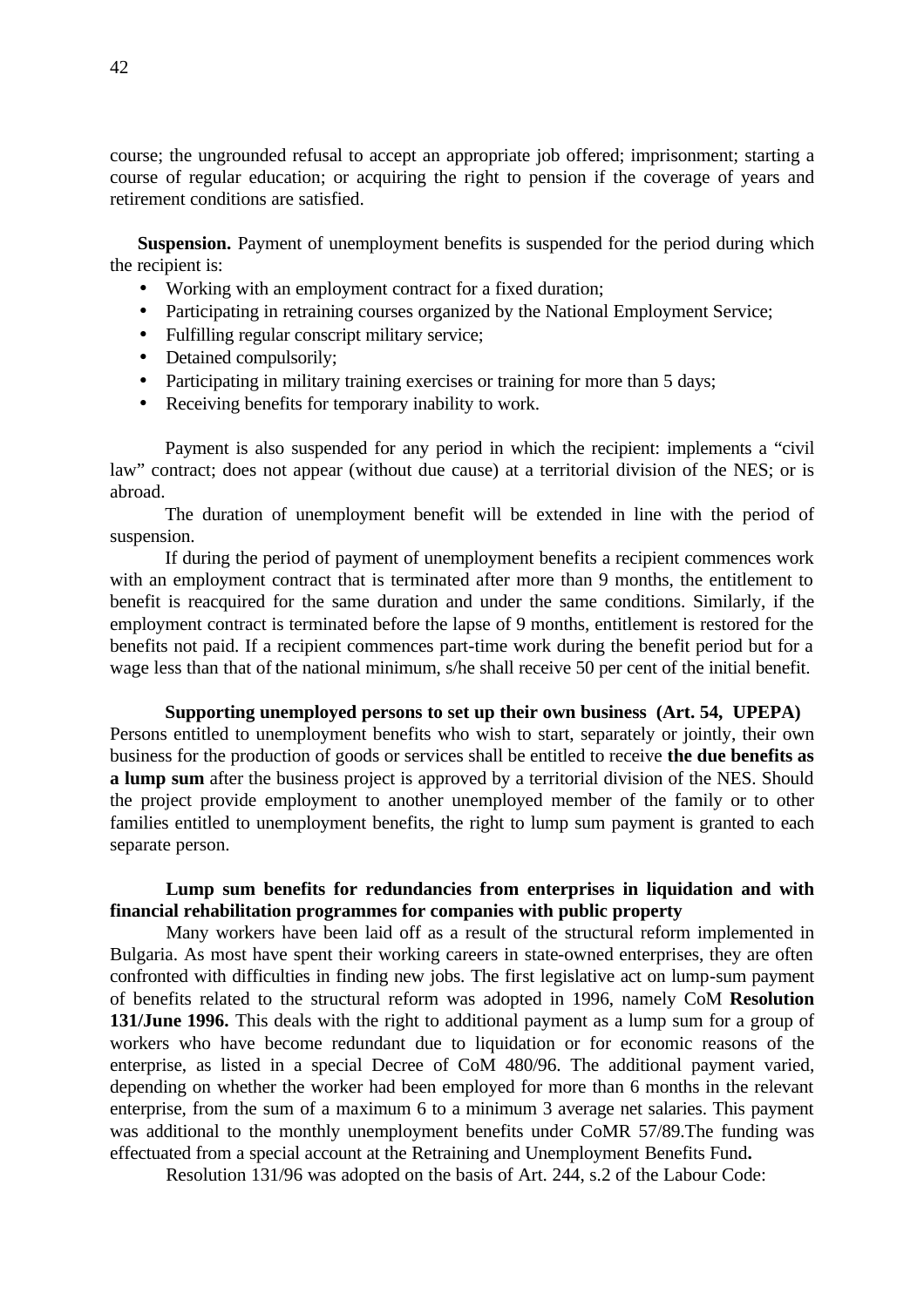course; the ungrounded refusal to accept an appropriate job offered; imprisonment; starting a course of regular education; or acquiring the right to pension if the coverage of years and retirement conditions are satisfied.

**Suspension.** Payment of unemployment benefits is suspended for the period during which the recipient is:

- Working with an employment contract for a fixed duration;
- Participating in retraining courses organized by the National Employment Service;
- Fulfilling regular conscript military service;
- Detained compulsorily;
- Participating in military training exercises or training for more than 5 days;
- Receiving benefits for temporary inability to work.

Payment is also suspended for any period in which the recipient: implements a "civil law" contract; does not appear (without due cause) at a territorial division of the NES; or is abroad.

The duration of unemployment benefit will be extended in line with the period of suspension.

If during the period of payment of unemployment benefits a recipient commences work with an employment contract that is terminated after more than 9 months, the entitlement to benefit is reacquired for the same duration and under the same conditions. Similarly, if the employment contract is terminated before the lapse of 9 months, entitlement is restored for the benefits not paid. If a recipient commences part-time work during the benefit period but for a wage less than that of the national minimum, s/he shall receive 50 per cent of the initial benefit.

**Supporting unemployed persons to set up their own business (Art. 54, UPEPA)**
Persons entitled to unemployment benefits who wish to start, separately or jointly, their own business for the production of goods or services shall be entitled to receive **the due benefits as a lump sum** after the business project is approved by a territorial division of the NES. Should the project provide employment to another unemployed member of the family or to other families entitled to unemployment benefits, the right to lump sum payment is granted to each separate person.

**Lump sum benefits for redundancies from enterprises in liquidation and with financial rehabilitation programmes for companies with public property**

Many workers have been laid off as a result of the structural reform implemented in Bulgaria. As most have spent their working careers in state-owned enterprises, they are often confronted with difficulties in finding new jobs. The first legislative act on lump-sum payment of benefits related to the structural reform was adopted in 1996, namely CoM **Resolution 131/June 1996.** This deals with the right to additional payment as a lump sum for a group of workers who have become redundant due to liquidation or for economic reasons of the enterprise, as listed in a special Decree of CoM 480/96. The additional payment varied, depending on whether the worker had been employed for more than 6 months in the relevant enterprise, from the sum of a maximum 6 to a minimum 3 average net salaries. This payment was additional to the monthly unemployment benefits under CoMR 57/89.The funding was effectuated from a special account at the Retraining and Unemployment Benefits Fund**.**

Resolution 131/96 was adopted on the basis of Art. 244, s.2 of the Labour Code: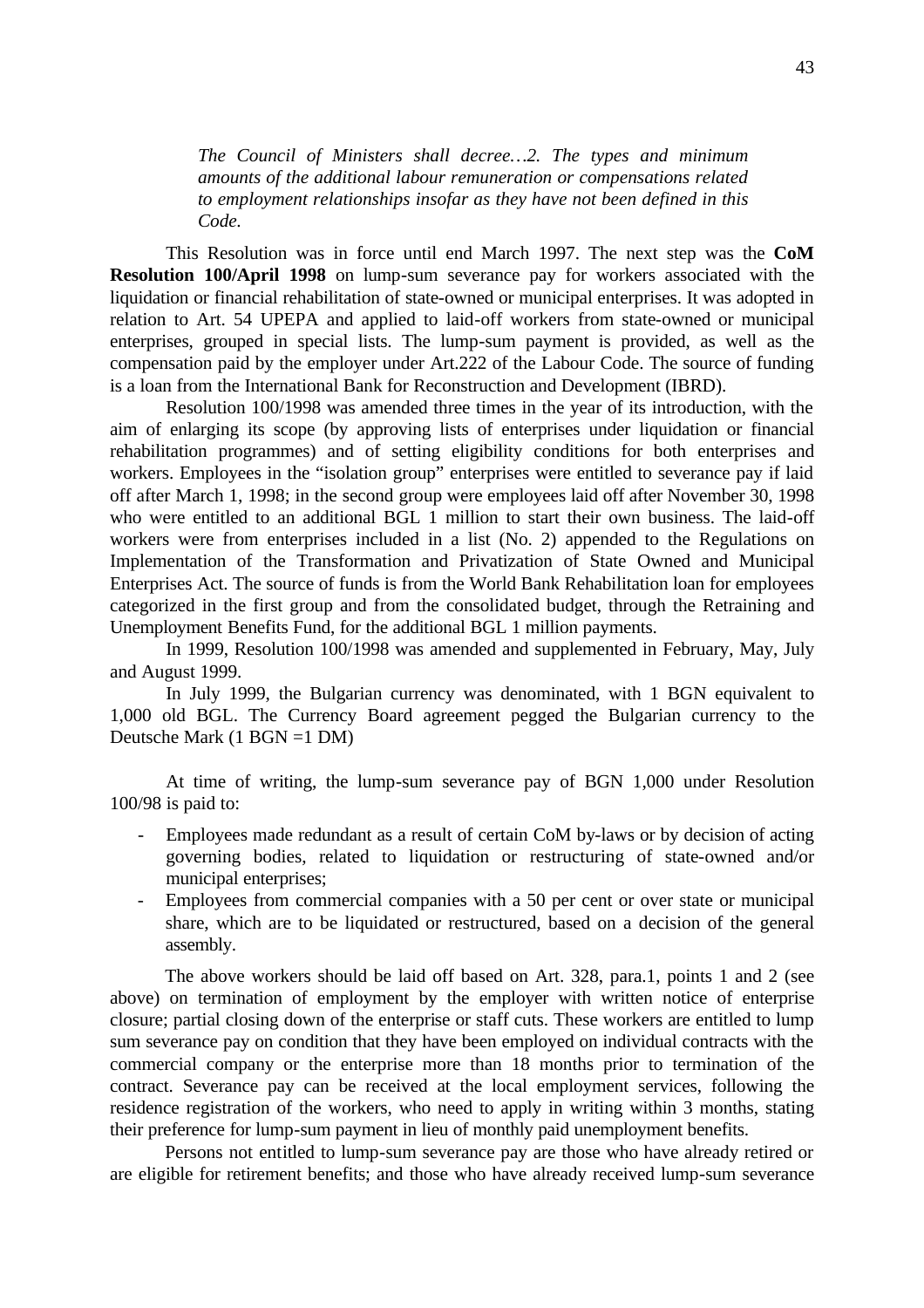*The Council of Ministers shall decree…2. The types and minimum amounts of the additional labour remuneration or compensations related to employment relationships insofar as they have not been defined in this Code.*

This Resolution was in force until end March 1997. The next step was the **CoM Resolution 100/April 1998** on lump-sum severance pay for workers associated with the liquidation or financial rehabilitation of state-owned or municipal enterprises. It was adopted in relation to Art. 54 UPEPA and applied to laid-off workers from state-owned or municipal enterprises, grouped in special lists. The lump-sum payment is provided, as well as the compensation paid by the employer under Art.222 of the Labour Code. The source of funding is a loan from the International Bank for Reconstruction and Development (IBRD).

Resolution 100/1998 was amended three times in the year of its introduction, with the aim of enlarging its scope (by approving lists of enterprises under liquidation or financial rehabilitation programmes) and of setting eligibility conditions for both enterprises and workers. Employees in the "isolation group" enterprises were entitled to severance pay if laid off after March 1, 1998; in the second group were employees laid off after November 30, 1998 who were entitled to an additional BGL 1 million to start their own business. The laid-off workers were from enterprises included in a list (No. 2) appended to the Regulations on Implementation of the Transformation and Privatization of State Owned and Municipal Enterprises Act. The source of funds is from the World Bank Rehabilitation loan for employees categorized in the first group and from the consolidated budget, through the Retraining and Unemployment Benefits Fund, for the additional BGL 1 million payments.

In 1999, Resolution 100/1998 was amended and supplemented in February, May, July and August 1999.

In July 1999, the Bulgarian currency was denominated, with 1 BGN equivalent to 1,000 old BGL. The Currency Board agreement pegged the Bulgarian currency to the Deutsche Mark (1 BGN =1 DM)

At time of writing, the lump-sum severance pay of BGN 1,000 under Resolution 100/98 is paid to:

- Employees made redundant as a result of certain CoM by-laws or by decision of acting governing bodies, related to liquidation or restructuring of state-owned and/or municipal enterprises;
- Employees from commercial companies with a 50 per cent or over state or municipal share, which are to be liquidated or restructured, based on a decision of the general assembly.

The above workers should be laid off based on Art. 328, para.1, points 1 and 2 (see above) on termination of employment by the employer with written notice of enterprise closure; partial closing down of the enterprise or staff cuts. These workers are entitled to lump sum severance pay on condition that they have been employed on individual contracts with the commercial company or the enterprise more than 18 months prior to termination of the contract. Severance pay can be received at the local employment services, following the residence registration of the workers, who need to apply in writing within 3 months, stating their preference for lump-sum payment in lieu of monthly paid unemployment benefits.

Persons not entitled to lump-sum severance pay are those who have already retired or are eligible for retirement benefits; and those who have already received lump-sum severance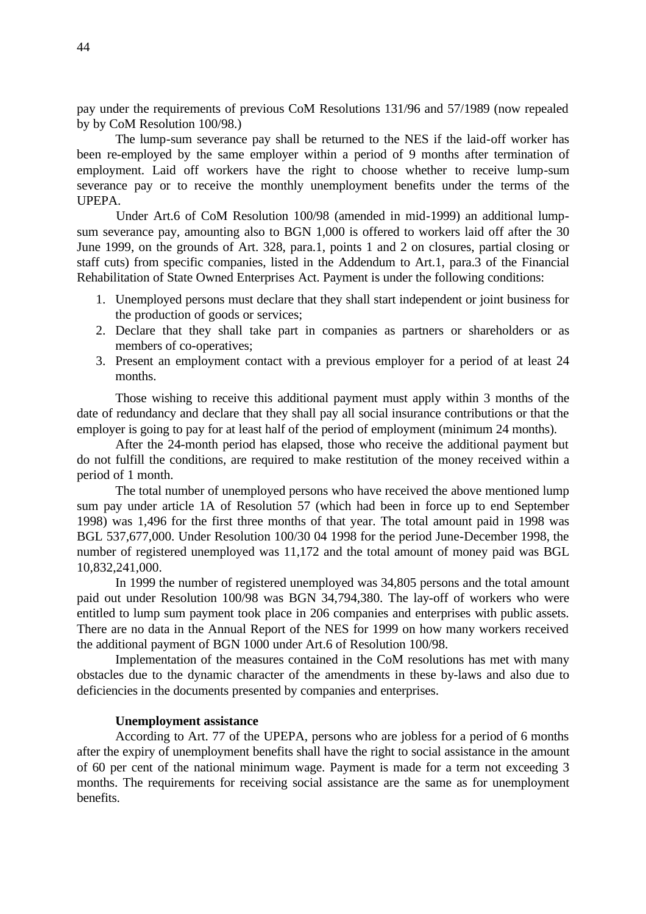pay under the requirements of previous CoM Resolutions 131/96 and 57/1989 (now repealed by by CoM Resolution 100/98.)

The lump-sum severance pay shall be returned to the NES if the laid-off worker has been re-employed by the same employer within a period of 9 months after termination of employment. Laid off workers have the right to choose whether to receive lump-sum severance pay or to receive the monthly unemployment benefits under the terms of the UPEPA.

Under Art.6 of CoM Resolution 100/98 (amended in mid-1999) an additional lump-sum severance pay, amounting also to BGN 1,000 is offered to workers laid off after the 30 June 1999, on the grounds of Art. 328, para.1, points 1 and 2 on closures, partial closing or staff cuts) from specific companies, listed in the Addendum to Art.1, para.3 of the Financial Rehabilitation of State Owned Enterprises Act. Payment is under the following conditions:

1. Unemployed persons must declare that they shall start independent or joint business for the production of goods or services;
2. Declare that they shall take part in companies as partners or shareholders or as members of co-operatives;
3. Present an employment contact with a previous employer for a period of at least 24 months.

Those wishing to receive this additional payment must apply within 3 months of the date of redundancy and declare that they shall pay all social insurance contributions or that the employer is going to pay for at least half of the period of employment (minimum 24 months).

After the 24-month period has elapsed, those who receive the additional payment but do not fulfill the conditions, are required to make restitution of the money received within a period of 1 month.

The total number of unemployed persons who have received the above mentioned lump sum pay under article 1A of Resolution 57 (which had been in force up to end September 1998) was 1,496 for the first three months of that year. The total amount paid in 1998 was BGL 537,677,000. Under Resolution 100/30 04 1998 for the period June-December 1998, the number of registered unemployed was 11,172 and the total amount of money paid was BGL 10,832,241,000.

In 1999 the number of registered unemployed was 34,805 persons and the total amount paid out under Resolution 100/98 was BGN 34,794,380. The lay-off of workers who were entitled to lump sum payment took place in 206 companies and enterprises with public assets. There are no data in the Annual Report of the NES for 1999 on how many workers received the additional payment of BGN 1000 under Art.6 of Resolution 100/98.

Implementation of the measures contained in the CoM resolutions has met with many obstacles due to the dynamic character of the amendments in these by-laws and also due to deficiencies in the documents presented by companies and enterprises.

**Unemployment assistance**

According to Art. 77 of the UPEPA, persons who are jobless for a period of 6 months after the expiry of unemployment benefits shall have the right to social assistance in the amount of 60 per cent of the national minimum wage. Payment is made for a term not exceeding 3 months. The requirements for receiving social assistance are the same as for unemployment benefits.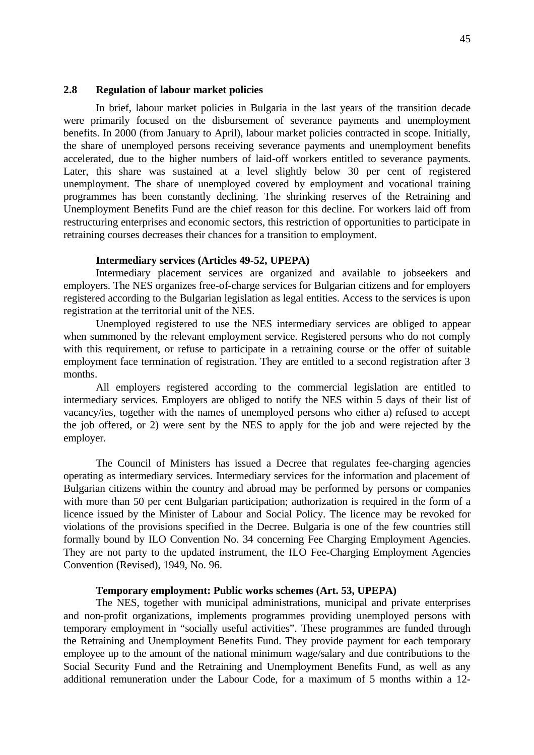## 2.8 Regulation of labour market policies

In brief, labour market policies in Bulgaria in the last years of the transition decade were primarily focused on the disbursement of severance payments and unemployment benefits. In 2000 (from January to April), labour market policies contracted in scope. Initially, the share of unemployed persons receiving severance payments and unemployment benefits accelerated, due to the higher numbers of laid-off workers entitled to severance payments. Later, this share was sustained at a level slightly below 30 per cent of registered unemployment. The share of unemployed covered by employment and vocational training programmes has been constantly declining. The shrinking reserves of the Retraining and Unemployment Benefits Fund are the chief reason for this decline. For workers laid off from restructuring enterprises and economic sectors, this restriction of opportunities to participate in retraining courses decreases their chances for a transition to employment.

**Intermediary services (Articles 49-52, UPEPA)**

Intermediary placement services are organized and available to jobseekers and employers. The NES organizes free-of-charge services for Bulgarian citizens and for employers registered according to the Bulgarian legislation as legal entities. Access to the services is upon registration at the territorial unit of the NES.

Unemployed registered to use the NES intermediary services are obliged to appear when summoned by the relevant employment service. Registered persons who do not comply with this requirement, or refuse to participate in a retraining course or the offer of suitable employment face termination of registration. They are entitled to a second registration after 3 months.

All employers registered according to the commercial legislation are entitled to intermediary services. Employers are obliged to notify the NES within 5 days of their list of vacancy/ies, together with the names of unemployed persons who either a) refused to accept the job offered, or 2) were sent by the NES to apply for the job and were rejected by the employer.

The Council of Ministers has issued a Decree that regulates fee-charging agencies operating as intermediary services. Intermediary services for the information and placement of Bulgarian citizens within the country and abroad may be performed by persons or companies with more than 50 per cent Bulgarian participation; authorization is required in the form of a licence issued by the Minister of Labour and Social Policy. The licence may be revoked for violations of the provisions specified in the Decree. Bulgaria is one of the few countries still formally bound by ILO Convention No. 34 concerning Fee Charging Employment Agencies. They are not party to the updated instrument, the ILO Fee-Charging Employment Agencies Convention (Revised), 1949, No. 96.

**Temporary employment: Public works schemes (Art. 53, UPEPA)**

The NES, together with municipal administrations, municipal and private enterprises and non-profit organizations, implements programmes providing unemployed persons with temporary employment in "socially useful activities". These programmes are funded through the Retraining and Unemployment Benefits Fund. They provide payment for each temporary employee up to the amount of the national minimum wage/salary and due contributions to the Social Security Fund and the Retraining and Unemployment Benefits Fund, as well as any additional remuneration under the Labour Code, for a maximum of 5 months within a 12-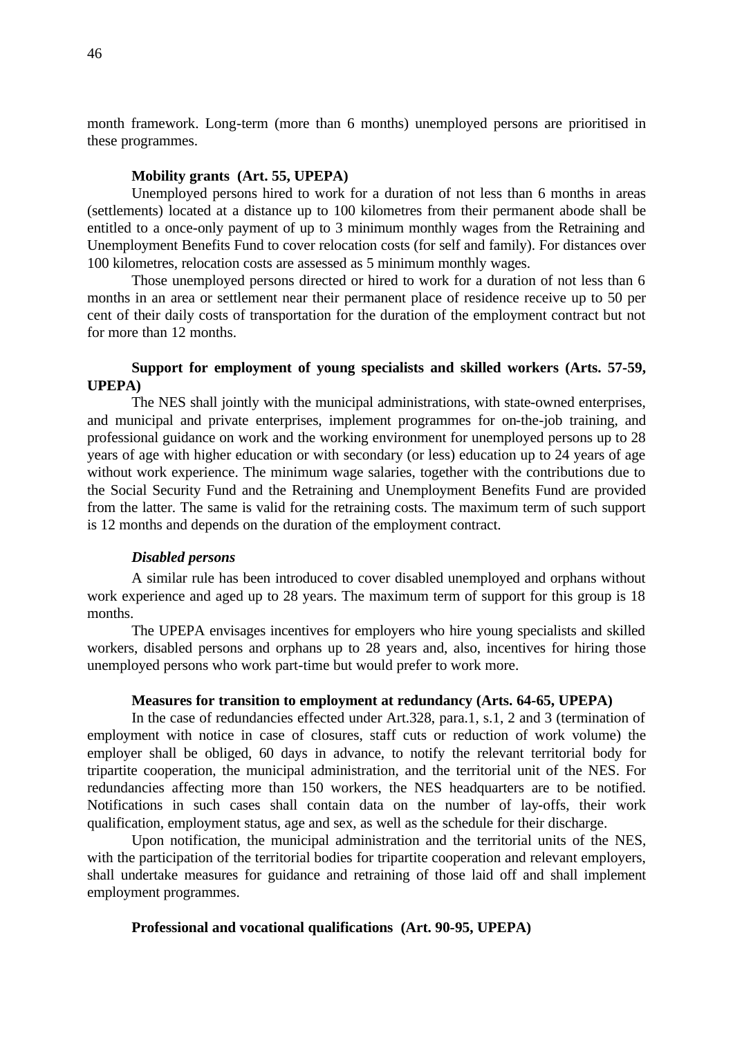month framework. Long-term (more than 6 months) unemployed persons are prioritised in these programmes.

**Mobility grants (Art. 55, UPEPA)**

Unemployed persons hired to work for a duration of not less than 6 months in areas (settlements) located at a distance up to 100 kilometres from their permanent abode shall be entitled to a once-only payment of up to 3 minimum monthly wages from the Retraining and Unemployment Benefits Fund to cover relocation costs (for self and family). For distances over 100 kilometres, relocation costs are assessed as 5 minimum monthly wages.

Those unemployed persons directed or hired to work for a duration of not less than 6 months in an area or settlement near their permanent place of residence receive up to 50 per cent of their daily costs of transportation for the duration of the employment contract but not for more than 12 months.

**Support for employment of young specialists and skilled workers (Arts. 57-59, UPEPA)**

The NES shall jointly with the municipal administrations, with state-owned enterprises, and municipal and private enterprises, implement programmes for on-the-job training, and professional guidance on work and the working environment for unemployed persons up to 28 years of age with higher education or with secondary (or less) education up to 24 years of age without work experience. The minimum wage salaries, together with the contributions due to the Social Security Fund and the Retraining and Unemployment Benefits Fund are provided from the latter. The same is valid for the retraining costs. The maximum term of such support is 12 months and depends on the duration of the employment contract.

***Disabled persons***

A similar rule has been introduced to cover disabled unemployed and orphans without work experience and aged up to 28 years. The maximum term of support for this group is 18 months.

The UPEPA envisages incentives for employers who hire young specialists and skilled workers, disabled persons and orphans up to 28 years and, also, incentives for hiring those unemployed persons who work part-time but would prefer to work more.

**Measures for transition to employment at redundancy (Arts. 64-65, UPEPA)**

In the case of redundancies effected under Art.328, para.1, s.1, 2 and 3 (termination of employment with notice in case of closures, staff cuts or reduction of work volume) the employer shall be obliged, 60 days in advance, to notify the relevant territorial body for tripartite cooperation, the municipal administration, and the territorial unit of the NES. For redundancies affecting more than 150 workers, the NES headquarters are to be notified. Notifications in such cases shall contain data on the number of lay-offs, their work qualification, employment status, age and sex, as well as the schedule for their discharge.

Upon notification, the municipal administration and the territorial units of the NES, with the participation of the territorial bodies for tripartite cooperation and relevant employers, shall undertake measures for guidance and retraining of those laid off and shall implement employment programmes.

**Professional and vocational qualifications (Art. 90-95, UPEPA)**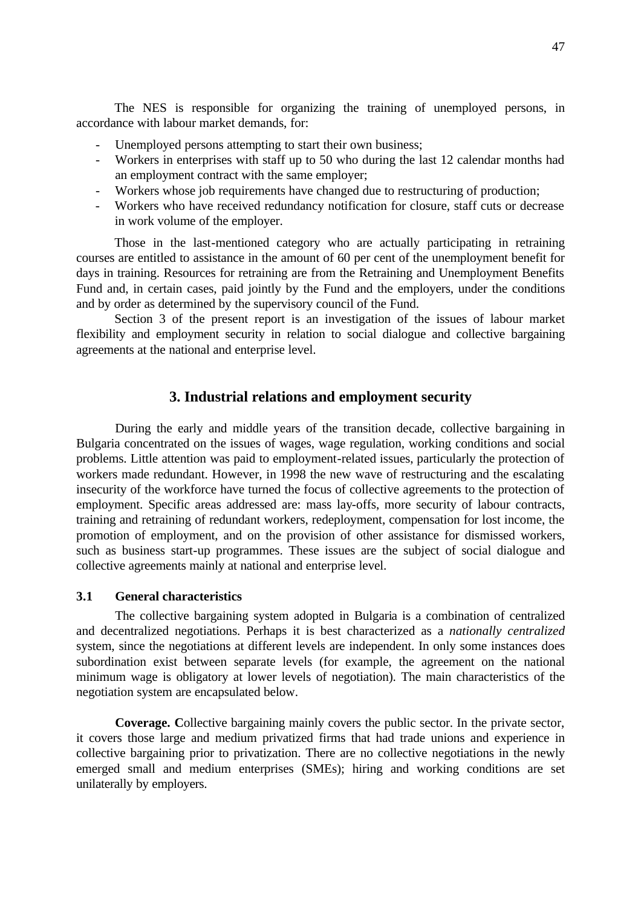The NES is responsible for organizing the training of unemployed persons, in accordance with labour market demands, for:

- Unemployed persons attempting to start their own business;
- Workers in enterprises with staff up to 50 who during the last 12 calendar months had an employment contract with the same employer;
- Workers whose job requirements have changed due to restructuring of production;
- Workers who have received redundancy notification for closure, staff cuts or decrease in work volume of the employer.

Those in the last-mentioned category who are actually participating in retraining courses are entitled to assistance in the amount of 60 per cent of the unemployment benefit for days in training. Resources for retraining are from the Retraining and Unemployment Benefits Fund and, in certain cases, paid jointly by the Fund and the employers, under the conditions and by order as determined by the supervisory council of the Fund.

Section 3 of the present report is an investigation of the issues of labour market flexibility and employment security in relation to social dialogue and collective bargaining agreements at the national and enterprise level.

## 3. Industrial relations and employment security

During the early and middle years of the transition decade, collective bargaining in Bulgaria concentrated on the issues of wages, wage regulation, working conditions and social problems. Little attention was paid to employment-related issues, particularly the protection of workers made redundant. However, in 1998 the new wave of restructuring and the escalating insecurity of the workforce have turned the focus of collective agreements to the protection of employment. Specific areas addressed are: mass lay-offs, more security of labour contracts, training and retraining of redundant workers, redeployment, compensation for lost income, the promotion of employment, and on the provision of other assistance for dismissed workers, such as business start-up programmes. These issues are the subject of social dialogue and collective agreements mainly at national and enterprise level.

### 3.1 General characteristics

The collective bargaining system adopted in Bulgaria is a combination of centralized and decentralized negotiations. Perhaps it is best characterized as a *nationally centralized* system, since the negotiations at different levels are independent. In only some instances does subordination exist between separate levels (for example, the agreement on the national minimum wage is obligatory at lower levels of negotiation). The main characteristics of the negotiation system are encapsulated below.

**Coverage. C**ollective bargaining mainly covers the public sector. In the private sector, it covers those large and medium privatized firms that had trade unions and experience in collective bargaining prior to privatization. There are no collective negotiations in the newly emerged small and medium enterprises (SMEs); hiring and working conditions are set unilaterally by employers.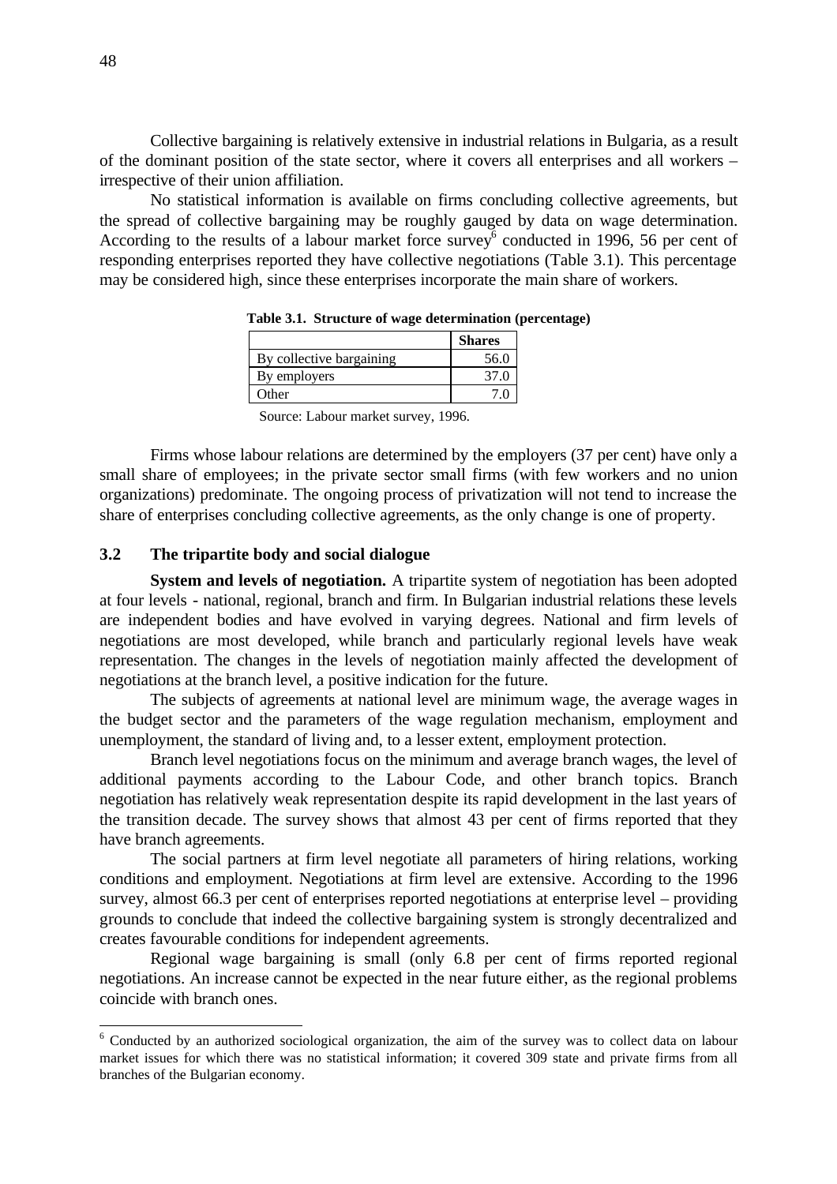Collective bargaining is relatively extensive in industrial relations in Bulgaria, as a result of the dominant position of the state sector, where it covers all enterprises and all workers – irrespective of their union affiliation.

No statistical information is available on firms concluding collective agreements, but the spread of collective bargaining may be roughly gauged by data on wage determination. According to the results of a labour market force survey[6] conducted in 1996, 56 per cent of responding enterprises reported they have collective negotiations (Table 3.1). This percentage may be considered high, since these enterprises incorporate the main share of workers.

**Table 3.1. Structure of wage determination (percentage)**

| | Shares |
|---|---|
| By collective bargaining | 56.0 |
| By employers | 37.0 |
| Other | 7.0 |

Source: Labour market survey, 1996.

Firms whose labour relations are determined by the employers (37 per cent) have only a small share of employees; in the private sector small firms (with few workers and no union organizations) predominate. The ongoing process of privatization will not tend to increase the share of enterprises concluding collective agreements, as the only change is one of property.

### 3.2 The tripartite body and social dialogue

**System and levels of negotiation.** A tripartite system of negotiation has been adopted at four levels - national, regional, branch and firm. In Bulgarian industrial relations these levels are independent bodies and have evolved in varying degrees. National and firm levels of negotiations are most developed, while branch and particularly regional levels have weak representation. The changes in the levels of negotiation mainly affected the development of negotiations at the branch level, a positive indication for the future.

The subjects of agreements at national level are minimum wage, the average wages in the budget sector and the parameters of the wage regulation mechanism, employment and unemployment, the standard of living and, to a lesser extent, employment protection.

Branch level negotiations focus on the minimum and average branch wages, the level of additional payments according to the Labour Code, and other branch topics. Branch negotiation has relatively weak representation despite its rapid development in the last years of the transition decade. The survey shows that almost 43 per cent of firms reported that they have branch agreements.

The social partners at firm level negotiate all parameters of hiring relations, working conditions and employment. Negotiations at firm level are extensive. According to the 1996 survey, almost 66.3 per cent of enterprises reported negotiations at enterprise level – providing grounds to conclude that indeed the collective bargaining system is strongly decentralized and creates favourable conditions for independent agreements.

Regional wage bargaining is small (only 6.8 per cent of firms reported regional negotiations. An increase cannot be expected in the near future either, as the regional problems coincide with branch ones.

---

[6] Conducted by an authorized sociological organization, the aim of the survey was to collect data on labour market issues for which there was no statistical information; it covered 309 state and private firms from all branches of the Bulgarian economy.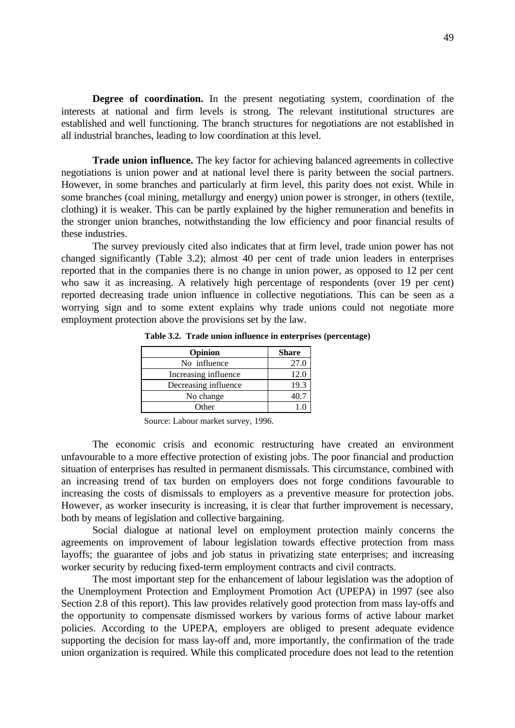**Degree of coordination.** In the present negotiating system, coordination of the interests at national and firm levels is strong. The relevant institutional structures are established and well functioning. The branch structures for negotiations are not established in all industrial branches, leading to low coordination at this level.

**Trade union influence.** The key factor for achieving balanced agreements in collective negotiations is union power and at national level there is parity between the social partners. However, in some branches and particularly at firm level, this parity does not exist. While in some branches (coal mining, metallurgy and energy) union power is stronger, in others (textile, clothing) it is weaker. This can be partly explained by the higher remuneration and benefits in the stronger union branches, notwithstanding the low efficiency and poor financial results of these industries.

The survey previously cited also indicates that at firm level, trade union power has not changed significantly (Table 3.2); almost 40 per cent of trade union leaders in enterprises reported that in the companies there is no change in union power, as opposed to 12 per cent who saw it as increasing. A relatively high percentage of respondents (over 19 per cent) reported decreasing trade union influence in collective negotiations. This can be seen as a worrying sign and to some extent explains why trade unions could not negotiate more employment protection above the provisions set by the law.

**Table 3.2. Trade union influence in enterprises (percentage)**

| Opinion | Share |
|---|---|
| No influence | 27.0 |
| Increasing influence | 12.0 |
| Decreasing influence | 19.3 |
| No change | 40.7 |
| Other | 1.0 |

Source: Labour market survey, 1996.

The economic crisis and economic restructuring have created an environment unfavourable to a more effective protection of existing jobs. The poor financial and production situation of enterprises has resulted in permanent dismissals. This circumstance, combined with an increasing trend of tax burden on employers does not forge conditions favourable to increasing the costs of dismissals to employers as a preventive measure for protection jobs. However, as worker insecurity is increasing, it is clear that further improvement is necessary, both by means of legislation and collective bargaining.

Social dialogue at national level on employment protection mainly concerns the agreements on improvement of labour legislation towards effective protection from mass layoffs; the guarantee of jobs and job status in privatizing state enterprises; and increasing worker security by reducing fixed-term employment contracts and civil contracts.

The most important step for the enhancement of labour legislation was the adoption of the Unemployment Protection and Employment Promotion Act (UPEPA) in 1997 (see also Section 2.8 of this report). This law provides relatively good protection from mass lay-offs and the opportunity to compensate dismissed workers by various forms of active labour market policies. According to the UPEPA, employers are obliged to present adequate evidence supporting the decision for mass lay-off and, more importantly, the confirmation of the trade union organization is required. While this complicated procedure does not lead to the retention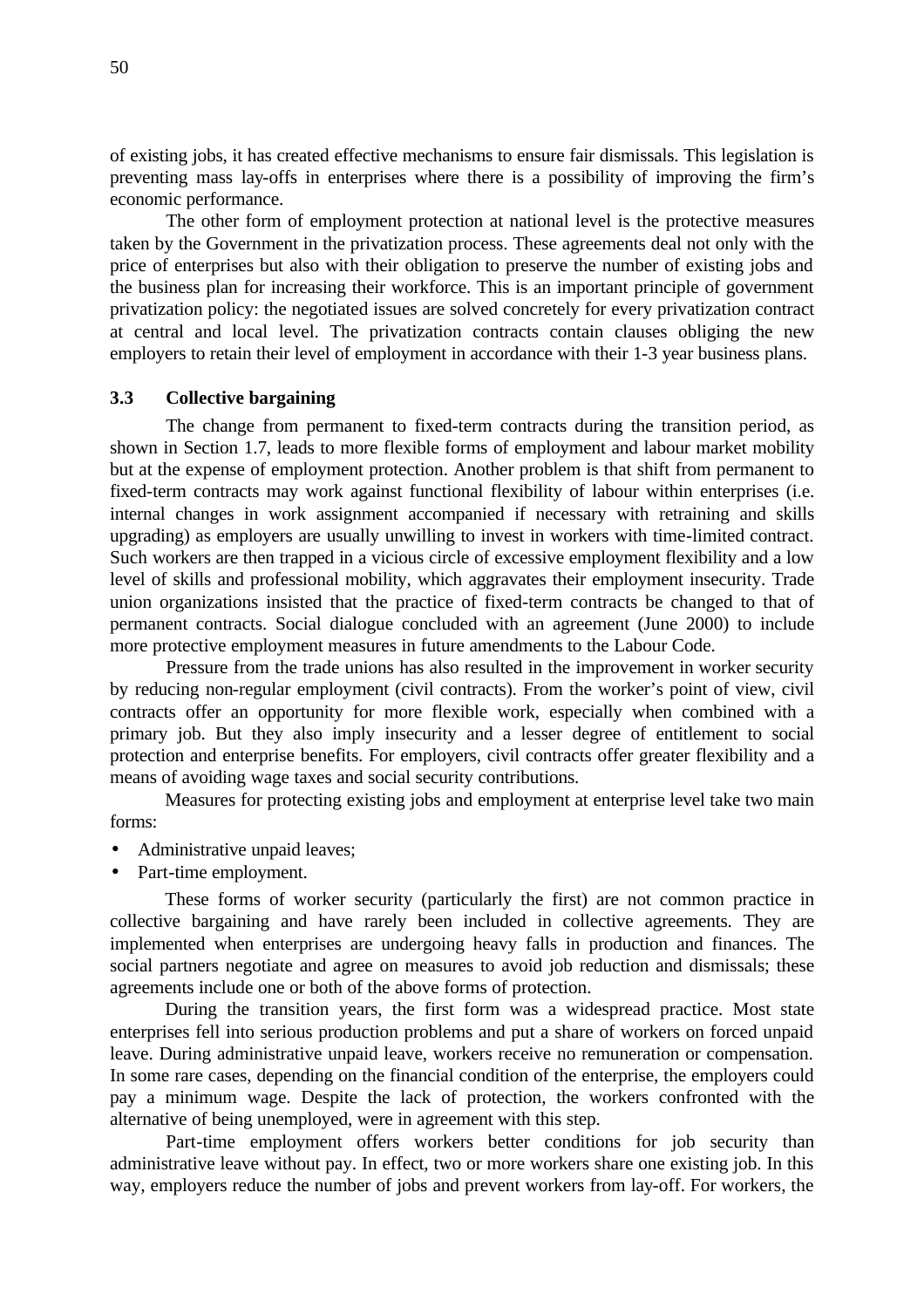of existing jobs, it has created effective mechanisms to ensure fair dismissals. This legislation is preventing mass lay-offs in enterprises where there is a possibility of improving the firm's economic performance.

The other form of employment protection at national level is the protective measures taken by the Government in the privatization process. These agreements deal not only with the price of enterprises but also with their obligation to preserve the number of existing jobs and the business plan for increasing their workforce. This is an important principle of government privatization policy: the negotiated issues are solved concretely for every privatization contract at central and local level. The privatization contracts contain clauses obliging the new employers to retain their level of employment in accordance with their 1-3 year business plans.

### 3.3 Collective bargaining

The change from permanent to fixed-term contracts during the transition period, as shown in Section 1.7, leads to more flexible forms of employment and labour market mobility but at the expense of employment protection. Another problem is that shift from permanent to fixed-term contracts may work against functional flexibility of labour within enterprises (i.e. internal changes in work assignment accompanied if necessary with retraining and skills upgrading) as employers are usually unwilling to invest in workers with time-limited contract. Such workers are then trapped in a vicious circle of excessive employment flexibility and a low level of skills and professional mobility, which aggravates their employment insecurity. Trade union organizations insisted that the practice of fixed-term contracts be changed to that of permanent contracts. Social dialogue concluded with an agreement (June 2000) to include more protective employment measures in future amendments to the Labour Code.

Pressure from the trade unions has also resulted in the improvement in worker security by reducing non-regular employment (civil contracts). From the worker's point of view, civil contracts offer an opportunity for more flexible work, especially when combined with a primary job. But they also imply insecurity and a lesser degree of entitlement to social protection and enterprise benefits. For employers, civil contracts offer greater flexibility and a means of avoiding wage taxes and social security contributions.

Measures for protecting existing jobs and employment at enterprise level take two main forms:

- Administrative unpaid leaves;
- Part-time employment.

These forms of worker security (particularly the first) are not common practice in collective bargaining and have rarely been included in collective agreements. They are implemented when enterprises are undergoing heavy falls in production and finances. The social partners negotiate and agree on measures to avoid job reduction and dismissals; these agreements include one or both of the above forms of protection.

During the transition years, the first form was a widespread practice. Most state enterprises fell into serious production problems and put a share of workers on forced unpaid leave. During administrative unpaid leave, workers receive no remuneration or compensation. In some rare cases, depending on the financial condition of the enterprise, the employers could pay a minimum wage. Despite the lack of protection, the workers confronted with the alternative of being unemployed, were in agreement with this step.

Part-time employment offers workers better conditions for job security than administrative leave without pay. In effect, two or more workers share one existing job. In this way, employers reduce the number of jobs and prevent workers from lay-off. For workers, the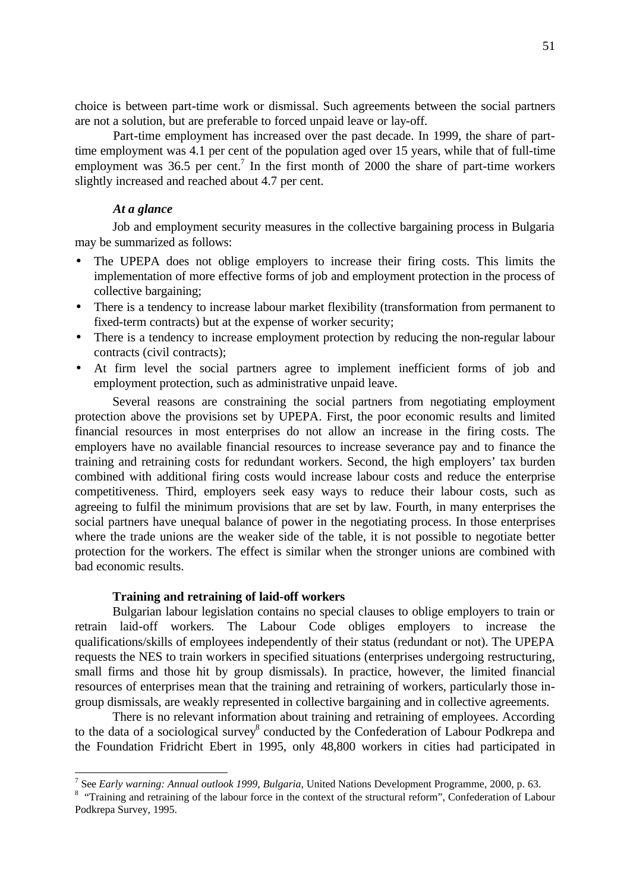choice is between part-time work or dismissal. Such agreements between the social partners are not a solution, but are preferable to forced unpaid leave or lay-off.

Part-time employment has increased over the past decade. In 1999, the share of part-time employment was 4.1 per cent of the population aged over 15 years, while that of full-time employment was 36.5 per cent.[7] In the first month of 2000 the share of part-time workers slightly increased and reached about 4.7 per cent.

***At a glance***

Job and employment security measures in the collective bargaining process in Bulgaria may be summarized as follows:

- The UPEPA does not oblige employers to increase their firing costs. This limits the implementation of more effective forms of job and employment protection in the process of collective bargaining;
- There is a tendency to increase labour market flexibility (transformation from permanent to fixed-term contracts) but at the expense of worker security;
- There is a tendency to increase employment protection by reducing the non-regular labour contracts (civil contracts);
- At firm level the social partners agree to implement inefficient forms of job and employment protection, such as administrative unpaid leave.

Several reasons are constraining the social partners from negotiating employment protection above the provisions set by UPEPA. First, the poor economic results and limited financial resources in most enterprises do not allow an increase in the firing costs. The employers have no available financial resources to increase severance pay and to finance the training and retraining costs for redundant workers. Second, the high employers' tax burden combined with additional firing costs would increase labour costs and reduce the enterprise competitiveness. Third, employers seek easy ways to reduce their labour costs, such as agreeing to fulfil the minimum provisions that are set by law. Fourth, in many enterprises the social partners have unequal balance of power in the negotiating process. In those enterprises where the trade unions are the weaker side of the table, it is not possible to negotiate better protection for the workers. The effect is similar when the stronger unions are combined with bad economic results.

**Training and retraining of laid-off workers**

Bulgarian labour legislation contains no special clauses to oblige employers to train or retrain laid-off workers. The Labour Code obliges employers to increase the qualifications/skills of employees independently of their status (redundant or not). The UPEPA requests the NES to train workers in specified situations (enterprises undergoing restructuring, small firms and those hit by group dismissals). In practice, however, the limited financial resources of enterprises mean that the training and retraining of workers, particularly those in-group dismissals, are weakly represented in collective bargaining and in collective agreements.

There is no relevant information about training and retraining of employees. According to the data of a sociological survey[8] conducted by the Confederation of Labour Podkrepa and the Foundation Fridricht Ebert in 1995, only 48,800 workers in cities had participated in

---

[7] See *Early warning: Annual outlook 1999, Bulgaria*, United Nations Development Programme, 2000, p. 63.

[8] "Training and retraining of the labour force in the context of the structural reform", Confederation of Labour Podkrepa Survey, 1995.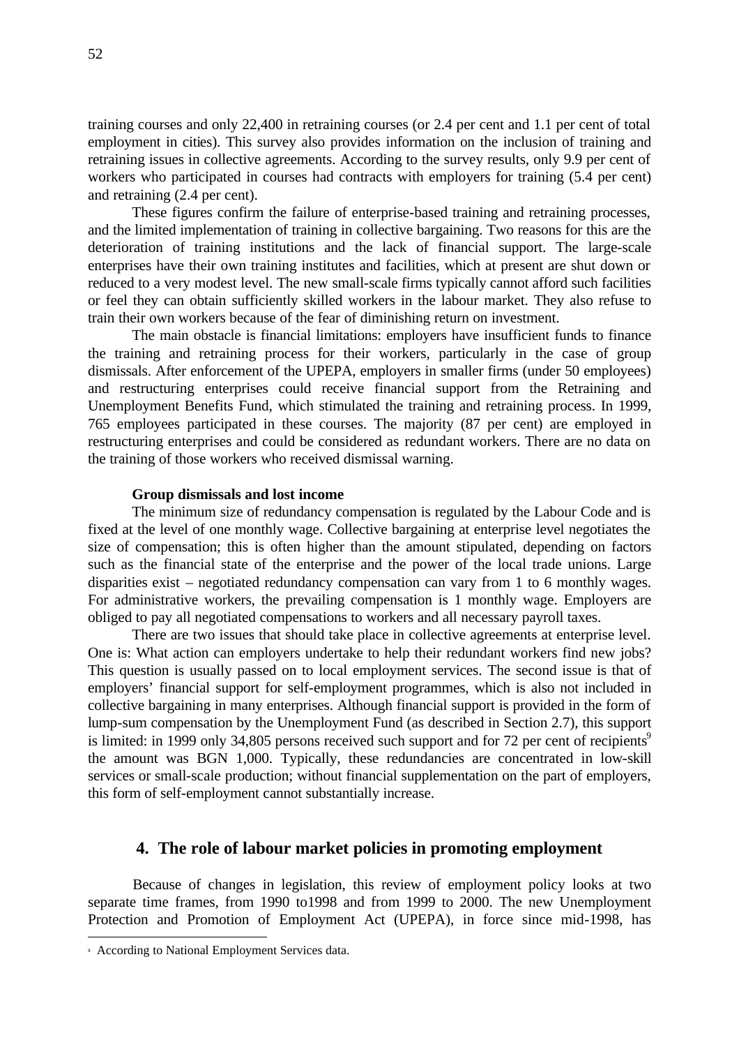training courses and only 22,400 in retraining courses (or 2.4 per cent and 1.1 per cent of total employment in cities). This survey also provides information on the inclusion of training and retraining issues in collective agreements. According to the survey results, only 9.9 per cent of workers who participated in courses had contracts with employers for training (5.4 per cent) and retraining (2.4 per cent).

These figures confirm the failure of enterprise-based training and retraining processes, and the limited implementation of training in collective bargaining. Two reasons for this are the deterioration of training institutions and the lack of financial support. The large-scale enterprises have their own training institutes and facilities, which at present are shut down or reduced to a very modest level. The new small-scale firms typically cannot afford such facilities or feel they can obtain sufficiently skilled workers in the labour market. They also refuse to train their own workers because of the fear of diminishing return on investment.

The main obstacle is financial limitations: employers have insufficient funds to finance the training and retraining process for their workers, particularly in the case of group dismissals. After enforcement of the UPEPA, employers in smaller firms (under 50 employees) and restructuring enterprises could receive financial support from the Retraining and Unemployment Benefits Fund, which stimulated the training and retraining process. In 1999, 765 employees participated in these courses. The majority (87 per cent) are employed in restructuring enterprises and could be considered as redundant workers. There are no data on the training of those workers who received dismissal warning.

**Group dismissals and lost income**

The minimum size of redundancy compensation is regulated by the Labour Code and is fixed at the level of one monthly wage. Collective bargaining at enterprise level negotiates the size of compensation; this is often higher than the amount stipulated, depending on factors such as the financial state of the enterprise and the power of the local trade unions. Large disparities exist – negotiated redundancy compensation can vary from 1 to 6 monthly wages. For administrative workers, the prevailing compensation is 1 monthly wage. Employers are obliged to pay all negotiated compensations to workers and all necessary payroll taxes.

There are two issues that should take place in collective agreements at enterprise level. One is: What action can employers undertake to help their redundant workers find new jobs? This question is usually passed on to local employment services. The second issue is that of employers' financial support for self-employment programmes, which is also not included in collective bargaining in many enterprises. Although financial support is provided in the form of lump-sum compensation by the Unemployment Fund (as described in Section 2.7), this support is limited: in 1999 only 34,805 persons received such support and for 72 per cent of recipients[9] the amount was BGN 1,000. Typically, these redundancies are concentrated in low-skill services or small-scale production; without financial supplementation on the part of employers, this form of self-employment cannot substantially increase.

## 4. The role of labour market policies in promoting employment

Because of changes in legislation, this review of employment policy looks at two separate time frames, from 1990 to1998 and from 1999 to 2000. The new Unemployment Protection and Promotion of Employment Act (UPEPA), in force since mid-1998, has

---

[9] According to National Employment Services data.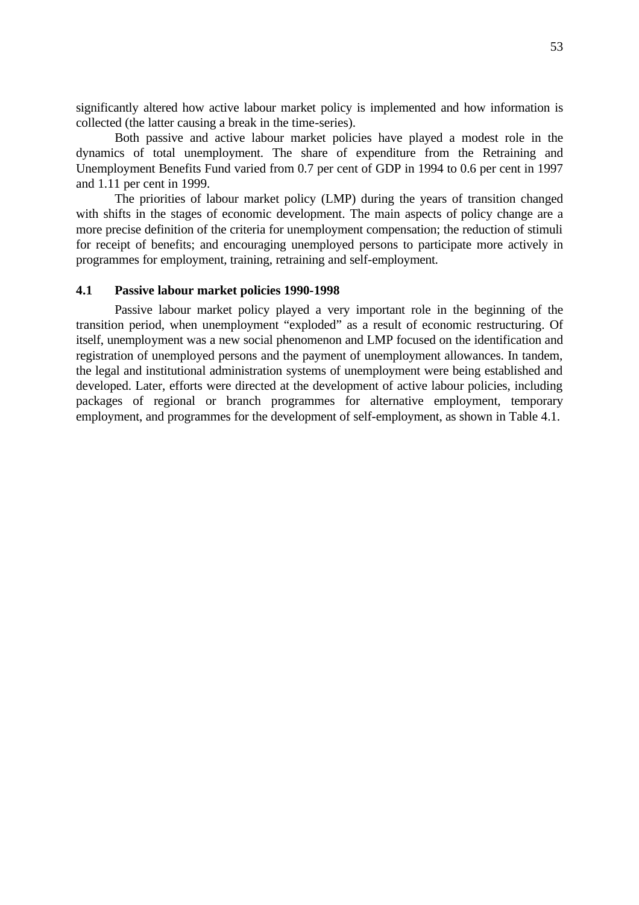significantly altered how active labour market policy is implemented and how information is collected (the latter causing a break in the time-series).

Both passive and active labour market policies have played a modest role in the dynamics of total unemployment. The share of expenditure from the Retraining and Unemployment Benefits Fund varied from 0.7 per cent of GDP in 1994 to 0.6 per cent in 1997 and 1.11 per cent in 1999.

The priorities of labour market policy (LMP) during the years of transition changed with shifts in the stages of economic development. The main aspects of policy change are a more precise definition of the criteria for unemployment compensation; the reduction of stimuli for receipt of benefits; and encouraging unemployed persons to participate more actively in programmes for employment, training, retraining and self-employment.

### 4.1 Passive labour market policies 1990-1998

Passive labour market policy played a very important role in the beginning of the transition period, when unemployment "exploded" as a result of economic restructuring. Of itself, unemployment was a new social phenomenon and LMP focused on the identification and registration of unemployed persons and the payment of unemployment allowances. In tandem, the legal and institutional administration systems of unemployment were being established and developed. Later, efforts were directed at the development of active labour policies, including packages of regional or branch programmes for alternative employment, temporary employment, and programmes for the development of self-employment, as shown in Table 4.1.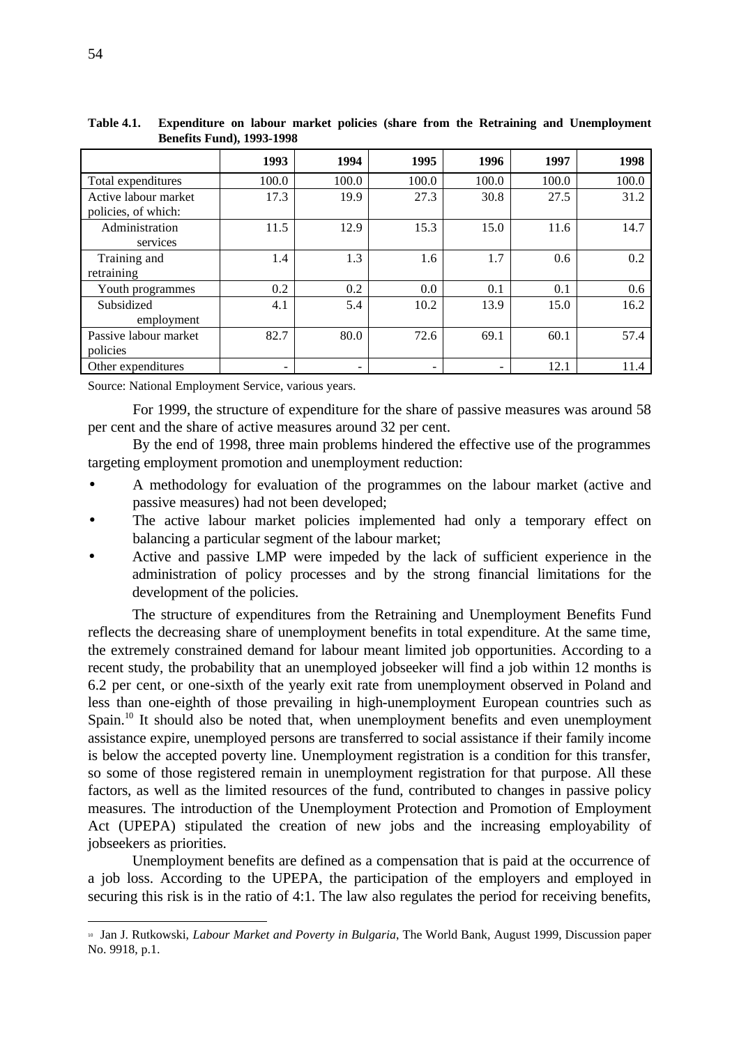**Table 4.1. Expenditure on labour market policies (share from the Retraining and Unemployment Benefits Fund), 1993-1998**

| | 1993 | 1994 | 1995 | 1996 | 1997 | 1998 |
|---|---|---|---|---|---|---|
| Total expenditures | 100.0 | 100.0 | 100.0 | 100.0 | 100.0 | 100.0 |
| Active labour market policies, of which: | 17.3 | 19.9 | 27.3 | 30.8 | 27.5 | 31.2 |
| Administration services | 11.5 | 12.9 | 15.3 | 15.0 | 11.6 | 14.7 |
| Training and retraining | 1.4 | 1.3 | 1.6 | 1.7 | 0.6 | 0.2 |
| Youth programmes | 0.2 | 0.2 | 0.0 | 0.1 | 0.1 | 0.6 |
| Subsidized employment | 4.1 | 5.4 | 10.2 | 13.9 | 15.0 | 16.2 |
| Passive labour market policies | 82.7 | 80.0 | 72.6 | 69.1 | 60.1 | 57.4 |
| Other expenditures | - | - | - | - | 12.1 | 11.4 |

Source: National Employment Service, various years.

For 1999, the structure of expenditure for the share of passive measures was around 58 per cent and the share of active measures around 32 per cent.

By the end of 1998, three main problems hindered the effective use of the programmes targeting employment promotion and unemployment reduction:

- A methodology for evaluation of the programmes on the labour market (active and passive measures) had not been developed;
- The active labour market policies implemented had only a temporary effect on balancing a particular segment of the labour market;
- Active and passive LMP were impeded by the lack of sufficient experience in the administration of policy processes and by the strong financial limitations for the development of the policies.

The structure of expenditures from the Retraining and Unemployment Benefits Fund reflects the decreasing share of unemployment benefits in total expenditure. At the same time, the extremely constrained demand for labour meant limited job opportunities. According to a recent study, the probability that an unemployed jobseeker will find a job within 12 months is 6.2 per cent, or one-sixth of the yearly exit rate from unemployment observed in Poland and less than one-eighth of those prevailing in high-unemployment European countries such as Spain.[10] It should also be noted that, when unemployment benefits and even unemployment assistance expire, unemployed persons are transferred to social assistance if their family income is below the accepted poverty line. Unemployment registration is a condition for this transfer, so some of those registered remain in unemployment registration for that purpose. All these factors, as well as the limited resources of the fund, contributed to changes in passive policy measures. The introduction of the Unemployment Protection and Promotion of Employment Act (UPEPA) stipulated the creation of new jobs and the increasing employability of jobseekers as priorities.

Unemployment benefits are defined as a compensation that is paid at the occurrence of a job loss. According to the UPEPA, the participation of the employers and employed in securing this risk is in the ratio of 4:1. The law also regulates the period for receiving benefits,

---

[10] Jan J. Rutkowski, *Labour Market and Poverty in Bulgaria*, The World Bank, August 1999, Discussion paper No. 9918, p.1.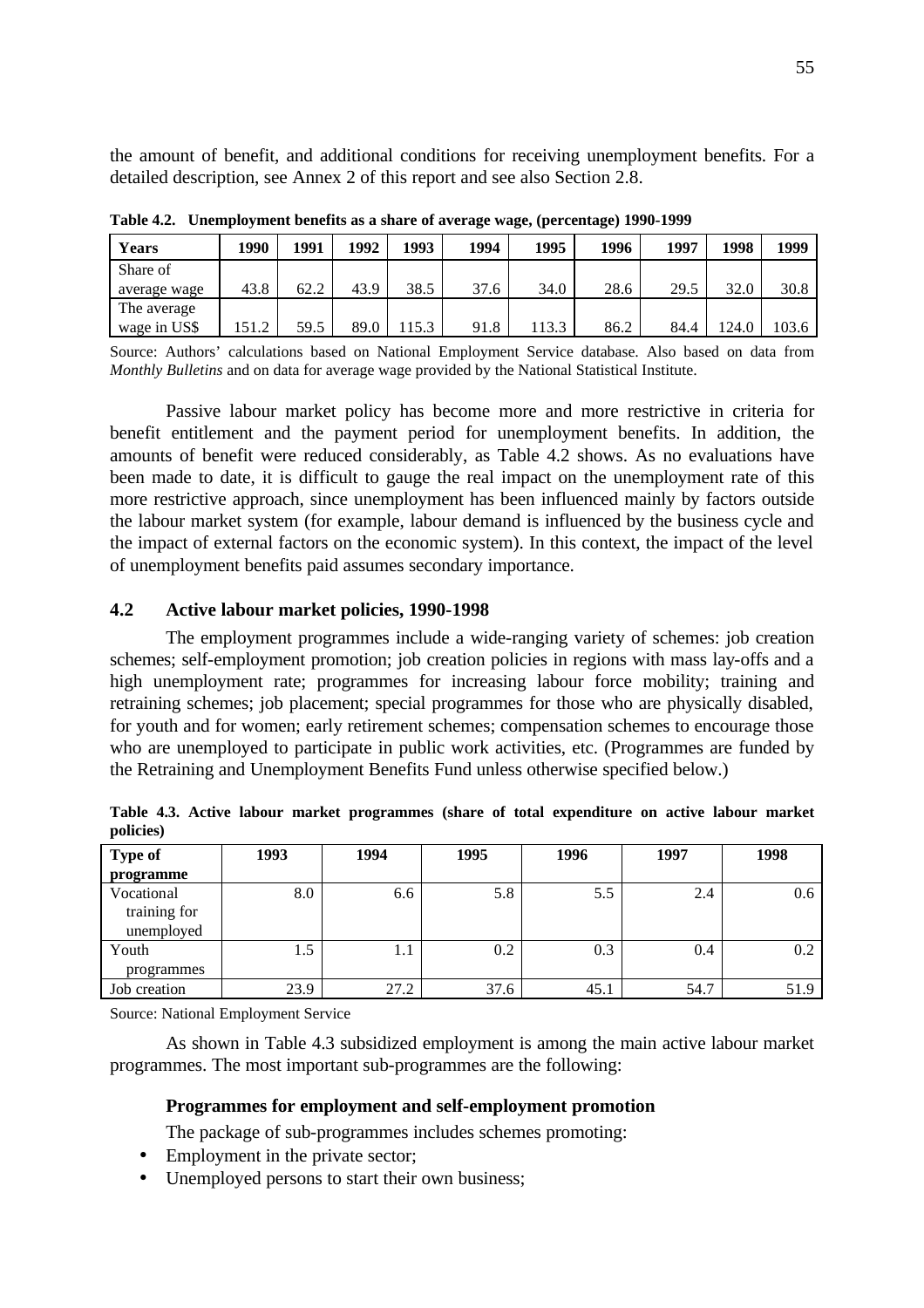the amount of benefit, and additional conditions for receiving unemployment benefits. For a detailed description, see Annex 2 of this report and see also Section 2.8.

**Table 4.2. Unemployment benefits as a share of average wage, (percentage) 1990-1999**

| Years | 1990 | 1991 | 1992 | 1993 | 1994 | 1995 | 1996 | 1997 | 1998 | 1999 |
|---|---|---|---|---|---|---|---|---|---|---|
| Share of average wage | 43.8 | 62.2 | 43.9 | 38.5 | 37.6 | 34.0 | 28.6 | 29.5 | 32.0 | 30.8 |
| The average wage in US$ | 151.2 | 59.5 | 89.0 | 115.3 | 91.8 | 113.3 | 86.2 | 84.4 | 124.0 | 103.6 |

Source: Authors' calculations based on National Employment Service database. Also based on data from *Monthly Bulletins* and on data for average wage provided by the National Statistical Institute.

Passive labour market policy has become more and more restrictive in criteria for benefit entitlement and the payment period for unemployment benefits. In addition, the amounts of benefit were reduced considerably, as Table 4.2 shows. As no evaluations have been made to date, it is difficult to gauge the real impact on the unemployment rate of this more restrictive approach, since unemployment has been influenced mainly by factors outside the labour market system (for example, labour demand is influenced by the business cycle and the impact of external factors on the economic system). In this context, the impact of the level of unemployment benefits paid assumes secondary importance.

## 4.2 Active labour market policies, 1990-1998

The employment programmes include a wide-ranging variety of schemes: job creation schemes; self-employment promotion; job creation policies in regions with mass lay-offs and a high unemployment rate; programmes for increasing labour force mobility; training and retraining schemes; job placement; special programmes for those who are physically disabled, for youth and for women; early retirement schemes; compensation schemes to encourage those who are unemployed to participate in public work activities, etc. (Programmes are funded by the Retraining and Unemployment Benefits Fund unless otherwise specified below.)

**Table 4.3. Active labour market programmes (share of total expenditure on active labour market policies)**

| Type of programme | 1993 | 1994 | 1995 | 1996 | 1997 | 1998 |
|---|---|---|---|---|---|---|
| Vocational training for unemployed | 8.0 | 6.6 | 5.8 | 5.5 | 2.4 | 0.6 |
| Youth programmes | 1.5 | 1.1 | 0.2 | 0.3 | 0.4 | 0.2 |
| Job creation | 23.9 | 27.2 | 37.6 | 45.1 | 54.7 | 51.9 |

Source: National Employment Service

As shown in Table 4.3 subsidized employment is among the main active labour market programmes. The most important sub-programmes are the following:

**Programmes for employment and self-employment promotion**

The package of sub-programmes includes schemes promoting:

- Employment in the private sector;
- Unemployed persons to start their own business;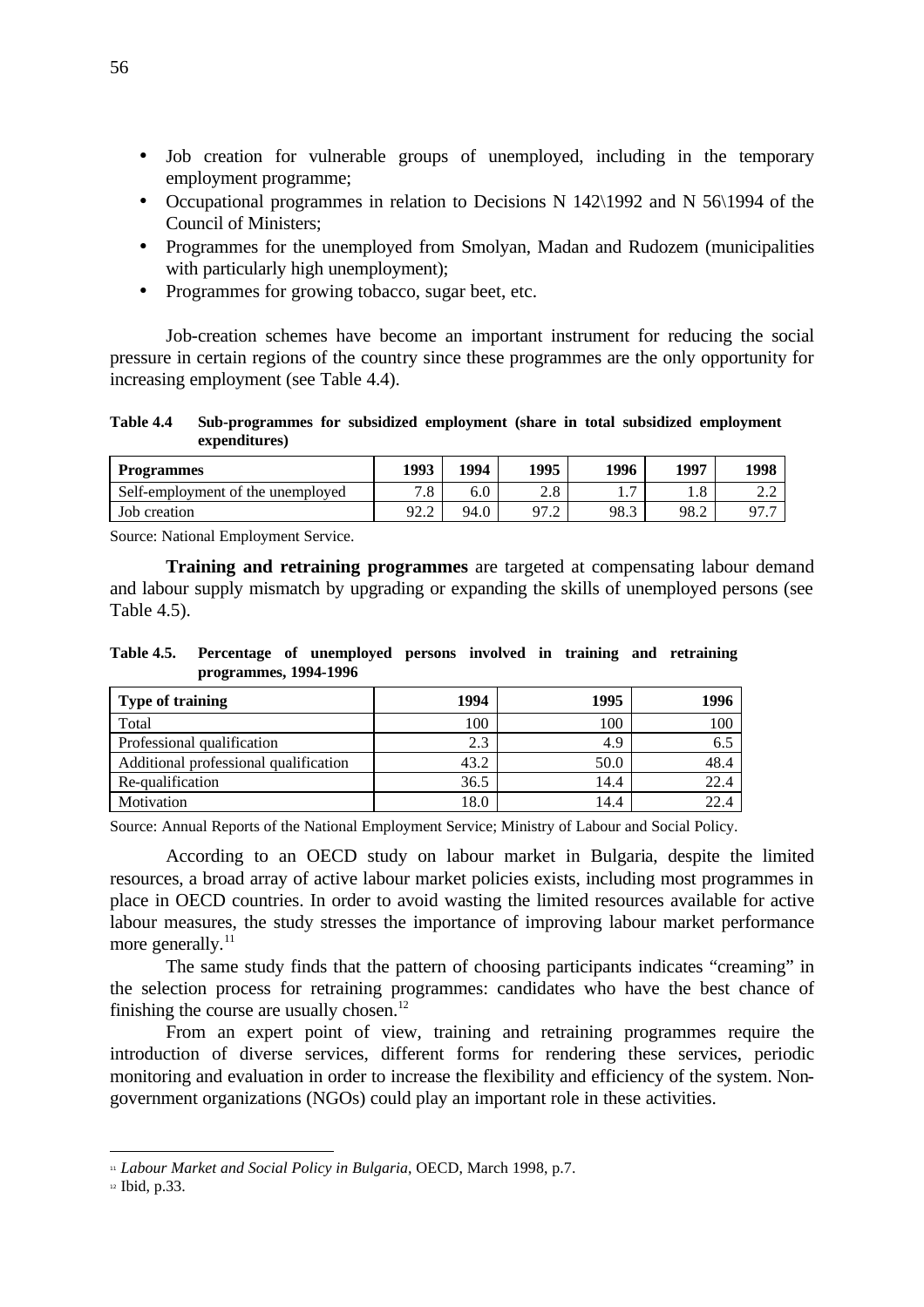- Job creation for vulnerable groups of unemployed, including in the temporary employment programme;
- Occupational programmes in relation to Decisions N 142\1992 and N 56\1994 of the Council of Ministers;
- Programmes for the unemployed from Smolyan, Madan and Rudozem (municipalities with particularly high unemployment);
- Programmes for growing tobacco, sugar beet, etc.

Job-creation schemes have become an important instrument for reducing the social pressure in certain regions of the country since these programmes are the only opportunity for increasing employment (see Table 4.4).

**Table 4.4 Sub-programmes for subsidized employment (share in total subsidized employment expenditures)**

| Programmes | 1993 | 1994 | 1995 | 1996 | 1997 | 1998 |
|---|---|---|---|---|---|---|
| Self-employment of the unemployed | 7.8 | 6.0 | 2.8 | 1.7 | 1.8 | 2.2 |
| Job creation | 92.2 | 94.0 | 97.2 | 98.3 | 98.2 | 97.7 |

Source: National Employment Service.

**Training and retraining programmes** are targeted at compensating labour demand and labour supply mismatch by upgrading or expanding the skills of unemployed persons (see Table 4.5).

**Table 4.5. Percentage of unemployed persons involved in training and retraining programmes, 1994-1996**

| Type of training | 1994 | 1995 | 1996 |
|---|---|---|---|
| Total | 100 | 100 | 100 |
| Professional qualification | 2.3 | 4.9 | 6.5 |
| Additional professional qualification | 43.2 | 50.0 | 48.4 |
| Re-qualification | 36.5 | 14.4 | 22.4 |
| Motivation | 18.0 | 14.4 | 22.4 |

Source: Annual Reports of the National Employment Service; Ministry of Labour and Social Policy.

According to an OECD study on labour market in Bulgaria, despite the limited resources, a broad array of active labour market policies exists, including most programmes in place in OECD countries. In order to avoid wasting the limited resources available for active labour measures, the study stresses the importance of improving labour market performance more generally.[11]

The same study finds that the pattern of choosing participants indicates "creaming" in the selection process for retraining programmes: candidates who have the best chance of finishing the course are usually chosen.[12]

From an expert point of view, training and retraining programmes require the introduction of diverse services, different forms for rendering these services, periodic monitoring and evaluation in order to increase the flexibility and efficiency of the system. Non-government organizations (NGOs) could play an important role in these activities.

---

[11] *Labour Market and Social Policy in Bulgaria*, OECD, March 1998, p.7.

[12] Ibid, p.33.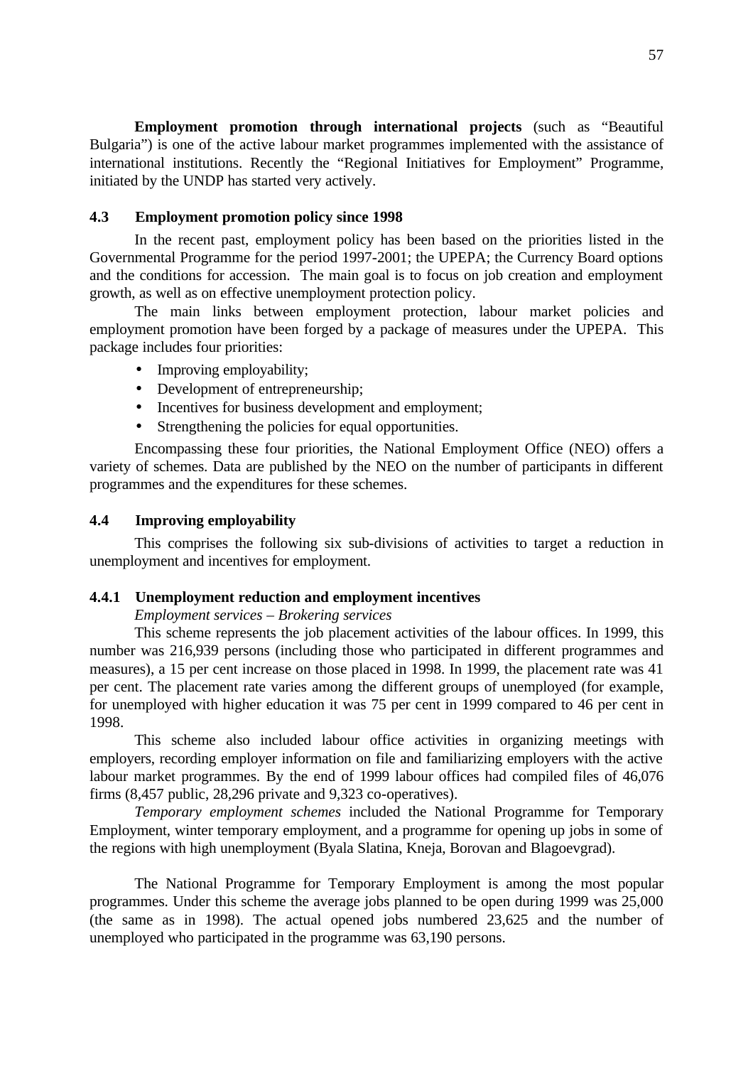**Employment promotion through international projects** (such as "Beautiful Bulgaria") is one of the active labour market programmes implemented with the assistance of international institutions. Recently the "Regional Initiatives for Employment" Programme, initiated by the UNDP has started very actively.

### 4.3 Employment promotion policy since 1998

In the recent past, employment policy has been based on the priorities listed in the Governmental Programme for the period 1997-2001; the UPEPA; the Currency Board options and the conditions for accession. The main goal is to focus on job creation and employment growth, as well as on effective unemployment protection policy.

The main links between employment protection, labour market policies and employment promotion have been forged by a package of measures under the UPEPA. This package includes four priorities:

- Improving employability;
- Development of entrepreneurship;
- Incentives for business development and employment;
- Strengthening the policies for equal opportunities.

Encompassing these four priorities, the National Employment Office (NEO) offers a variety of schemes. Data are published by the NEO on the number of participants in different programmes and the expenditures for these schemes.

### 4.4 Improving employability

This comprises the following six sub-divisions of activities to target a reduction in unemployment and incentives for employment.

#### 4.4.1 Unemployment reduction and employment incentives

*Employment services – Brokering services*

This scheme represents the job placement activities of the labour offices. In 1999, this number was 216,939 persons (including those who participated in different programmes and measures), a 15 per cent increase on those placed in 1998. In 1999, the placement rate was 41 per cent. The placement rate varies among the different groups of unemployed (for example, for unemployed with higher education it was 75 per cent in 1999 compared to 46 per cent in 1998.

This scheme also included labour office activities in organizing meetings with employers, recording employer information on file and familiarizing employers with the active labour market programmes. By the end of 1999 labour offices had compiled files of 46,076 firms (8,457 public, 28,296 private and 9,323 co-operatives).

*Temporary employment schemes* included the National Programme for Temporary Employment, winter temporary employment, and a programme for opening up jobs in some of the regions with high unemployment (Byala Slatina, Kneja, Borovan and Blagoevgrad).

The National Programme for Temporary Employment is among the most popular programmes. Under this scheme the average jobs planned to be open during 1999 was 25,000 (the same as in 1998). The actual opened jobs numbered 23,625 and the number of unemployed who participated in the programme was 63,190 persons.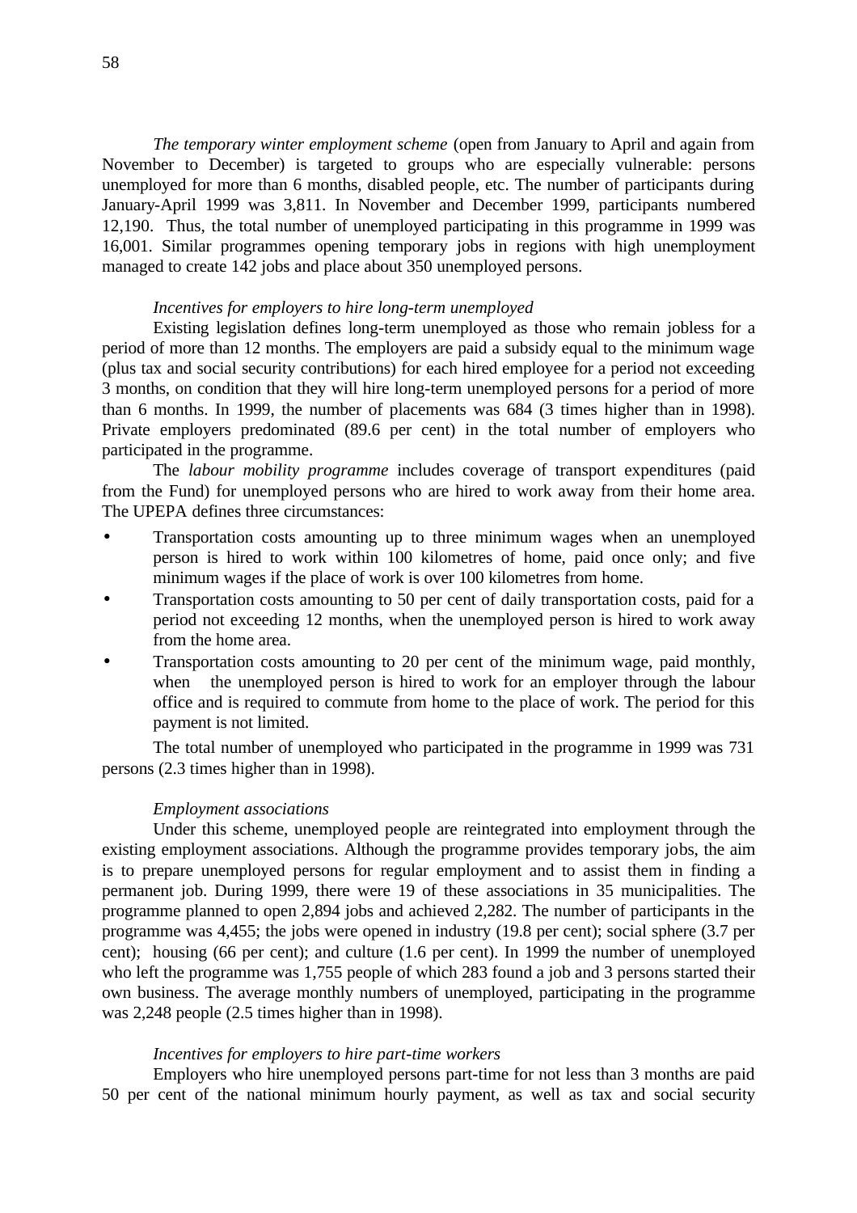*The temporary winter employment scheme* (open from January to April and again from November to December) is targeted to groups who are especially vulnerable: persons unemployed for more than 6 months, disabled people, etc. The number of participants during January-April 1999 was 3,811. In November and December 1999, participants numbered 12,190. Thus, the total number of unemployed participating in this programme in 1999 was 16,001. Similar programmes opening temporary jobs in regions with high unemployment managed to create 142 jobs and place about 350 unemployed persons.

*Incentives for employers to hire long-term unemployed*

Existing legislation defines long-term unemployed as those who remain jobless for a period of more than 12 months. The employers are paid a subsidy equal to the minimum wage (plus tax and social security contributions) for each hired employee for a period not exceeding 3 months, on condition that they will hire long-term unemployed persons for a period of more than 6 months. In 1999, the number of placements was 684 (3 times higher than in 1998). Private employers predominated (89.6 per cent) in the total number of employers who participated in the programme.

The *labour mobility programme* includes coverage of transport expenditures (paid from the Fund) for unemployed persons who are hired to work away from their home area. The UPEPA defines three circumstances:

- Transportation costs amounting up to three minimum wages when an unemployed person is hired to work within 100 kilometres of home, paid once only; and five minimum wages if the place of work is over 100 kilometres from home.
- Transportation costs amounting to 50 per cent of daily transportation costs, paid for a period not exceeding 12 months, when the unemployed person is hired to work away from the home area.
- Transportation costs amounting to 20 per cent of the minimum wage, paid monthly, when the unemployed person is hired to work for an employer through the labour office and is required to commute from home to the place of work. The period for this payment is not limited.

The total number of unemployed who participated in the programme in 1999 was 731 persons (2.3 times higher than in 1998).

*Employment associations*

Under this scheme, unemployed people are reintegrated into employment through the existing employment associations. Although the programme provides temporary jobs, the aim is to prepare unemployed persons for regular employment and to assist them in finding a permanent job. During 1999, there were 19 of these associations in 35 municipalities. The programme planned to open 2,894 jobs and achieved 2,282. The number of participants in the programme was 4,455; the jobs were opened in industry (19.8 per cent); social sphere (3.7 per cent); housing (66 per cent); and culture (1.6 per cent). In 1999 the number of unemployed who left the programme was 1,755 people of which 283 found a job and 3 persons started their own business. The average monthly numbers of unemployed, participating in the programme was 2,248 people (2.5 times higher than in 1998).

*Incentives for employers to hire part-time workers*

Employers who hire unemployed persons part-time for not less than 3 months are paid 50 per cent of the national minimum hourly payment, as well as tax and social security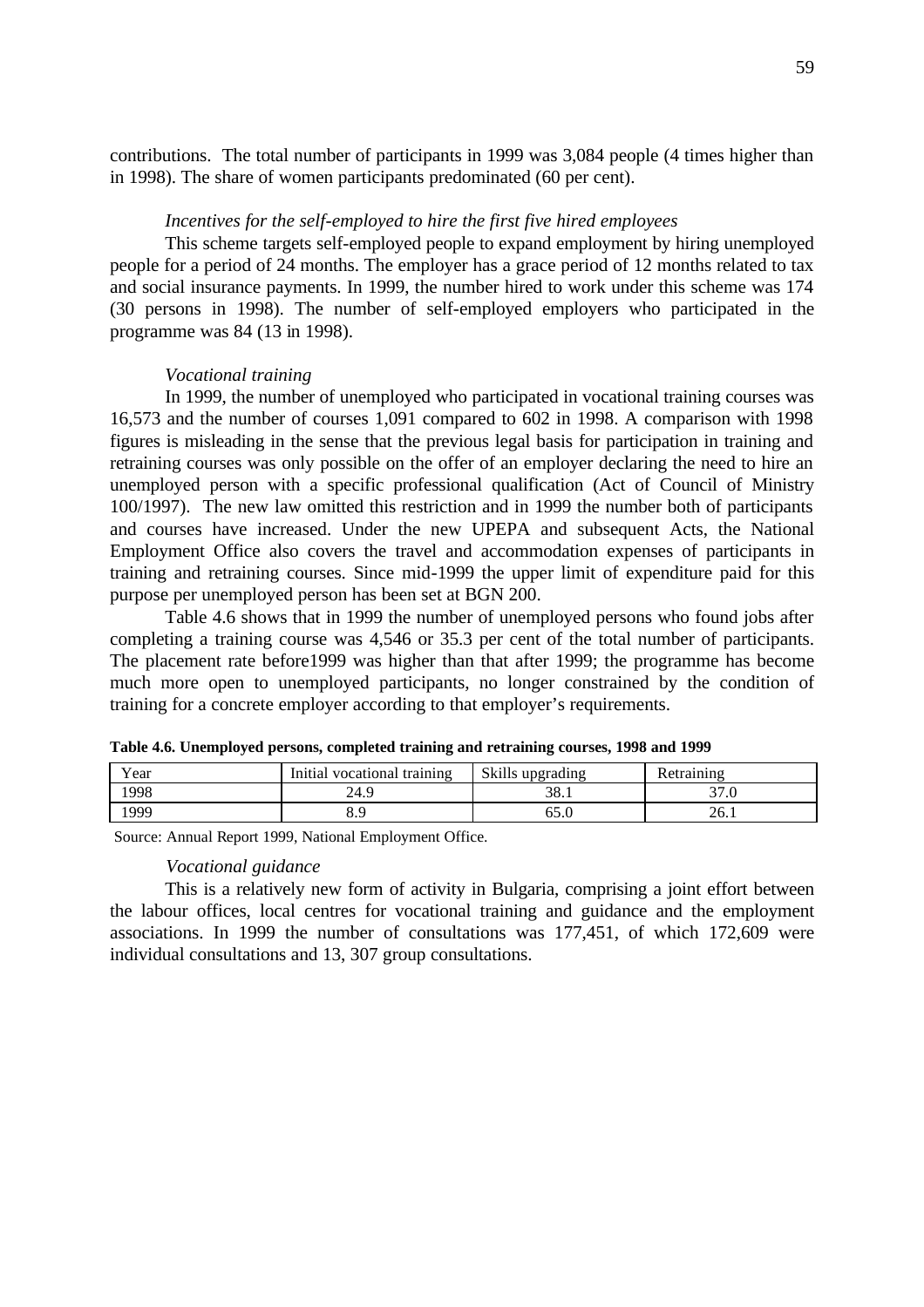contributions. The total number of participants in 1999 was 3,084 people (4 times higher than in 1998). The share of women participants predominated (60 per cent).

*Incentives for the self-employed to hire the first five hired employees*

This scheme targets self-employed people to expand employment by hiring unemployed people for a period of 24 months. The employer has a grace period of 12 months related to tax and social insurance payments. In 1999, the number hired to work under this scheme was 174 (30 persons in 1998). The number of self-employed employers who participated in the programme was 84 (13 in 1998).

*Vocational training*

In 1999, the number of unemployed who participated in vocational training courses was 16,573 and the number of courses 1,091 compared to 602 in 1998. A comparison with 1998 figures is misleading in the sense that the previous legal basis for participation in training and retraining courses was only possible on the offer of an employer declaring the need to hire an unemployed person with a specific professional qualification (Act of Council of Ministry 100/1997). The new law omitted this restriction and in 1999 the number both of participants and courses have increased. Under the new UPEPA and subsequent Acts, the National Employment Office also covers the travel and accommodation expenses of participants in training and retraining courses. Since mid-1999 the upper limit of expenditure paid for this purpose per unemployed person has been set at BGN 200.

Table 4.6 shows that in 1999 the number of unemployed persons who found jobs after completing a training course was 4,546 or 35.3 per cent of the total number of participants. The placement rate before1999 was higher than that after 1999; the programme has become much more open to unemployed participants, no longer constrained by the condition of training for a concrete employer according to that employer's requirements.

**Table 4.6. Unemployed persons, completed training and retraining courses, 1998 and 1999**

| Year | Initial vocational training | Skills upgrading | Retraining |
|---|---|---|---|
| 1998 | 24.9 | 38.1 | 37.0 |
| 1999 | 8.9 | 65.0 | 26.1 |

Source: Annual Report 1999, National Employment Office.

*Vocational guidance*

This is a relatively new form of activity in Bulgaria, comprising a joint effort between the labour offices, local centres for vocational training and guidance and the employment associations. In 1999 the number of consultations was 177,451, of which 172,609 were individual consultations and 13, 307 group consultations.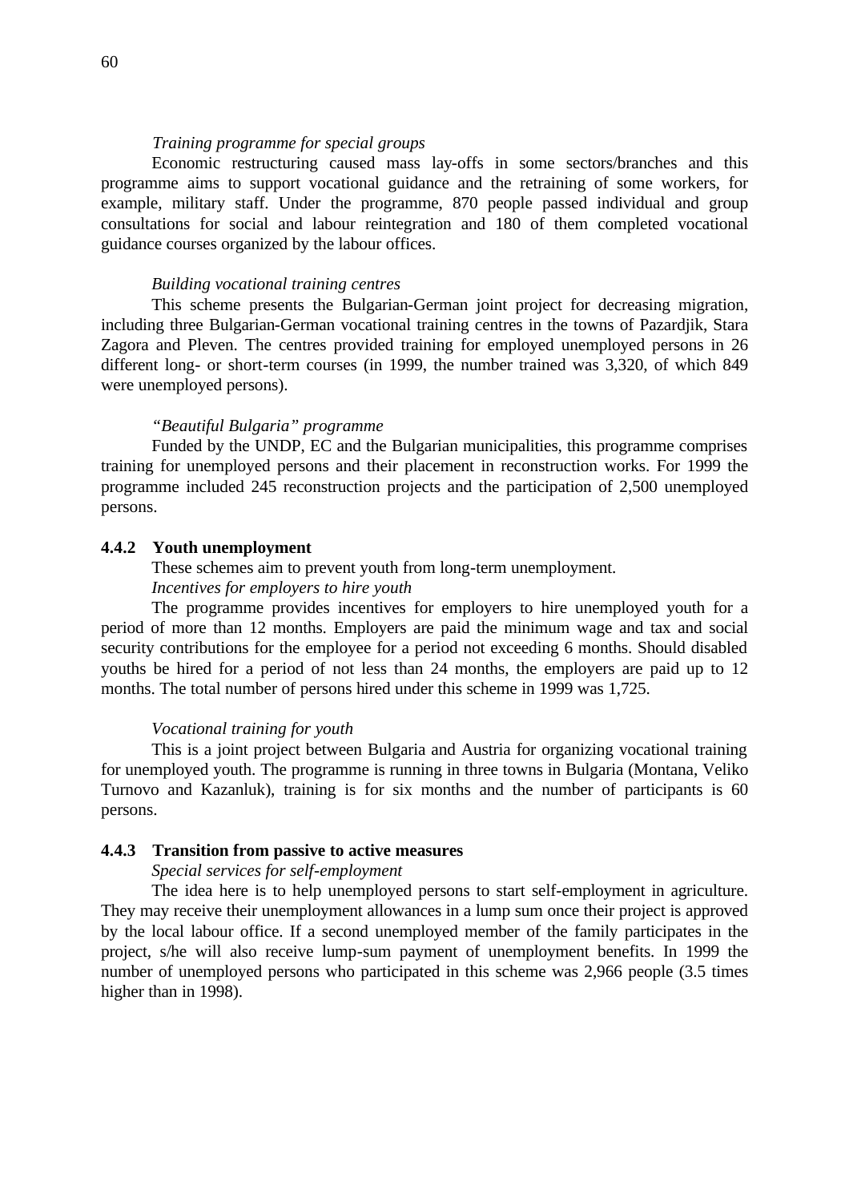*Training programme for special groups*

Economic restructuring caused mass lay-offs in some sectors/branches and this programme aims to support vocational guidance and the retraining of some workers, for example, military staff. Under the programme, 870 people passed individual and group consultations for social and labour reintegration and 180 of them completed vocational guidance courses organized by the labour offices.

*Building vocational training centres*

This scheme presents the Bulgarian-German joint project for decreasing migration, including three Bulgarian-German vocational training centres in the towns of Pazardjik, Stara Zagora and Pleven. The centres provided training for employed unemployed persons in 26 different long- or short-term courses (in 1999, the number trained was 3,320, of which 849 were unemployed persons).

*"Beautiful Bulgaria" programme*

Funded by the UNDP, EC and the Bulgarian municipalities, this programme comprises training for unemployed persons and their placement in reconstruction works. For 1999 the programme included 245 reconstruction projects and the participation of 2,500 unemployed persons.

### 4.4.2 Youth unemployment

These schemes aim to prevent youth from long-term unemployment.

*Incentives for employers to hire youth*

The programme provides incentives for employers to hire unemployed youth for a period of more than 12 months. Employers are paid the minimum wage and tax and social security contributions for the employee for a period not exceeding 6 months. Should disabled youths be hired for a period of not less than 24 months, the employers are paid up to 12 months. The total number of persons hired under this scheme in 1999 was 1,725.

*Vocational training for youth*

This is a joint project between Bulgaria and Austria for organizing vocational training for unemployed youth. The programme is running in three towns in Bulgaria (Montana, Veliko Turnovo and Kazanluk), training is for six months and the number of participants is 60 persons.

### 4.4.3 Transition from passive to active measures

*Special services for self-employment*

The idea here is to help unemployed persons to start self-employment in agriculture. They may receive their unemployment allowances in a lump sum once their project is approved by the local labour office. If a second unemployed member of the family participates in the project, s/he will also receive lump-sum payment of unemployment benefits. In 1999 the number of unemployed persons who participated in this scheme was 2,966 people (3.5 times higher than in 1998).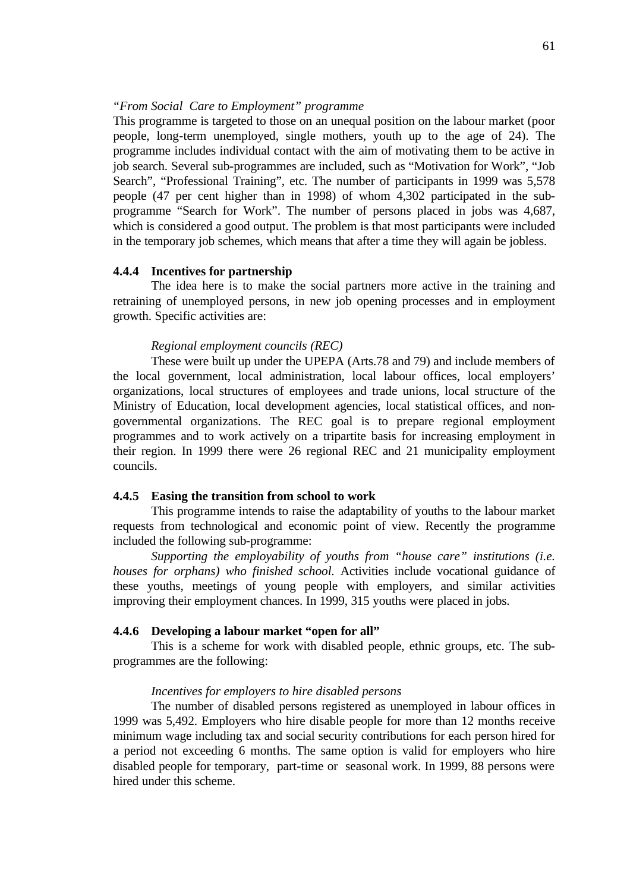*"From Social Care to Employment" programme*

This programme is targeted to those on an unequal position on the labour market (poor people, long-term unemployed, single mothers, youth up to the age of 24). The programme includes individual contact with the aim of motivating them to be active in job search. Several sub-programmes are included, such as "Motivation for Work", "Job Search", "Professional Training", etc. The number of participants in 1999 was 5,578 people (47 per cent higher than in 1998) of whom 4,302 participated in the sub-programme "Search for Work". The number of persons placed in jobs was 4,687, which is considered a good output. The problem is that most participants were included in the temporary job schemes, which means that after a time they will again be jobless.

### 4.4.4 Incentives for partnership

The idea here is to make the social partners more active in the training and retraining of unemployed persons, in new job opening processes and in employment growth. Specific activities are:

*Regional employment councils (REC)*

These were built up under the UPEPA (Arts.78 and 79) and include members of the local government, local administration, local labour offices, local employers' organizations, local structures of employees and trade unions, local structure of the Ministry of Education, local development agencies, local statistical offices, and non-governmental organizations. The REC goal is to prepare regional employment programmes and to work actively on a tripartite basis for increasing employment in their region. In 1999 there were 26 regional REC and 21 municipality employment councils.

### 4.4.5 Easing the transition from school to work

This programme intends to raise the adaptability of youths to the labour market requests from technological and economic point of view. Recently the programme included the following sub-programme:

*Supporting the employability of youths from "house care" institutions (i.e. houses for orphans) who finished school.* Activities include vocational guidance of these youths, meetings of young people with employers, and similar activities improving their employment chances. In 1999, 315 youths were placed in jobs.

### 4.4.6 Developing a labour market "open for all"

This is a scheme for work with disabled people, ethnic groups, etc. The sub-programmes are the following:

*Incentives for employers to hire disabled persons*

The number of disabled persons registered as unemployed in labour offices in 1999 was 5,492. Employers who hire disable people for more than 12 months receive minimum wage including tax and social security contributions for each person hired for a period not exceeding 6 months. The same option is valid for employers who hire disabled people for temporary, part-time or seasonal work. In 1999, 88 persons were hired under this scheme.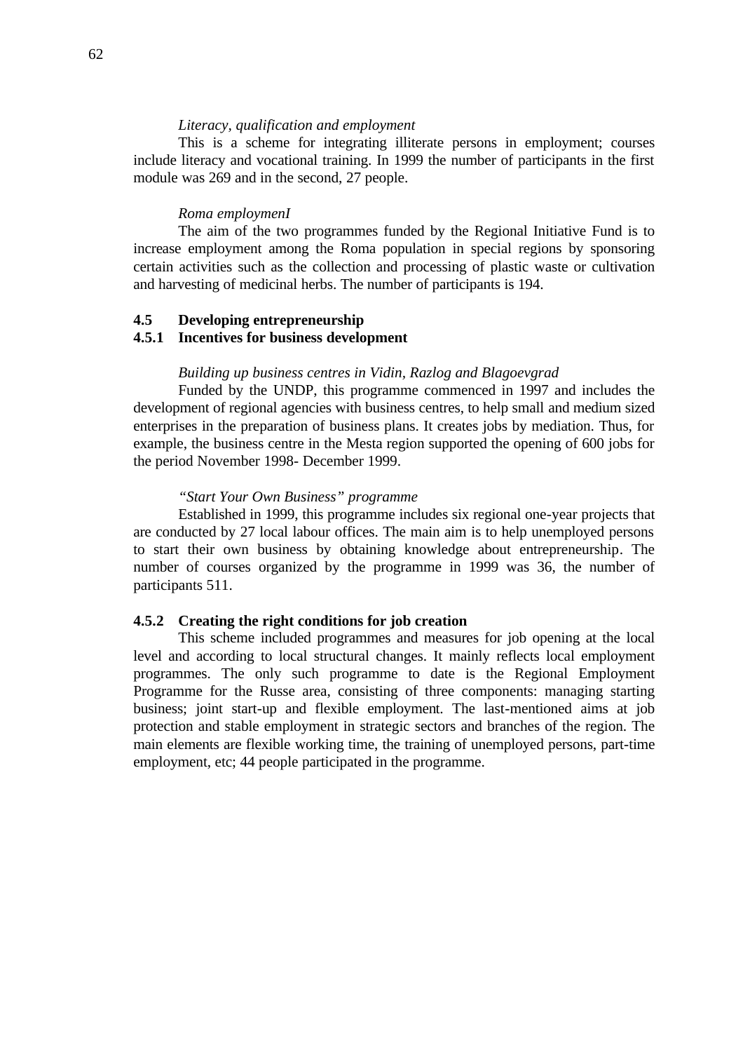*Literacy, qualification and employment*

This is a scheme for integrating illiterate persons in employment; courses include literacy and vocational training. In 1999 the number of participants in the first module was 269 and in the second, 27 people.

*Roma employmenI*

The aim of the two programmes funded by the Regional Initiative Fund is to increase employment among the Roma population in special regions by sponsoring certain activities such as the collection and processing of plastic waste or cultivation and harvesting of medicinal herbs. The number of participants is 194.

### 4.5 Developing entrepreneurship

#### 4.5.1 Incentives for business development

*Building up business centres in Vidin, Razlog and Blagoevgrad*

Funded by the UNDP, this programme commenced in 1997 and includes the development of regional agencies with business centres, to help small and medium sized enterprises in the preparation of business plans. It creates jobs by mediation. Thus, for example, the business centre in the Mesta region supported the opening of 600 jobs for the period November 1998- December 1999.

*"Start Your Own Business" programme*

Established in 1999, this programme includes six regional one-year projects that are conducted by 27 local labour offices. The main aim is to help unemployed persons to start their own business by obtaining knowledge about entrepreneurship. The number of courses organized by the programme in 1999 was 36, the number of participants 511.

#### 4.5.2 Creating the right conditions for job creation

This scheme included programmes and measures for job opening at the local level and according to local structural changes. It mainly reflects local employment programmes. The only such programme to date is the Regional Employment Programme for the Russe area, consisting of three components: managing starting business; joint start-up and flexible employment. The last-mentioned aims at job protection and stable employment in strategic sectors and branches of the region. The main elements are flexible working time, the training of unemployed persons, part-time employment, etc; 44 people participated in the programme.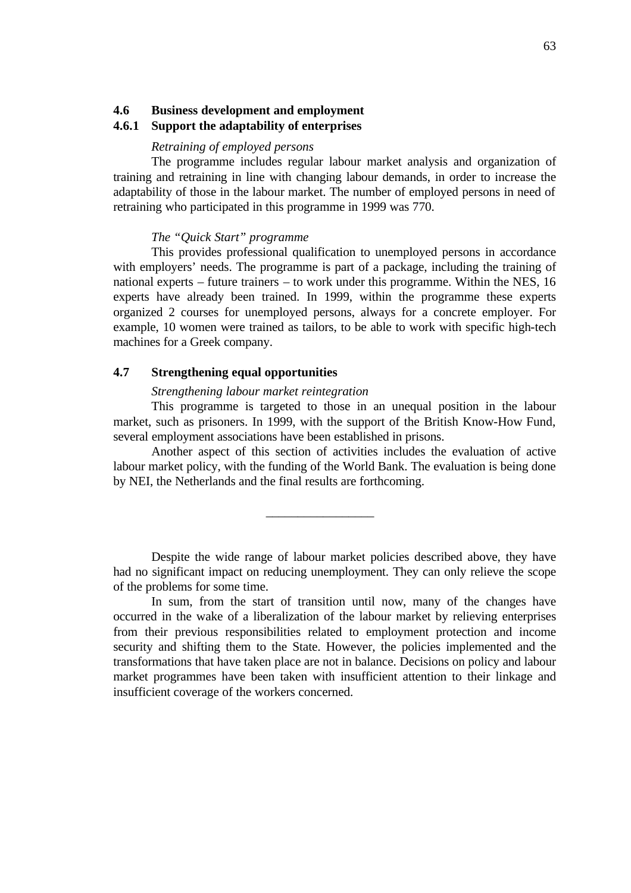### 4.6 Business development and employment

#### 4.6.1 Support the adaptability of enterprises

*Retraining of employed persons*

The programme includes regular labour market analysis and organization of training and retraining in line with changing labour demands, in order to increase the adaptability of those in the labour market. The number of employed persons in need of retraining who participated in this programme in 1999 was 770.

*The "Quick Start" programme*

This provides professional qualification to unemployed persons in accordance with employers' needs. The programme is part of a package, including the training of national experts – future trainers – to work under this programme. Within the NES, 16 experts have already been trained. In 1999, within the programme these experts organized 2 courses for unemployed persons, always for a concrete employer. For example, 10 women were trained as tailors, to be able to work with specific high-tech machines for a Greek company.

### 4.7 Strengthening equal opportunities

*Strengthening labour market reintegration*

This programme is targeted to those in an unequal position in the labour market, such as prisoners. In 1999, with the support of the British Know-How Fund, several employment associations have been established in prisons.

Another aspect of this section of activities includes the evaluation of active labour market policy, with the funding of the World Bank. The evaluation is being done by NEI, the Netherlands and the final results are forthcoming.

---

Despite the wide range of labour market policies described above, they have had no significant impact on reducing unemployment. They can only relieve the scope of the problems for some time.

In sum, from the start of transition until now, many of the changes have occurred in the wake of a liberalization of the labour market by relieving enterprises from their previous responsibilities related to employment protection and income security and shifting them to the State. However, the policies implemented and the transformations that have taken place are not in balance. Decisions on policy and labour market programmes have been taken with insufficient attention to their linkage and insufficient coverage of the workers concerned.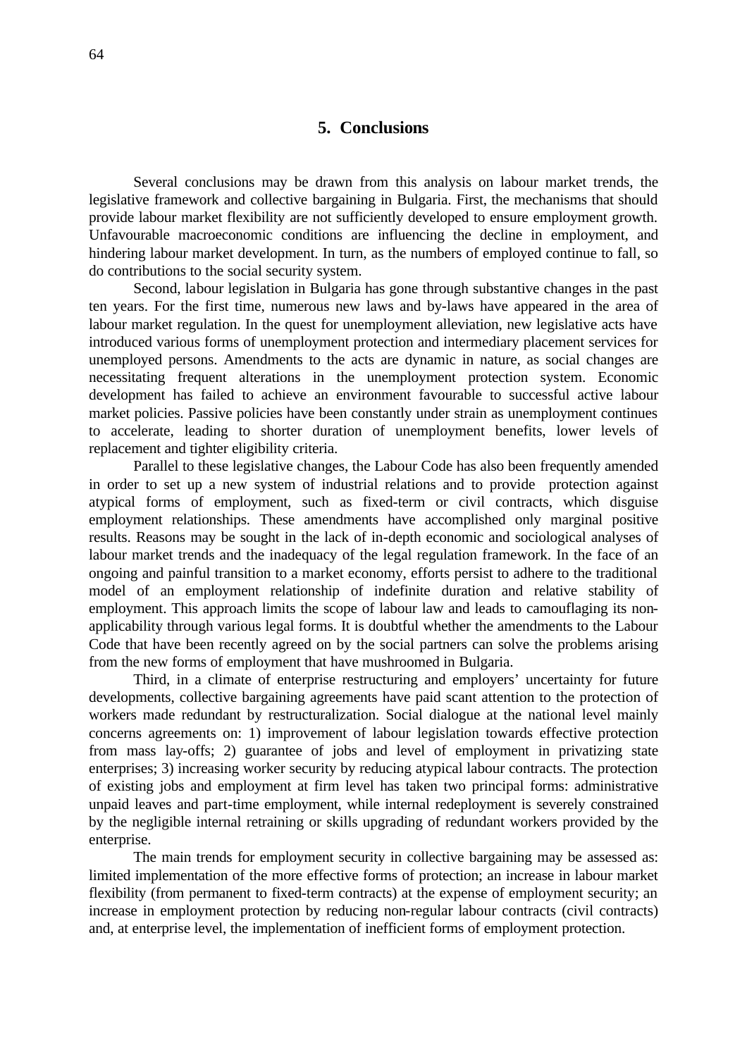## 5. Conclusions

Several conclusions may be drawn from this analysis on labour market trends, the legislative framework and collective bargaining in Bulgaria. First, the mechanisms that should provide labour market flexibility are not sufficiently developed to ensure employment growth. Unfavourable macroeconomic conditions are influencing the decline in employment, and hindering labour market development. In turn, as the numbers of employed continue to fall, so do contributions to the social security system.

Second, labour legislation in Bulgaria has gone through substantive changes in the past ten years. For the first time, numerous new laws and by-laws have appeared in the area of labour market regulation. In the quest for unemployment alleviation, new legislative acts have introduced various forms of unemployment protection and intermediary placement services for unemployed persons. Amendments to the acts are dynamic in nature, as social changes are necessitating frequent alterations in the unemployment protection system. Economic development has failed to achieve an environment favourable to successful active labour market policies. Passive policies have been constantly under strain as unemployment continues to accelerate, leading to shorter duration of unemployment benefits, lower levels of replacement and tighter eligibility criteria.

Parallel to these legislative changes, the Labour Code has also been frequently amended in order to set up a new system of industrial relations and to provide protection against atypical forms of employment, such as fixed-term or civil contracts, which disguise employment relationships. These amendments have accomplished only marginal positive results. Reasons may be sought in the lack of in-depth economic and sociological analyses of labour market trends and the inadequacy of the legal regulation framework. In the face of an ongoing and painful transition to a market economy, efforts persist to adhere to the traditional model of an employment relationship of indefinite duration and relative stability of employment. This approach limits the scope of labour law and leads to camouflaging its non-applicability through various legal forms. It is doubtful whether the amendments to the Labour Code that have been recently agreed on by the social partners can solve the problems arising from the new forms of employment that have mushroomed in Bulgaria.

Third, in a climate of enterprise restructuring and employers' uncertainty for future developments, collective bargaining agreements have paid scant attention to the protection of workers made redundant by restructuralization. Social dialogue at the national level mainly concerns agreements on: 1) improvement of labour legislation towards effective protection from mass lay-offs; 2) guarantee of jobs and level of employment in privatizing state enterprises; 3) increasing worker security by reducing atypical labour contracts. The protection of existing jobs and employment at firm level has taken two principal forms: administrative unpaid leaves and part-time employment, while internal redeployment is severely constrained by the negligible internal retraining or skills upgrading of redundant workers provided by the enterprise.

The main trends for employment security in collective bargaining may be assessed as: limited implementation of the more effective forms of protection; an increase in labour market flexibility (from permanent to fixed-term contracts) at the expense of employment security; an increase in employment protection by reducing non-regular labour contracts (civil contracts) and, at enterprise level, the implementation of inefficient forms of employment protection.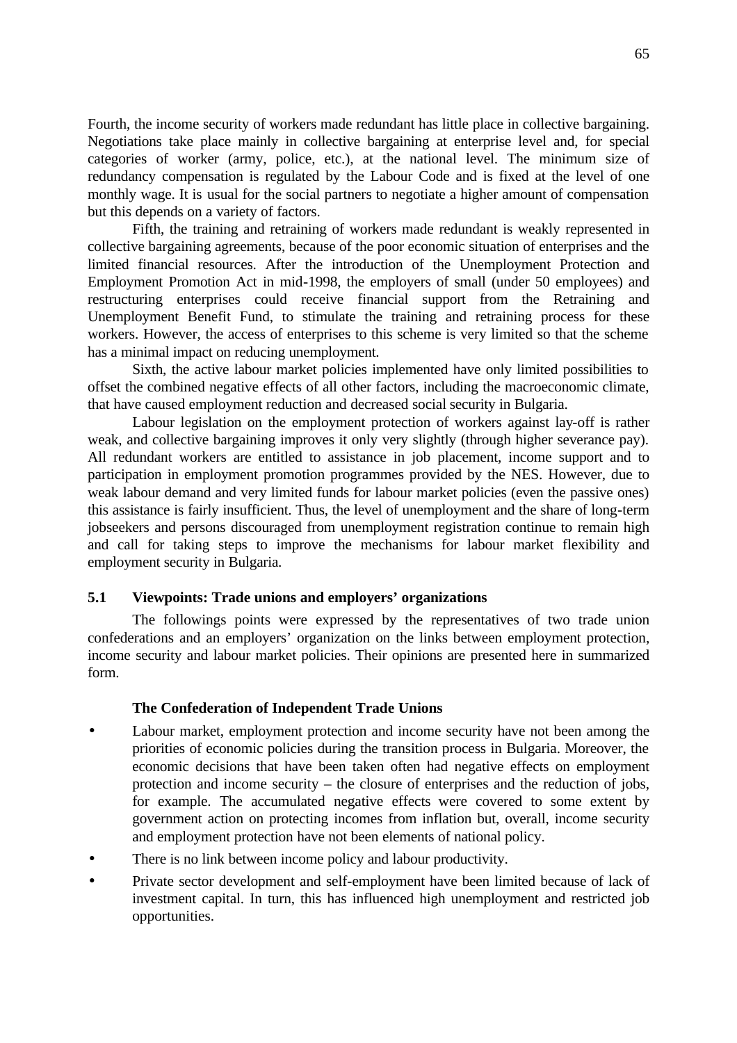Fourth, the income security of workers made redundant has little place in collective bargaining. Negotiations take place mainly in collective bargaining at enterprise level and, for special categories of worker (army, police, etc.), at the national level. The minimum size of redundancy compensation is regulated by the Labour Code and is fixed at the level of one monthly wage. It is usual for the social partners to negotiate a higher amount of compensation but this depends on a variety of factors.

Fifth, the training and retraining of workers made redundant is weakly represented in collective bargaining agreements, because of the poor economic situation of enterprises and the limited financial resources. After the introduction of the Unemployment Protection and Employment Promotion Act in mid-1998, the employers of small (under 50 employees) and restructuring enterprises could receive financial support from the Retraining and Unemployment Benefit Fund, to stimulate the training and retraining process for these workers. However, the access of enterprises to this scheme is very limited so that the scheme has a minimal impact on reducing unemployment.

Sixth, the active labour market policies implemented have only limited possibilities to offset the combined negative effects of all other factors, including the macroeconomic climate, that have caused employment reduction and decreased social security in Bulgaria.

Labour legislation on the employment protection of workers against lay-off is rather weak, and collective bargaining improves it only very slightly (through higher severance pay). All redundant workers are entitled to assistance in job placement, income support and to participation in employment promotion programmes provided by the NES. However, due to weak labour demand and very limited funds for labour market policies (even the passive ones) this assistance is fairly insufficient. Thus, the level of unemployment and the share of long-term jobseekers and persons discouraged from unemployment registration continue to remain high and call for taking steps to improve the mechanisms for labour market flexibility and employment security in Bulgaria.

### 5.1 Viewpoints: Trade unions and employers' organizations

The followings points were expressed by the representatives of two trade union confederations and an employers' organization on the links between employment protection, income security and labour market policies. Their opinions are presented here in summarized form.

**The Confederation of Independent Trade Unions**

- Labour market, employment protection and income security have not been among the priorities of economic policies during the transition process in Bulgaria. Moreover, the economic decisions that have been taken often had negative effects on employment protection and income security – the closure of enterprises and the reduction of jobs, for example. The accumulated negative effects were covered to some extent by government action on protecting incomes from inflation but, overall, income security and employment protection have not been elements of national policy.
- There is no link between income policy and labour productivity.
- Private sector development and self-employment have been limited because of lack of investment capital. In turn, this has influenced high unemployment and restricted job opportunities.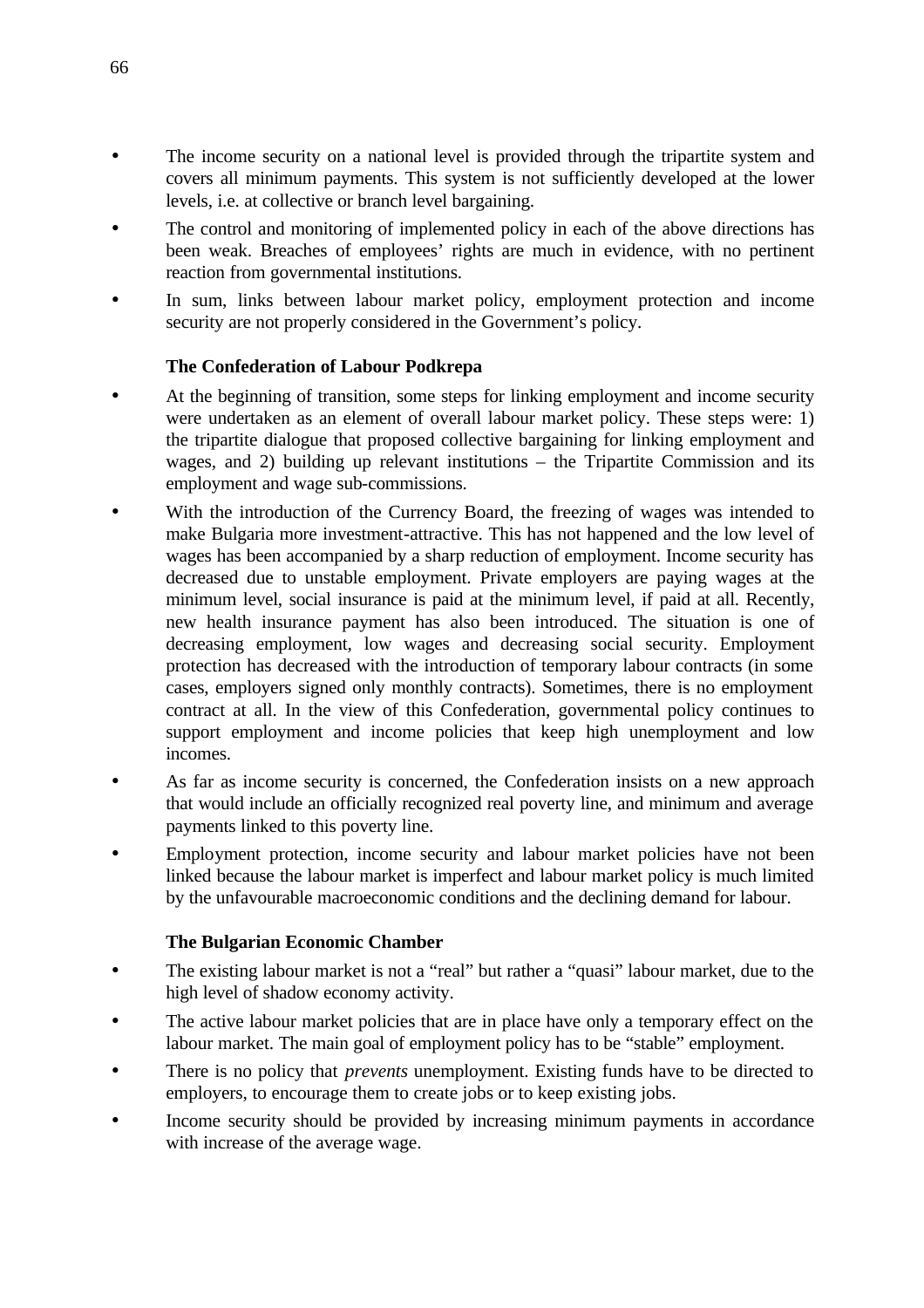- The income security on a national level is provided through the tripartite system and covers all minimum payments. This system is not sufficiently developed at the lower levels, i.e. at collective or branch level bargaining.
- The control and monitoring of implemented policy in each of the above directions has been weak. Breaches of employees' rights are much in evidence, with no pertinent reaction from governmental institutions.
- In sum, links between labour market policy, employment protection and income security are not properly considered in the Government's policy.

**The Confederation of Labour Podkrepa**

- At the beginning of transition, some steps for linking employment and income security were undertaken as an element of overall labour market policy. These steps were: 1) the tripartite dialogue that proposed collective bargaining for linking employment and wages, and 2) building up relevant institutions – the Tripartite Commission and its employment and wage sub-commissions.
- With the introduction of the Currency Board, the freezing of wages was intended to make Bulgaria more investment-attractive. This has not happened and the low level of wages has been accompanied by a sharp reduction of employment. Income security has decreased due to unstable employment. Private employers are paying wages at the minimum level, social insurance is paid at the minimum level, if paid at all. Recently, new health insurance payment has also been introduced. The situation is one of decreasing employment, low wages and decreasing social security. Employment protection has decreased with the introduction of temporary labour contracts (in some cases, employers signed only monthly contracts). Sometimes, there is no employment contract at all. In the view of this Confederation, governmental policy continues to support employment and income policies that keep high unemployment and low incomes.
- As far as income security is concerned, the Confederation insists on a new approach that would include an officially recognized real poverty line, and minimum and average payments linked to this poverty line.
- Employment protection, income security and labour market policies have not been linked because the labour market is imperfect and labour market policy is much limited by the unfavourable macroeconomic conditions and the declining demand for labour.

**The Bulgarian Economic Chamber**

- The existing labour market is not a "real" but rather a "quasi" labour market, due to the high level of shadow economy activity.
- The active labour market policies that are in place have only a temporary effect on the labour market. The main goal of employment policy has to be "stable" employment.
- There is no policy that *prevents* unemployment. Existing funds have to be directed to employers, to encourage them to create jobs or to keep existing jobs.
- Income security should be provided by increasing minimum payments in accordance with increase of the average wage.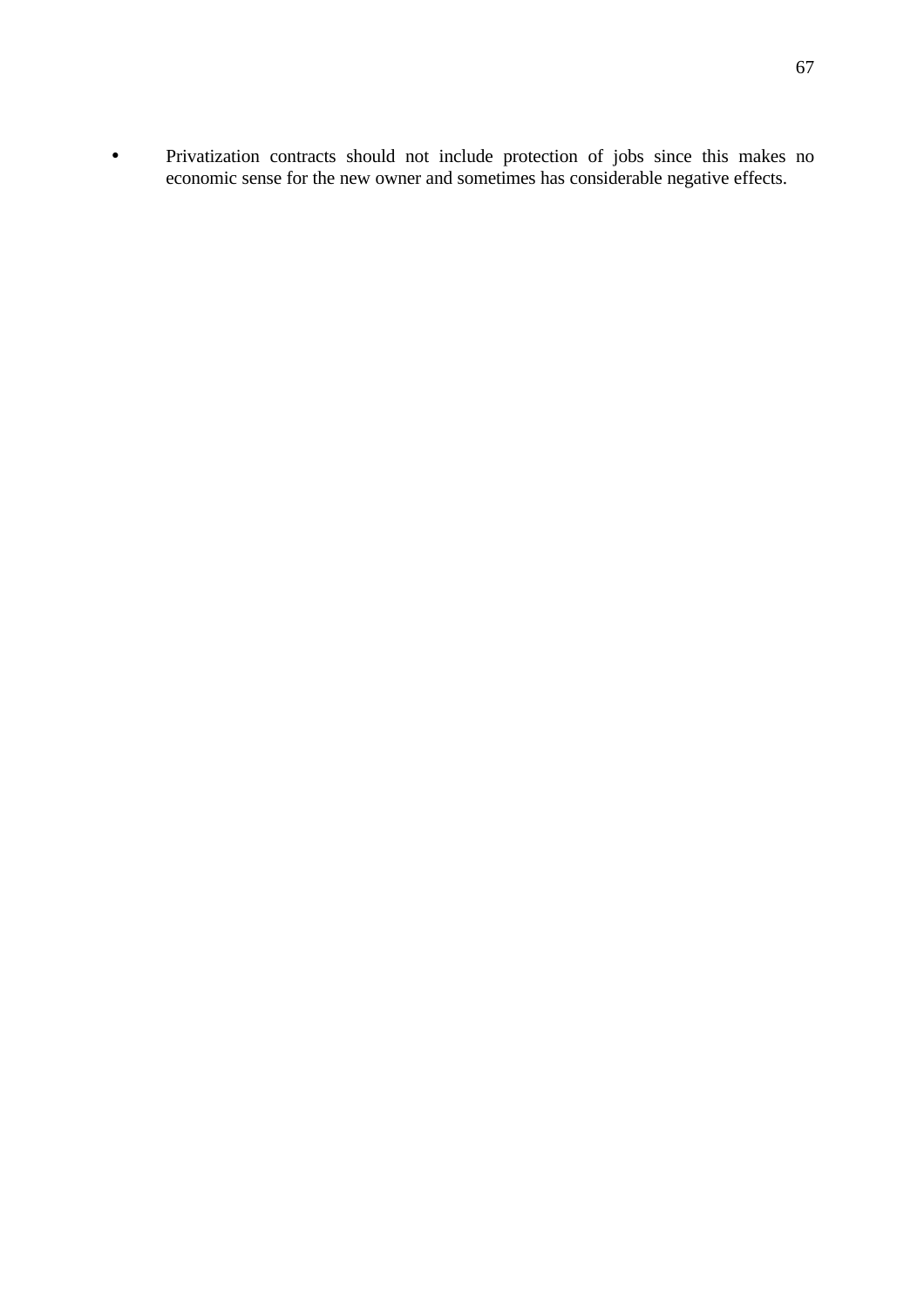- Privatization contracts should not include protection of jobs since this makes no economic sense for the new owner and sometimes has considerable negative effects.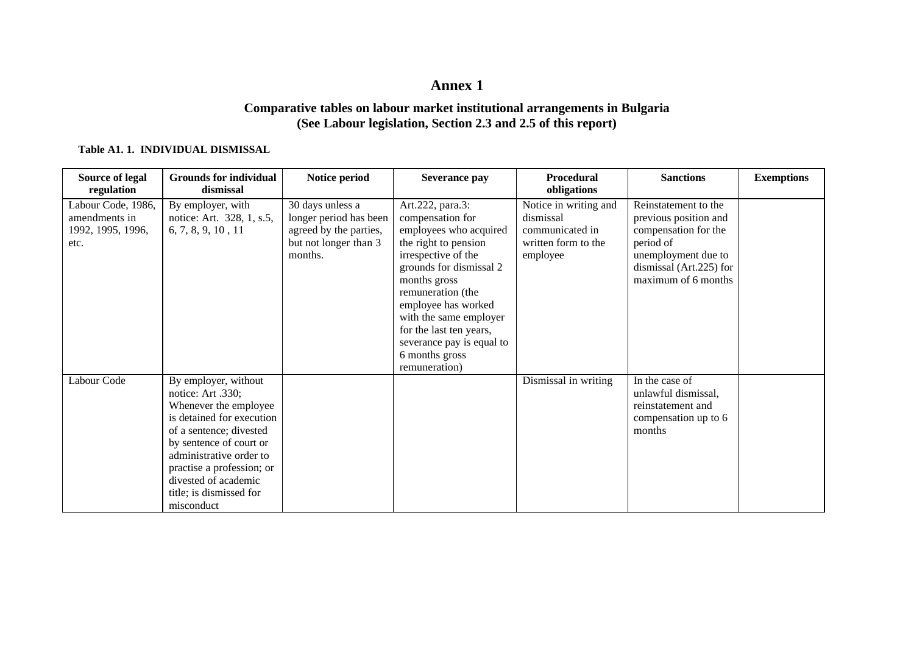# Annex 1

## Comparative tables on labour market institutional arrangements in Bulgaria (See Labour legislation, Section 2.3 and 2.5 of this report)

**Table A1. 1. INDIVIDUAL DISMISSAL**

| Source of legal regulation | Grounds for individual dismissal | Notice period | Severance pay | Procedural obligations | Sanctions | Exemptions |
|---|---|---|---|---|---|---|
| Labour Code, 1986, amendments in 1992, 1995, 1996, etc. | By employer, with notice: Art. 328, 1, s.5, 6, 7, 8, 9, 10 , 11 | 30 days unless a longer period has been agreed by the parties, but not longer than 3 months. | Art.222, para.3: compensation for employees who acquired the right to pension irrespective of the grounds for dismissal 2 months gross remuneration (the employee has worked with the same employer for the last ten years, severance pay is equal to 6 months gross remuneration) | Notice in writing and dismissal communicated in written form to the employee | Reinstatement to the previous position and compensation for the period of unemployment due to dismissal (Art.225) for maximum of 6 months | |
| Labour Code | By employer, without notice: Art .330; Whenever the employee is detained for execution of a sentence; divested by sentence of court or administrative order to practise a profession; or divested of academic title; is dismissed for misconduct | | | Dismissal in writing | In the case of unlawful dismissal, reinstatement and compensation up to 6 months | |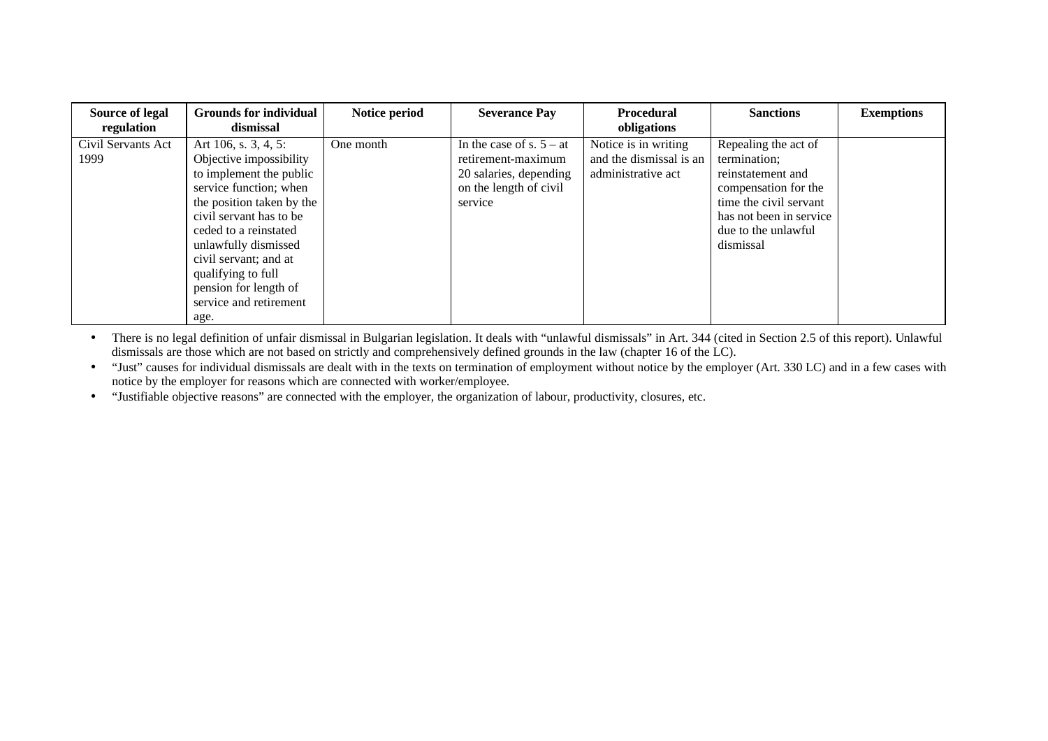| Source of legal regulation | Grounds for individual dismissal | Notice period | Severance Pay | Procedural obligations | Sanctions | Exemptions |
|---|---|---|---|---|---|---|
| Civil Servants Act 1999 | Art 106, s. 3, 4, 5: Objective impossibility to implement the public service function; when the position taken by the civil servant has to be ceded to a reinstated unlawfully dismissed civil servant; and at qualifying to full pension for length of service and retirement age. | One month | In the case of s. 5 – at retirement-maximum 20 salaries, depending on the length of civil service | Notice is in writing and the dismissal is an administrative act | Repealing the act of termination; reinstatement and compensation for the time the civil servant has not been in service due to the unlawful dismissal | |

- There is no legal definition of unfair dismissal in Bulgarian legislation. It deals with "unlawful dismissals" in Art. 344 (cited in Section 2.5 of this report). Unlawful dismissals are those which are not based on strictly and comprehensively defined grounds in the law (chapter 16 of the LC).
- "Just" causes for individual dismissals are dealt with in the texts on termination of employment without notice by the employer (Art. 330 LC) and in a few cases with notice by the employer for reasons which are connected with worker/employee.
- "Justifiable objective reasons" are connected with the employer, the organization of labour, productivity, closures, etc.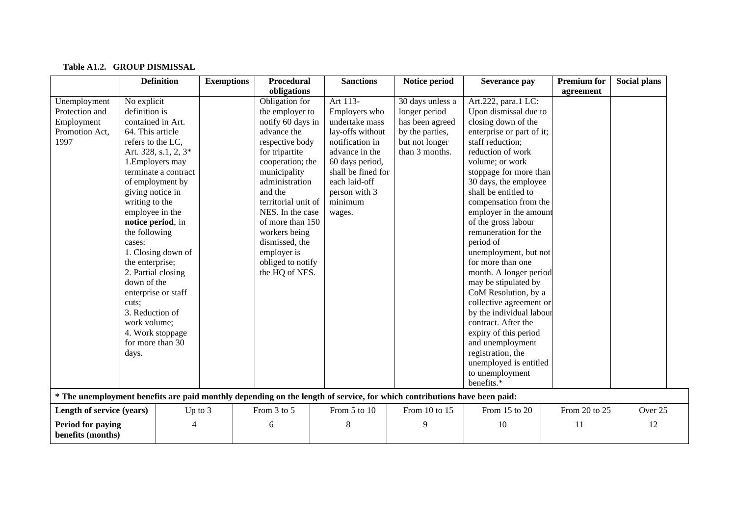**Table A1.2. GROUP DISMISSAL**

| | Definition | Exemptions | Procedural obligations | Sanctions | Notice period | Severance pay | Premium for agreement | Social plans |
|---|---|---|---|---|---|---|---|---|
| Unemployment Protection and Employment Promotion Act, 1997 | No explicit definition is contained in Art. 64. This article refers to the LC, Art. 328, s.1, 2, 3* 1.Employers may terminate a contract of employment by giving notice in writing to the employee in the **notice period**, in the following cases: 1. Closing down of the enterprise; 2. Partial closing down of the enterprise or staff cuts; 3. Reduction of work volume; 4. Work stoppage for more than 30 days. | | Obligation for the employer to notify 60 days in advance the respective body for tripartite cooperation; the municipality administration and the territorial unit of NES. In the case of more than 150 workers being dismissed, the employer is obliged to notify the HQ of NES. | Art 113- Employers who undertake mass lay-offs without notification in advance in the 60 days period, shall be fined for each laid-off person with 3 minimum wages. | 30 days unless a longer period has been agreed by the parties, but not longer than 3 months. | Art.222, para.1 LC: Upon dismissal due to closing down of the enterprise or part of it; staff reduction; reduction of work volume; or work stoppage for more than 30 days, the employee shall be entitled to compensation from the employer in the amount of the gross labour remuneration for the period of unemployment, but not for more than one month. A longer period may be stipulated by CoM Resolution, by a collective agreement or by the individual labour contract. After the expiry of this period and unemployment registration, the unemployed is entitled to unemployment benefits.* | | |

**\* The unemployment benefits are paid monthly depending on the length of service, for which contributions have been paid:**

| Length of service (years) | Up to 3 | From 3 to 5 | From 5 to 10 | From 10 to 15 | From 15 to 20 | From 20 to 25 | Over 25 |
|---|---|---|---|---|---|---|---|
| Period for paying benefits (months) | 4 | 6 | 8 | 9 | 10 | 11 | 12 |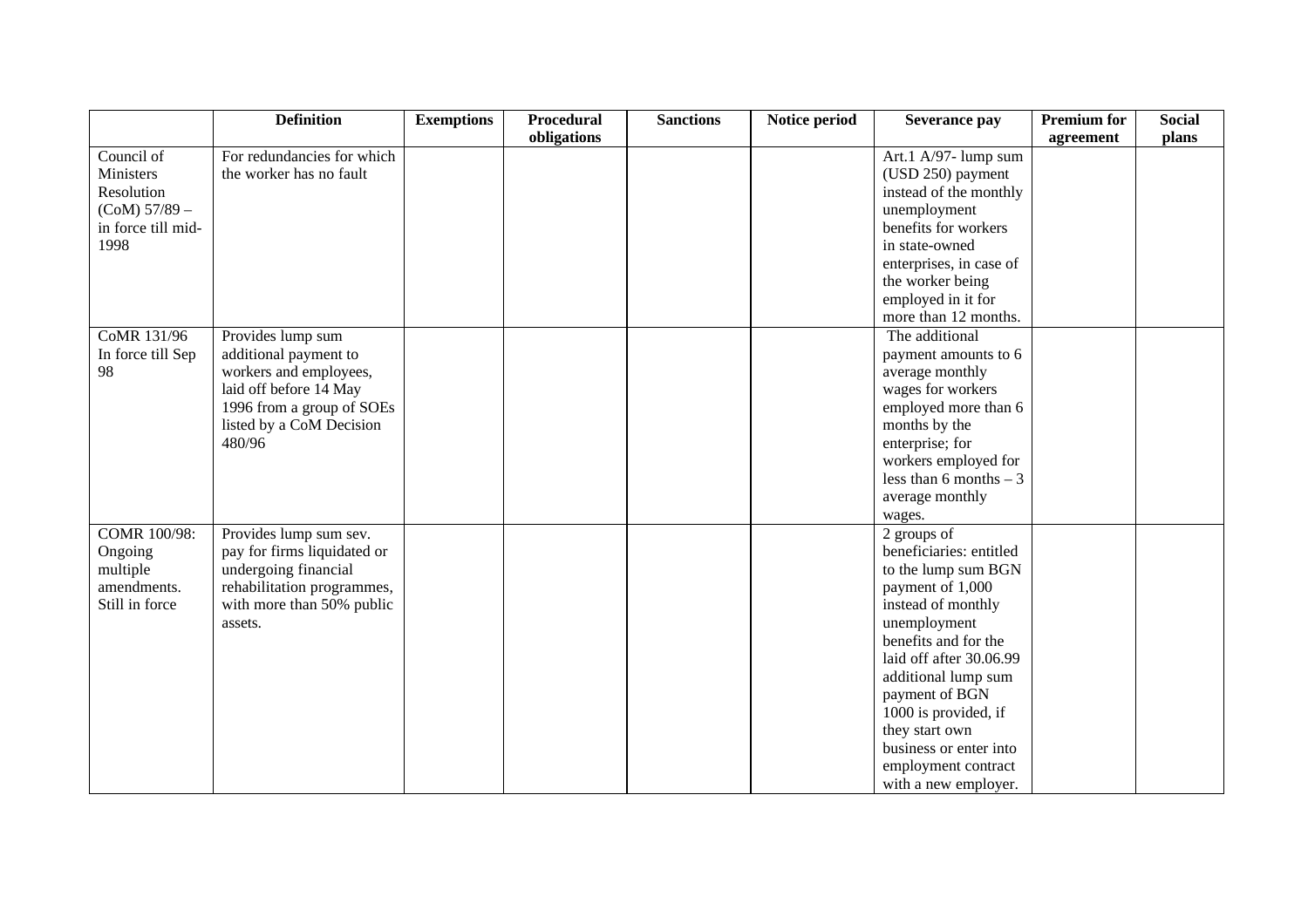| | Definition | Exemptions | Procedural obligations | Sanctions | Notice period | Severance pay | Premium for agreement | Social plans |
|---|---|---|---|---|---|---|---|---|
| Council of Ministers Resolution (CoM) 57/89 – in force till mid-1998 | For redundancies for which the worker has no fault | | | | | Art.1 A/97- lump sum (USD 250) payment instead of the monthly unemployment benefits for workers in state-owned enterprises, in case of the worker being employed in it for more than 12 months. | | |
| CoMR 131/96 In force till Sep 98 | Provides lump sum additional payment to workers and employees, laid off before 14 May 1996 from a group of SOEs listed by a CoM Decision 480/96 | | | | | The additional payment amounts to 6 average monthly wages for workers employed more than 6 months by the enterprise; for workers employed for less than 6 months – 3 average monthly wages. | | |
| COMR 100/98: Ongoing multiple amendments. Still in force | Provides lump sum sev. pay for firms liquidated or undergoing financial rehabilitation programmes, with more than 50% public assets. | | | | | 2 groups of beneficiaries: entitled to the lump sum BGN payment of 1,000 instead of monthly unemployment benefits and for the laid off after 30.06.99 additional lump sum payment of BGN 1000 is provided, if they start own business or enter into employment contract with a new employer. | | |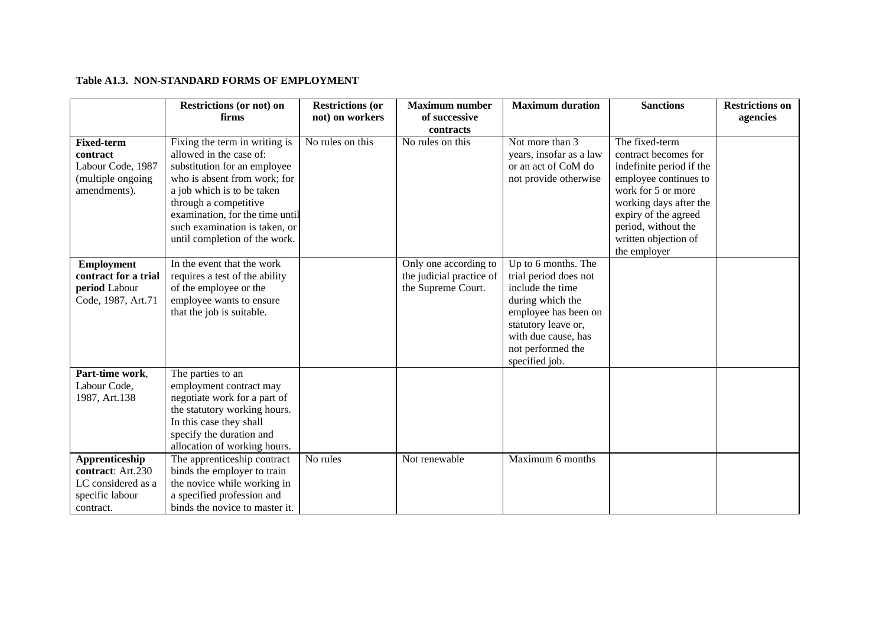**Table A1.3. NON-STANDARD FORMS OF EMPLOYMENT**

| | Restrictions (or not) on firms | Restrictions (or not) on workers | Maximum number of successive contracts | Maximum duration | Sanctions | Restrictions on agencies |
|---|---|---|---|---|---|---|
| **Fixed-term contract** Labour Code, 1987 (multiple ongoing amendments). | Fixing the term in writing is allowed in the case of: substitution for an employee who is absent from work; for a job which is to be taken through a competitive examination, for the time until such examination is taken, or until completion of the work. | No rules on this | No rules on this | Not more than 3 years, insofar as a law or an act of CoM do not provide otherwise | The fixed-term contract becomes for indefinite period if the employee continues to work for 5 or more working days after the expiry of the agreed period, without the written objection of the employer | |
| **Employment contract for a trial period** Labour Code, 1987, Art.71 | In the event that the work requires a test of the ability of the employee or the employee wants to ensure that the job is suitable. | | Only one according to the judicial practice of the Supreme Court. | Up to 6 months. The trial period does not include the time during which the employee has been on statutory leave or, with due cause, has not performed the specified job. | | |
| **Part-time work**, Labour Code, 1987, Art.138 | The parties to an employment contract may negotiate work for a part of the statutory working hours. In this case they shall specify the duration and allocation of working hours. | | | | | |
| **Apprenticeship contract**: Art.230 LC considered as a specific labour contract. | The apprenticeship contract binds the employer to train the novice while working in a specified profession and binds the novice to master it. | No rules | Not renewable | Maximum 6 months | | |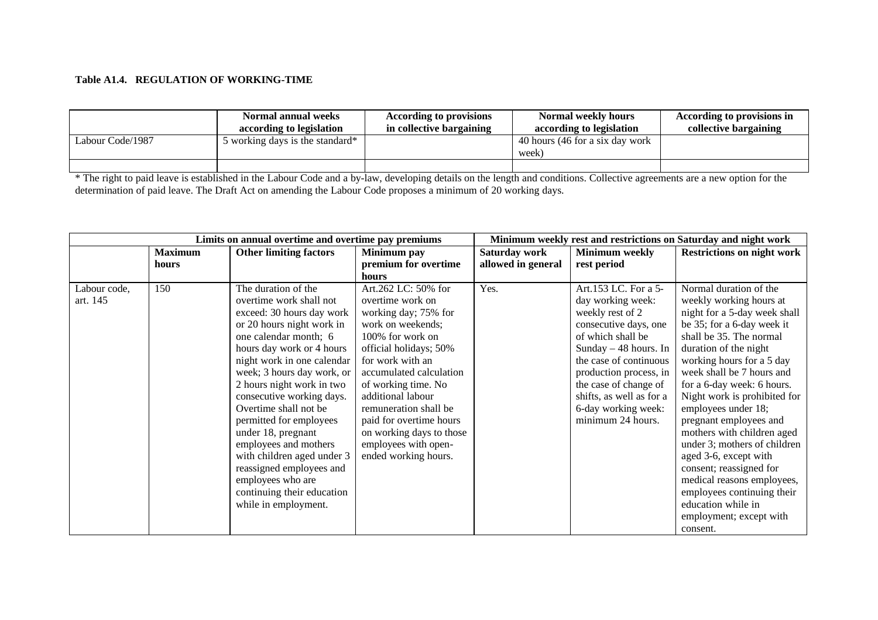**Table A1.4. REGULATION OF WORKING-TIME**

| | Normal annual weeks according to legislation | According to provisions in collective bargaining | Normal weekly hours according to legislation | According to provisions in collective bargaining |
|---|---|---|---|---|
| Labour Code/1987 | 5 working days is the standard* | | 40 hours (46 for a six day work week) | |
| | | | | |

* The right to paid leave is established in the Labour Code and a by-law, developing details on the length and conditions. Collective agreements are a new option for the determination of paid leave. The Draft Act on amending the Labour Code proposes a minimum of 20 working days.

| Limits on annual overtime and overtime pay premiums | | | | Minimum weekly rest and restrictions on Saturday and night work | | |
|---|---|---|---|---|---|---|
| | Maximum hours | Other limiting factors | Minimum pay premium for overtime hours | Saturday work allowed in general | Minimum weekly rest period | Restrictions on night work |
| Labour code, art. 145 | 150 | The duration of the overtime work shall not exceed: 30 hours day work or 20 hours night work in one calendar month; 6 hours day work or 4 hours night work in one calendar week; 3 hours day work, or 2 hours night work in two consecutive working days. Overtime shall not be permitted for employees under 18, pregnant employees and mothers with children aged under 3 reassigned employees and employees who are continuing their education while in employment. | Art.262 LC: 50% for overtime work on working day; 75% for work on weekends; 100% for work on official holidays; 50% for work with an accumulated calculation of working time. No additional labour remuneration shall be paid for overtime hours on working days to those employees with open-ended working hours. | Yes. | Art.153 LC. For a 5-day working week: weekly rest of 2 consecutive days, one of which shall be Sunday – 48 hours. In the case of continuous production process, in the case of change of shifts, as well as for a 6-day working week: minimum 24 hours. | Normal duration of the weekly working hours at night for a 5-day week shall be 35; for a 6-day week it shall be 35. The normal duration of the night working hours for a 5 day week shall be 7 hours and for a 6-day week: 6 hours. Night work is prohibited for employees under 18; pregnant employees and mothers with children aged under 3; mothers of children aged 3-6, except with consent; reassigned for medical reasons employees, employees continuing their education while in employment; except with consent. |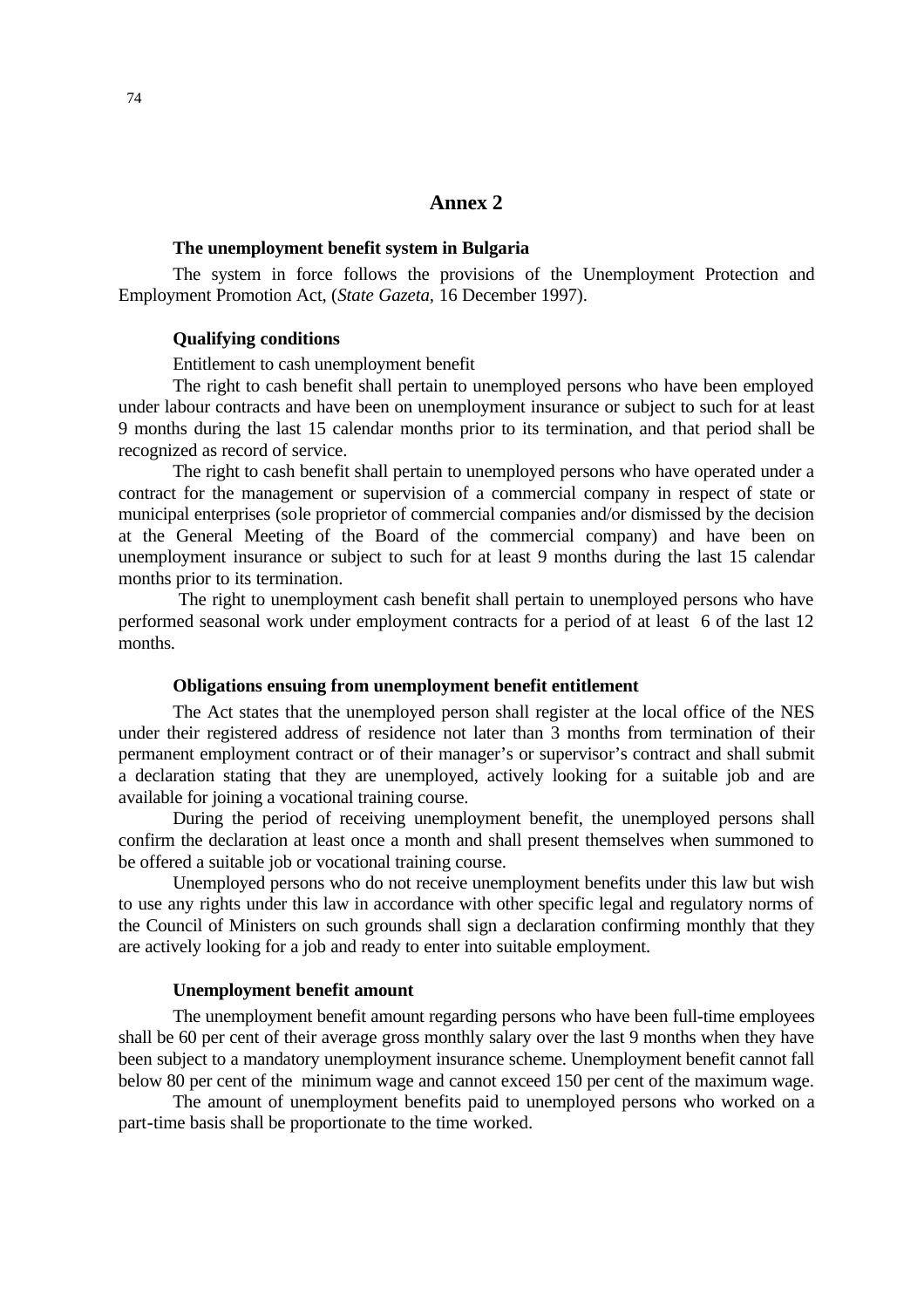# Annex 2

**The unemployment benefit system in Bulgaria**

The system in force follows the provisions of the Unemployment Protection and Employment Promotion Act, (*State Gazeta,* 16 December 1997).

**Qualifying conditions**

Entitlement to cash unemployment benefit

The right to cash benefit shall pertain to unemployed persons who have been employed under labour contracts and have been on unemployment insurance or subject to such for at least 9 months during the last 15 calendar months prior to its termination, and that period shall be recognized as record of service.

The right to cash benefit shall pertain to unemployed persons who have operated under a contract for the management or supervision of a commercial company in respect of state or municipal enterprises (sole proprietor of commercial companies and/or dismissed by the decision at the General Meeting of the Board of the commercial company) and have been on unemployment insurance or subject to such for at least 9 months during the last 15 calendar months prior to its termination.

The right to unemployment cash benefit shall pertain to unemployed persons who have performed seasonal work under employment contracts for a period of at least 6 of the last 12 months.

**Obligations ensuing from unemployment benefit entitlement**

The Act states that the unemployed person shall register at the local office of the NES under their registered address of residence not later than 3 months from termination of their permanent employment contract or of their manager's or supervisor's contract and shall submit a declaration stating that they are unemployed, actively looking for a suitable job and are available for joining a vocational training course.

During the period of receiving unemployment benefit, the unemployed persons shall confirm the declaration at least once a month and shall present themselves when summoned to be offered a suitable job or vocational training course.

Unemployed persons who do not receive unemployment benefits under this law but wish to use any rights under this law in accordance with other specific legal and regulatory norms of the Council of Ministers on such grounds shall sign a declaration confirming monthly that they are actively looking for a job and ready to enter into suitable employment.

**Unemployment benefit amount**

The unemployment benefit amount regarding persons who have been full-time employees shall be 60 per cent of their average gross monthly salary over the last 9 months when they have been subject to a mandatory unemployment insurance scheme. Unemployment benefit cannot fall below 80 per cent of the minimum wage and cannot exceed 150 per cent of the maximum wage.

The amount of unemployment benefits paid to unemployed persons who worked on a part-time basis shall be proportionate to the time worked.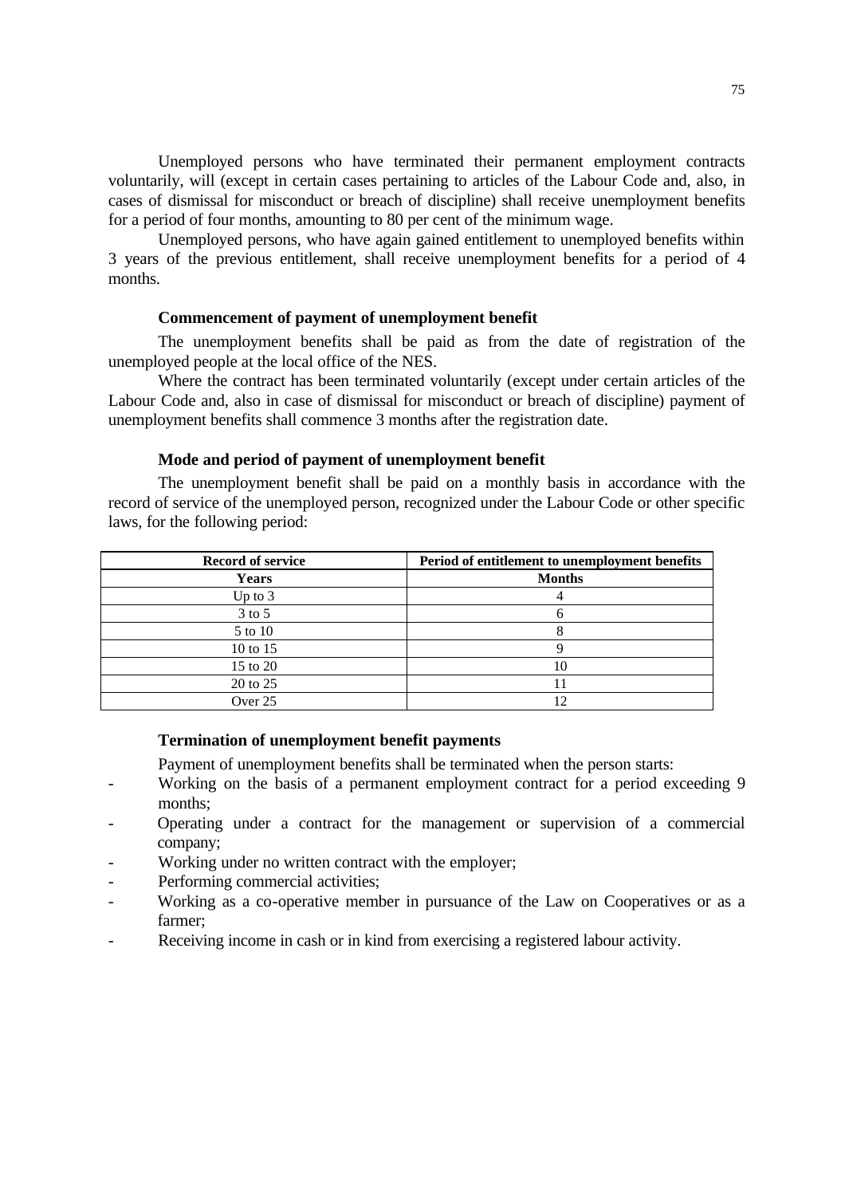Unemployed persons who have terminated their permanent employment contracts voluntarily, will (except in certain cases pertaining to articles of the Labour Code and, also, in cases of dismissal for misconduct or breach of discipline) shall receive unemployment benefits for a period of four months, amounting to 80 per cent of the minimum wage.

Unemployed persons, who have again gained entitlement to unemployed benefits within 3 years of the previous entitlement, shall receive unemployment benefits for a period of 4 months.

**Commencement of payment of unemployment benefit**

The unemployment benefits shall be paid as from the date of registration of the unemployed people at the local office of the NES.

Where the contract has been terminated voluntarily (except under certain articles of the Labour Code and, also in case of dismissal for misconduct or breach of discipline) payment of unemployment benefits shall commence 3 months after the registration date.

**Mode and period of payment of unemployment benefit**

The unemployment benefit shall be paid on a monthly basis in accordance with the record of service of the unemployed person, recognized under the Labour Code or other specific laws, for the following period:

| Record of service | Period of entitlement to unemployment benefits |
|---|---|
| **Years** | **Months** |
| Up to 3 | 4 |
| 3 to 5 | 6 |
| 5 to 10 | 8 |
| 10 to 15 | 9 |
| 15 to 20 | 10 |
| 20 to 25 | 11 |
| Over 25 | 12 |

**Termination of unemployment benefit payments**

Payment of unemployment benefits shall be terminated when the person starts:

- Working on the basis of a permanent employment contract for a period exceeding 9 months;
- Operating under a contract for the management or supervision of a commercial company;
- Working under no written contract with the employer;
- Performing commercial activities;
- Working as a co-operative member in pursuance of the Law on Cooperatives or as a farmer;
- Receiving income in cash or in kind from exercising a registered labour activity.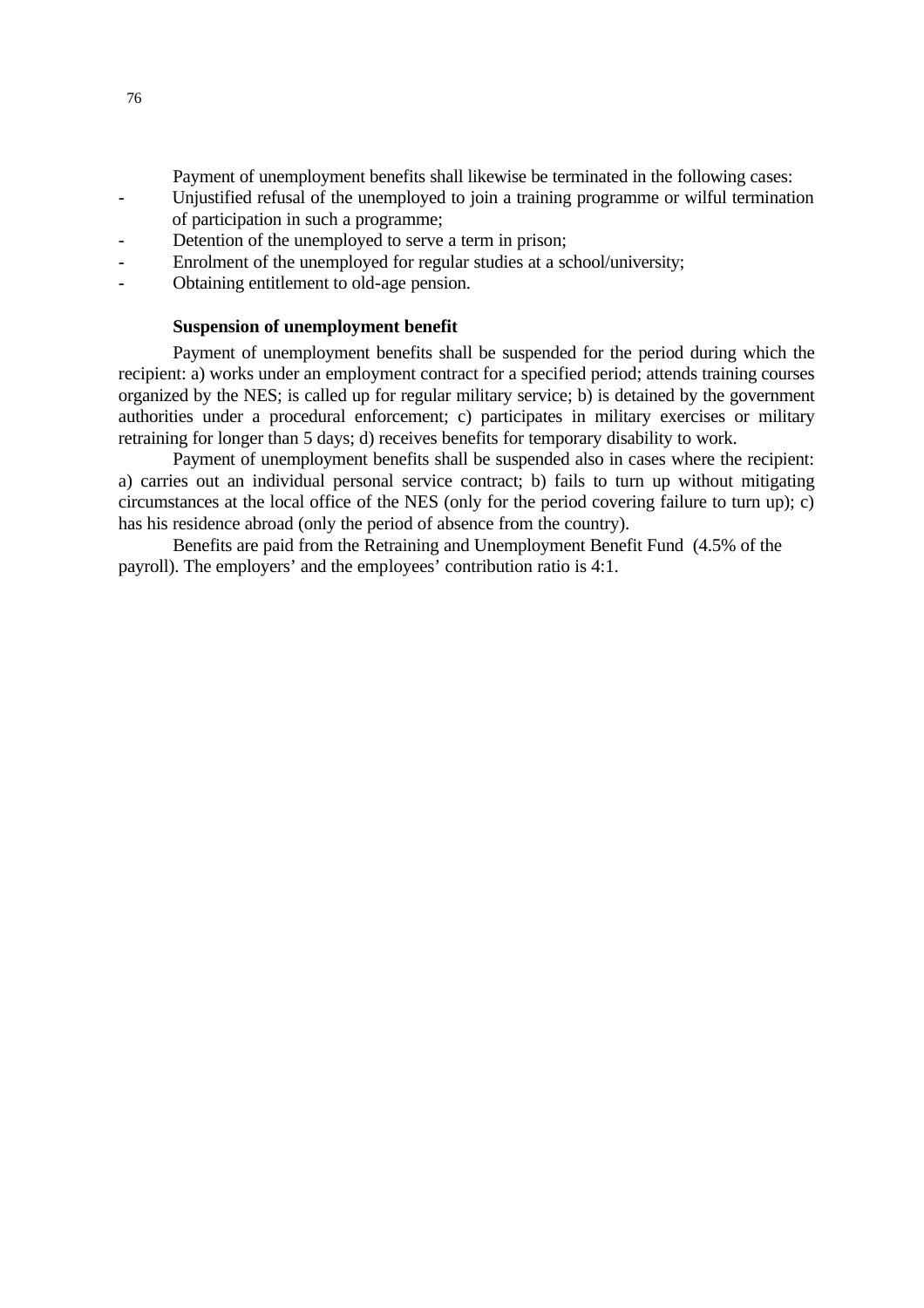Payment of unemployment benefits shall likewise be terminated in the following cases:

- Unjustified refusal of the unemployed to join a training programme or wilful termination of participation in such a programme;
- Detention of the unemployed to serve a term in prison;
- Enrolment of the unemployed for regular studies at a school/university;
- Obtaining entitlement to old-age pension.

**Suspension of unemployment benefit**

Payment of unemployment benefits shall be suspended for the period during which the recipient: a) works under an employment contract for a specified period; attends training courses organized by the NES; is called up for regular military service; b) is detained by the government authorities under a procedural enforcement; c) participates in military exercises or military retraining for longer than 5 days; d) receives benefits for temporary disability to work.

Payment of unemployment benefits shall be suspended also in cases where the recipient: a) carries out an individual personal service contract; b) fails to turn up without mitigating circumstances at the local office of the NES (only for the period covering failure to turn up); c) has his residence abroad (only the period of absence from the country).

Benefits are paid from the Retraining and Unemployment Benefit Fund (4.5% of the payroll). The employers' and the employees' contribution ratio is 4:1.